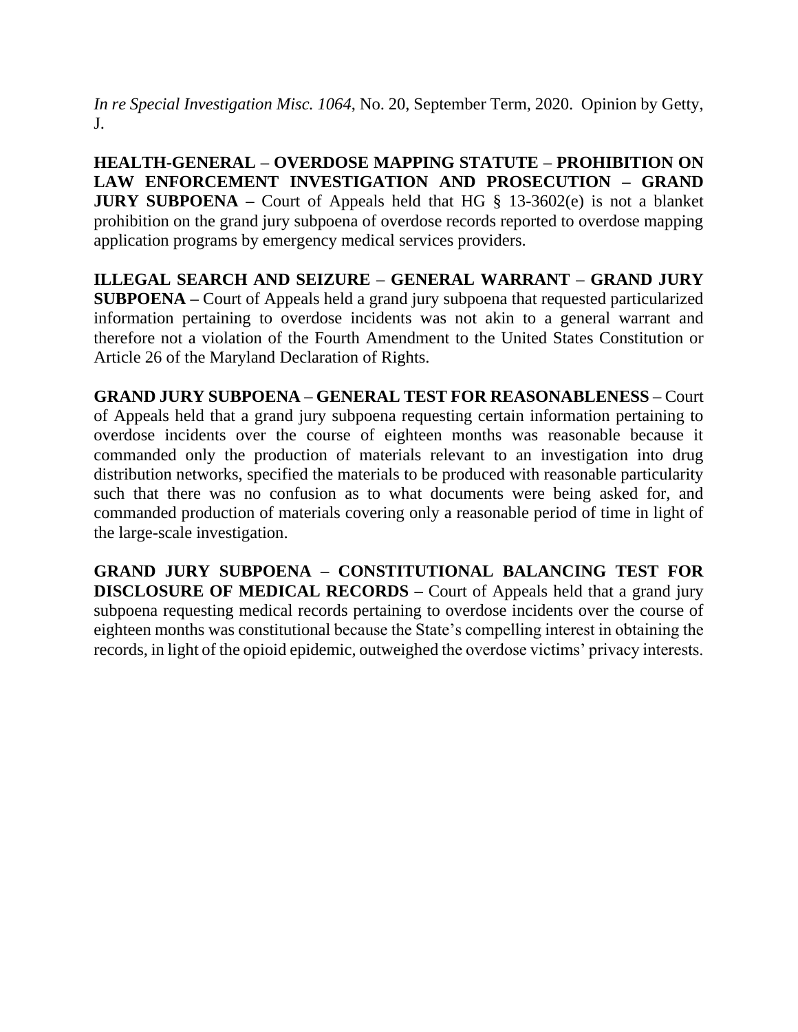*In re Special Investigation Misc. 1064*, No. 20, September Term, 2020. Opinion by Getty, J.

**HEALTH-GENERAL – OVERDOSE MAPPING STATUTE – PROHIBITION ON LAW ENFORCEMENT INVESTIGATION AND PROSECUTION – GRAND JURY SUBPOENA –** Court of Appeals held that HG § 13-3602(e) is not a blanket prohibition on the grand jury subpoena of overdose records reported to overdose mapping application programs by emergency medical services providers.

**ILLEGAL SEARCH AND SEIZURE – GENERAL WARRANT – GRAND JURY SUBPOENA –** Court of Appeals held a grand jury subpoena that requested particularized information pertaining to overdose incidents was not akin to a general warrant and therefore not a violation of the Fourth Amendment to the United States Constitution or Article 26 of the Maryland Declaration of Rights.

**GRAND JURY SUBPOENA – GENERAL TEST FOR REASONABLENESS –** Court of Appeals held that a grand jury subpoena requesting certain information pertaining to overdose incidents over the course of eighteen months was reasonable because it commanded only the production of materials relevant to an investigation into drug distribution networks, specified the materials to be produced with reasonable particularity such that there was no confusion as to what documents were being asked for, and commanded production of materials covering only a reasonable period of time in light of the large-scale investigation.

**GRAND JURY SUBPOENA – CONSTITUTIONAL BALANCING TEST FOR DISCLOSURE OF MEDICAL RECORDS –** Court of Appeals held that a grand jury subpoena requesting medical records pertaining to overdose incidents over the course of eighteen months was constitutional because the State's compelling interest in obtaining the records, in light of the opioid epidemic, outweighed the overdose victims' privacy interests.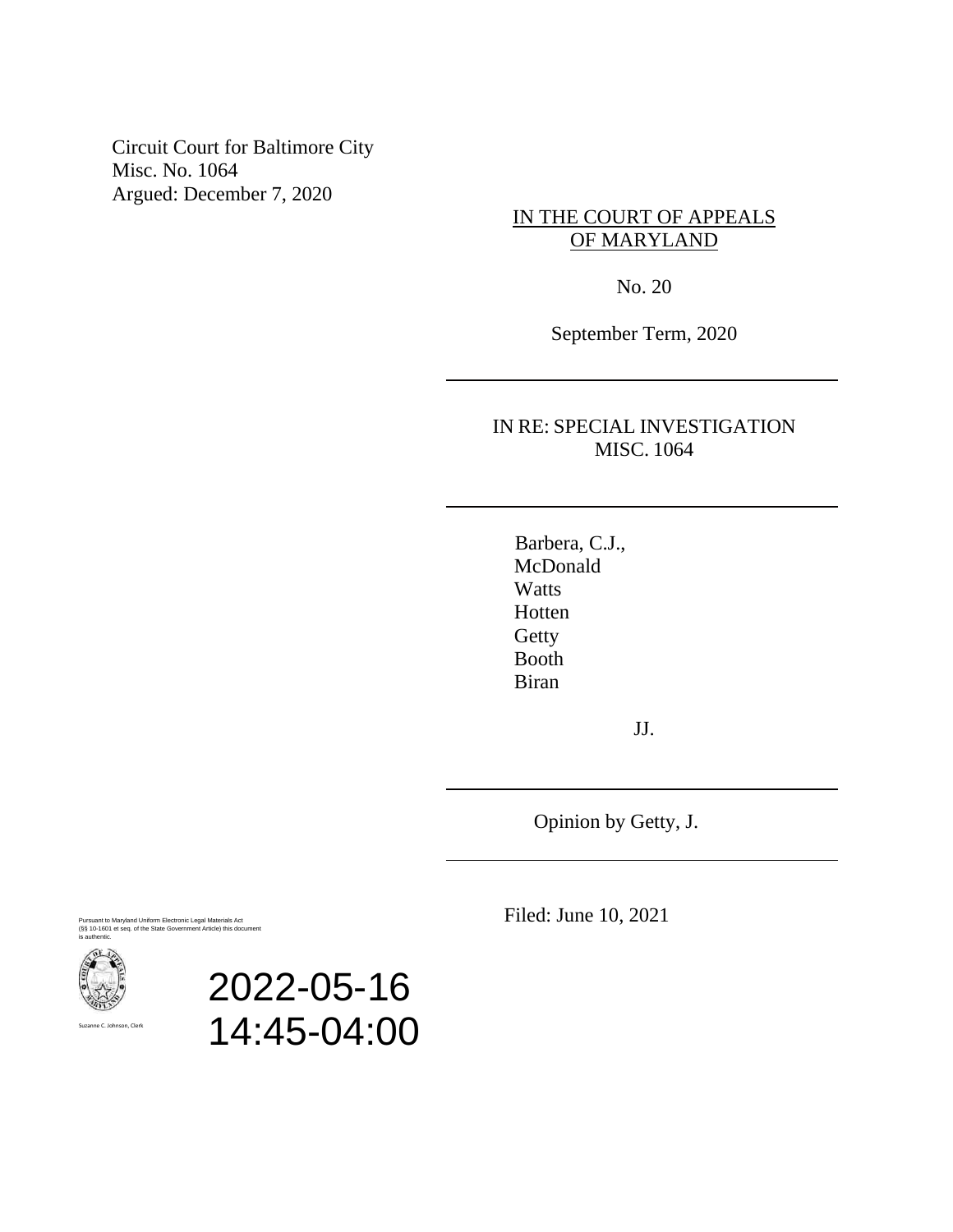Circuit Court for Baltimore City
Misc. No. 1064
Argued: December 7, 2020

IN THE COURT OF APPEALS
OF MARYLAND

No. 20

September Term, 2020

---

IN RE: SPECIAL INVESTIGATION
MISC. 1064

---

Barbera, C.J.,
McDonald
Watts
Hotten
Getty
Booth
Biran

JJ.

---

Opinion by Getty, J.

---

Filed: June 10, 2021

Pursuant to Maryland Uniform Electronic Legal Materials Act
(§§ 10-1601 et seq. of the State Government Article) this document
is authentic.

Suzanne C. Johnson, Clerk

2022-05-16
14:45-04:00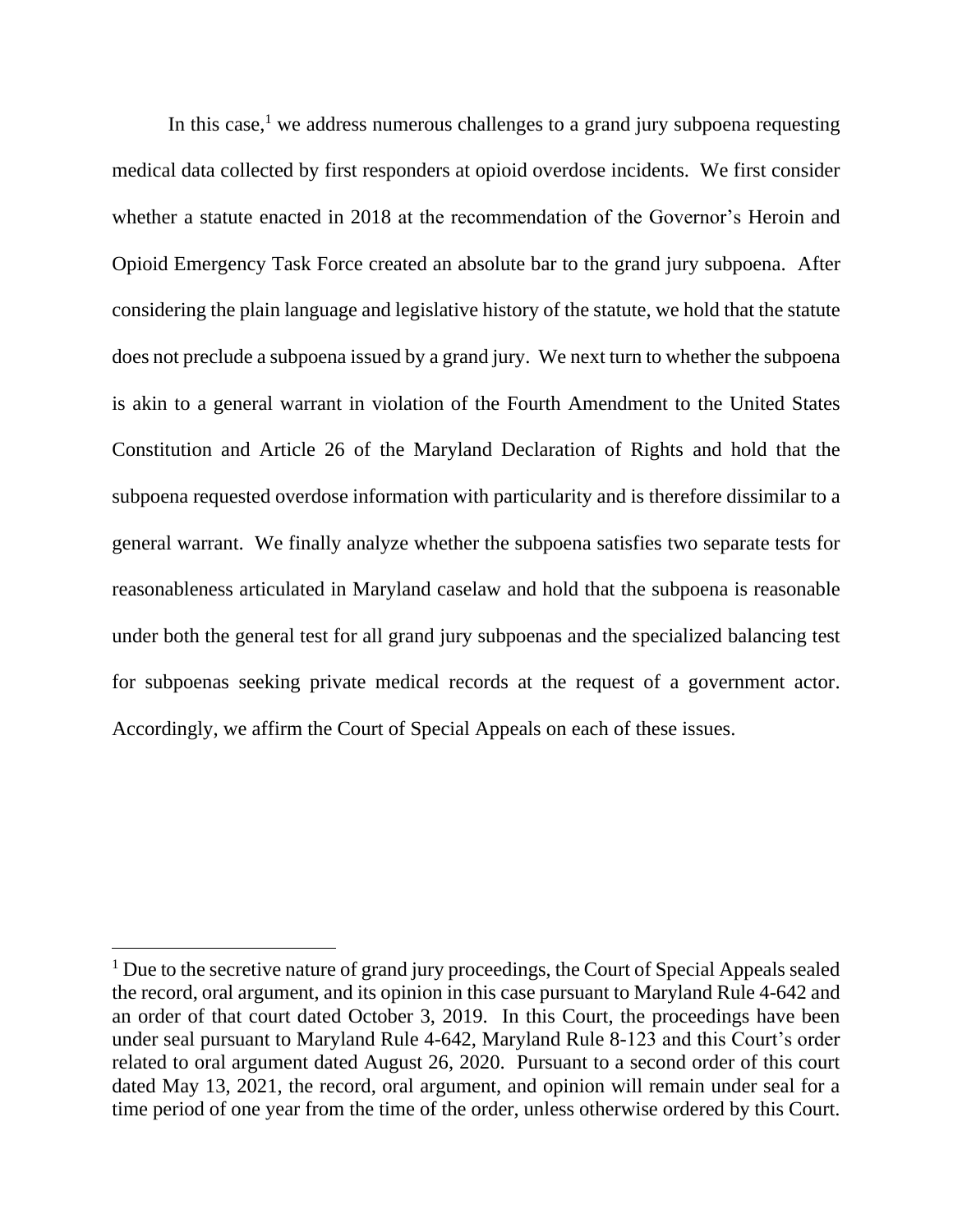In this case,[1] we address numerous challenges to a grand jury subpoena requesting medical data collected by first responders at opioid overdose incidents. We first consider whether a statute enacted in 2018 at the recommendation of the Governor's Heroin and Opioid Emergency Task Force created an absolute bar to the grand jury subpoena. After considering the plain language and legislative history of the statute, we hold that the statute does not preclude a subpoena issued by a grand jury. We next turn to whether the subpoena is akin to a general warrant in violation of the Fourth Amendment to the United States Constitution and Article 26 of the Maryland Declaration of Rights and hold that the subpoena requested overdose information with particularity and is therefore dissimilar to a general warrant. We finally analyze whether the subpoena satisfies two separate tests for reasonableness articulated in Maryland caselaw and hold that the subpoena is reasonable under both the general test for all grand jury subpoenas and the specialized balancing test for subpoenas seeking private medical records at the request of a government actor. Accordingly, we affirm the Court of Special Appeals on each of these issues.

---

[1] Due to the secretive nature of grand jury proceedings, the Court of Special Appeals sealed the record, oral argument, and its opinion in this case pursuant to Maryland Rule 4-642 and an order of that court dated October 3, 2019. In this Court, the proceedings have been under seal pursuant to Maryland Rule 4-642, Maryland Rule 8-123 and this Court's order related to oral argument dated August 26, 2020. Pursuant to a second order of this court dated May 13, 2021, the record, oral argument, and opinion will remain under seal for a time period of one year from the time of the order, unless otherwise ordered by this Court.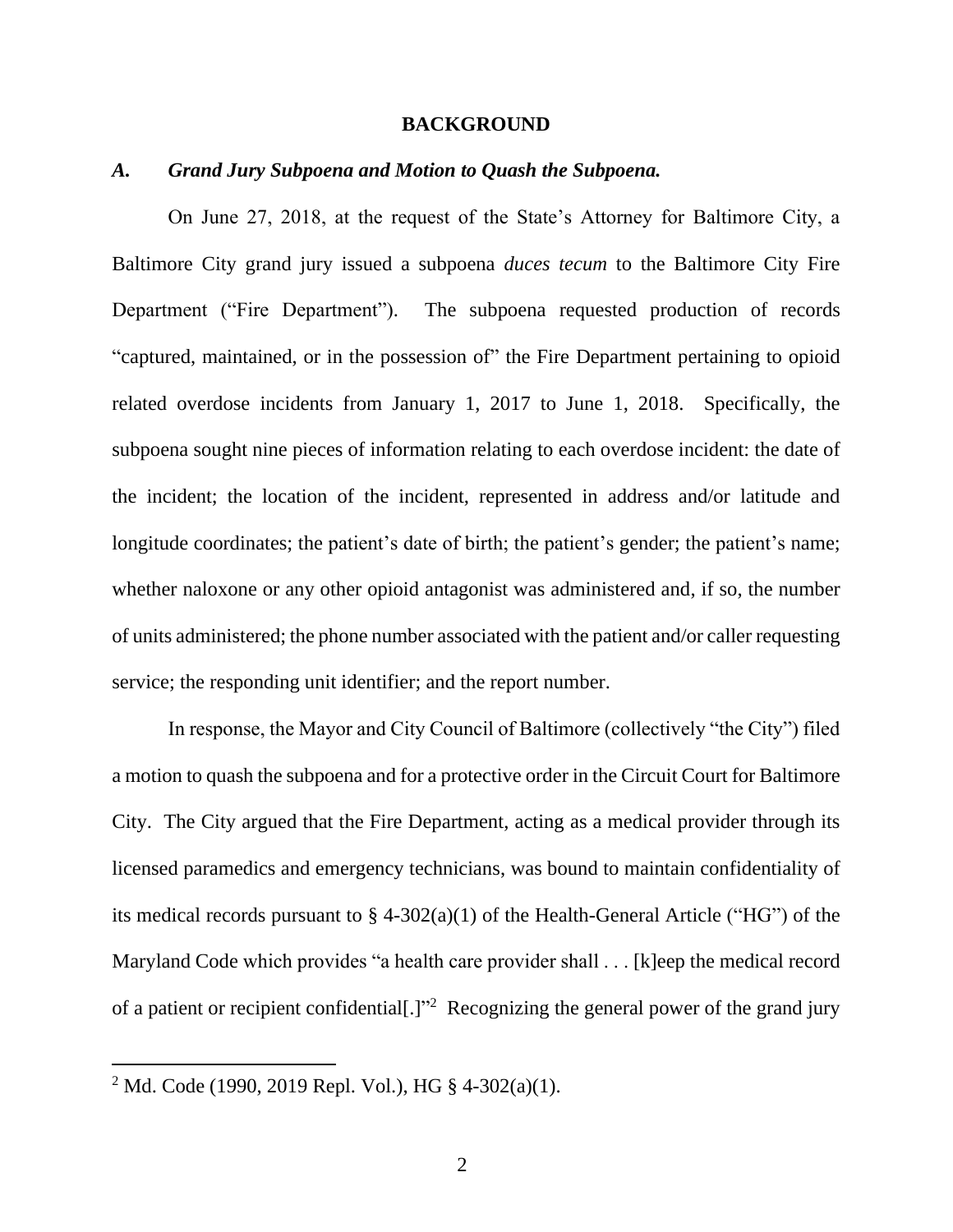## BACKGROUND

### *A. Grand Jury Subpoena and Motion to Quash the Subpoena.*

On June 27, 2018, at the request of the State's Attorney for Baltimore City, a Baltimore City grand jury issued a subpoena *duces tecum* to the Baltimore City Fire Department ("Fire Department"). The subpoena requested production of records "captured, maintained, or in the possession of" the Fire Department pertaining to opioid related overdose incidents from January 1, 2017 to June 1, 2018. Specifically, the subpoena sought nine pieces of information relating to each overdose incident: the date of the incident; the location of the incident, represented in address and/or latitude and longitude coordinates; the patient's date of birth; the patient's gender; the patient's name; whether naloxone or any other opioid antagonist was administered and, if so, the number of units administered; the phone number associated with the patient and/or caller requesting service; the responding unit identifier; and the report number.

In response, the Mayor and City Council of Baltimore (collectively "the City") filed a motion to quash the subpoena and for a protective order in the Circuit Court for Baltimore City. The City argued that the Fire Department, acting as a medical provider through its licensed paramedics and emergency technicians, was bound to maintain confidentiality of its medical records pursuant to § 4-302(a)(1) of the Health-General Article ("HG") of the Maryland Code which provides "a health care provider shall . . . [k]eep the medical record of a patient or recipient confidential[.]"[2] Recognizing the general power of the grand jury

[2] Md. Code (1990, 2019 Repl. Vol.), HG § 4-302(a)(1).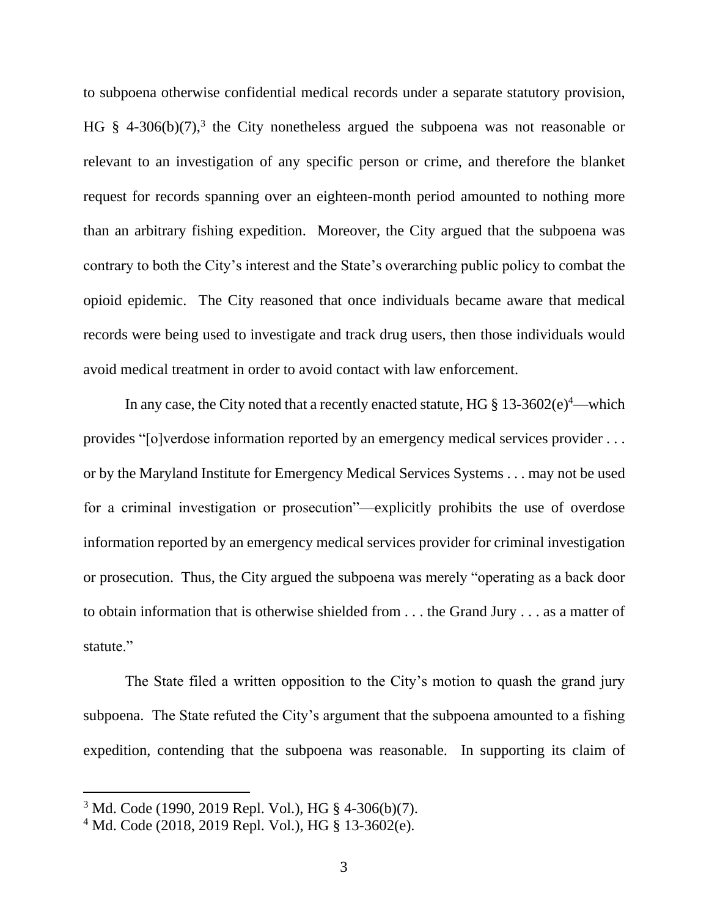to subpoena otherwise confidential medical records under a separate statutory provision, HG § 4-306(b)(7),[3] the City nonetheless argued the subpoena was not reasonable or relevant to an investigation of any specific person or crime, and therefore the blanket request for records spanning over an eighteen-month period amounted to nothing more than an arbitrary fishing expedition. Moreover, the City argued that the subpoena was contrary to both the City's interest and the State's overarching public policy to combat the opioid epidemic. The City reasoned that once individuals became aware that medical records were being used to investigate and track drug users, then those individuals would avoid medical treatment in order to avoid contact with law enforcement.

In any case, the City noted that a recently enacted statute, HG § 13-3602(e)[4]—which provides "[o]verdose information reported by an emergency medical services provider . . . or by the Maryland Institute for Emergency Medical Services Systems . . . may not be used for a criminal investigation or prosecution"—explicitly prohibits the use of overdose information reported by an emergency medical services provider for criminal investigation or prosecution. Thus, the City argued the subpoena was merely "operating as a back door to obtain information that is otherwise shielded from . . . the Grand Jury . . . as a matter of statute."

The State filed a written opposition to the City's motion to quash the grand jury subpoena. The State refuted the City's argument that the subpoena amounted to a fishing expedition, contending that the subpoena was reasonable. In supporting its claim of

---

[3] Md. Code (1990, 2019 Repl. Vol.), HG § 4-306(b)(7).

[4] Md. Code (2018, 2019 Repl. Vol.), HG § 13-3602(e).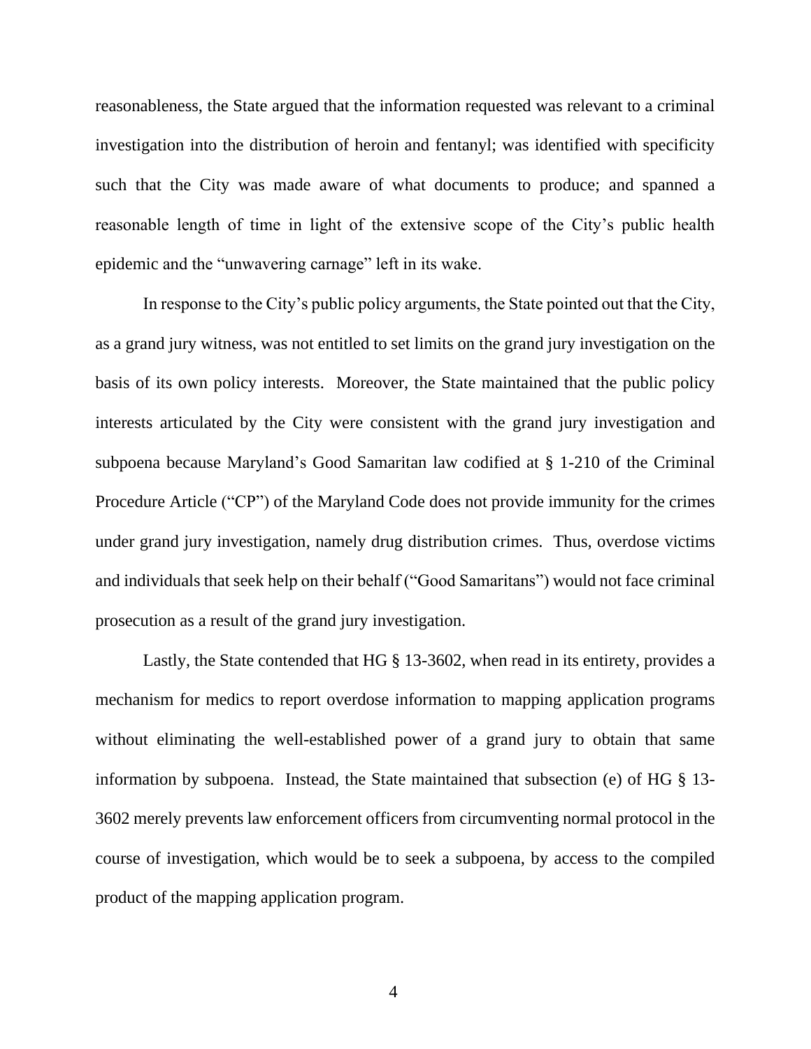reasonableness, the State argued that the information requested was relevant to a criminal investigation into the distribution of heroin and fentanyl; was identified with specificity such that the City was made aware of what documents to produce; and spanned a reasonable length of time in light of the extensive scope of the City's public health epidemic and the "unwavering carnage" left in its wake.

In response to the City's public policy arguments, the State pointed out that the City, as a grand jury witness, was not entitled to set limits on the grand jury investigation on the basis of its own policy interests. Moreover, the State maintained that the public policy interests articulated by the City were consistent with the grand jury investigation and subpoena because Maryland's Good Samaritan law codified at § 1-210 of the Criminal Procedure Article ("CP") of the Maryland Code does not provide immunity for the crimes under grand jury investigation, namely drug distribution crimes. Thus, overdose victims and individuals that seek help on their behalf ("Good Samaritans") would not face criminal prosecution as a result of the grand jury investigation.

Lastly, the State contended that HG § 13-3602, when read in its entirety, provides a mechanism for medics to report overdose information to mapping application programs without eliminating the well-established power of a grand jury to obtain that same information by subpoena. Instead, the State maintained that subsection (e) of HG § 13-3602 merely prevents law enforcement officers from circumventing normal protocol in the course of investigation, which would be to seek a subpoena, by access to the compiled product of the mapping application program.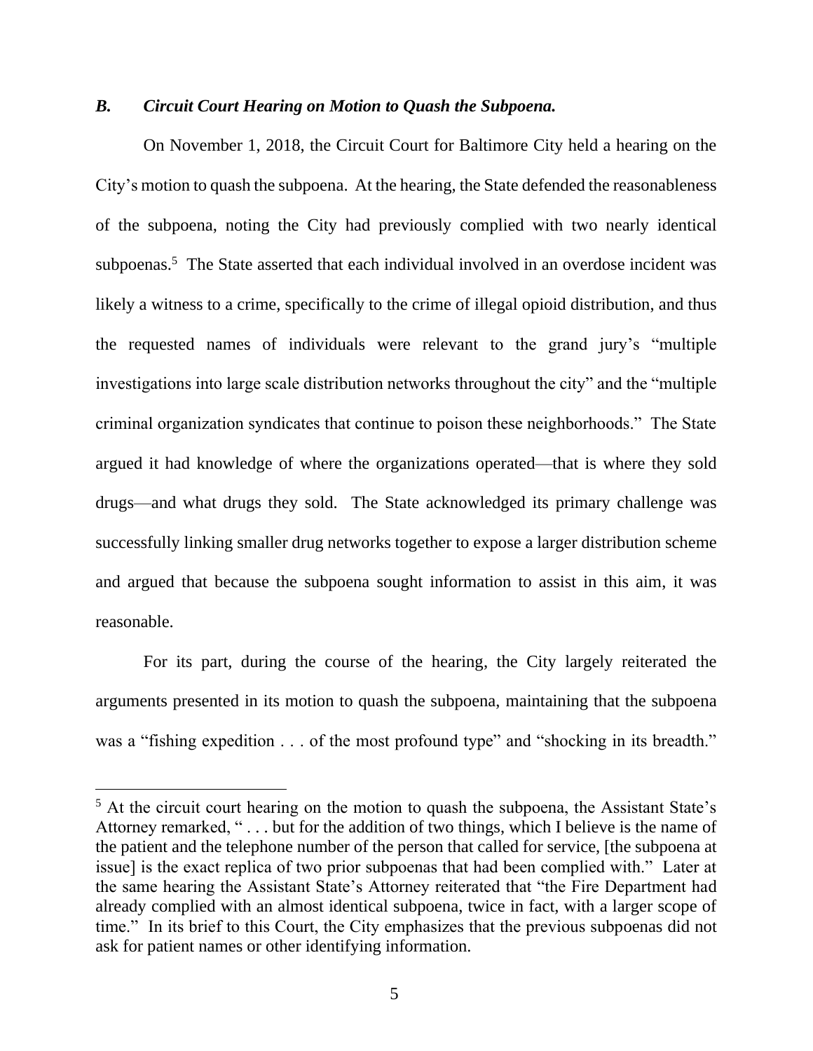### *B. Circuit Court Hearing on Motion to Quash the Subpoena.*

On November 1, 2018, the Circuit Court for Baltimore City held a hearing on the City's motion to quash the subpoena. At the hearing, the State defended the reasonableness of the subpoena, noting the City had previously complied with two nearly identical subpoenas.[5] The State asserted that each individual involved in an overdose incident was likely a witness to a crime, specifically to the crime of illegal opioid distribution, and thus the requested names of individuals were relevant to the grand jury's "multiple investigations into large scale distribution networks throughout the city" and the "multiple criminal organization syndicates that continue to poison these neighborhoods." The State argued it had knowledge of where the organizations operated—that is where they sold drugs—and what drugs they sold. The State acknowledged its primary challenge was successfully linking smaller drug networks together to expose a larger distribution scheme and argued that because the subpoena sought information to assist in this aim, it was reasonable.

For its part, during the course of the hearing, the City largely reiterated the arguments presented in its motion to quash the subpoena, maintaining that the subpoena was a "fishing expedition . . . of the most profound type" and "shocking in its breadth."

---

[5] At the circuit court hearing on the motion to quash the subpoena, the Assistant State's Attorney remarked, " . . . but for the addition of two things, which I believe is the name of the patient and the telephone number of the person that called for service, [the subpoena at issue] is the exact replica of two prior subpoenas that had been complied with." Later at the same hearing the Assistant State's Attorney reiterated that "the Fire Department had already complied with an almost identical subpoena, twice in fact, with a larger scope of time." In its brief to this Court, the City emphasizes that the previous subpoenas did not ask for patient names or other identifying information.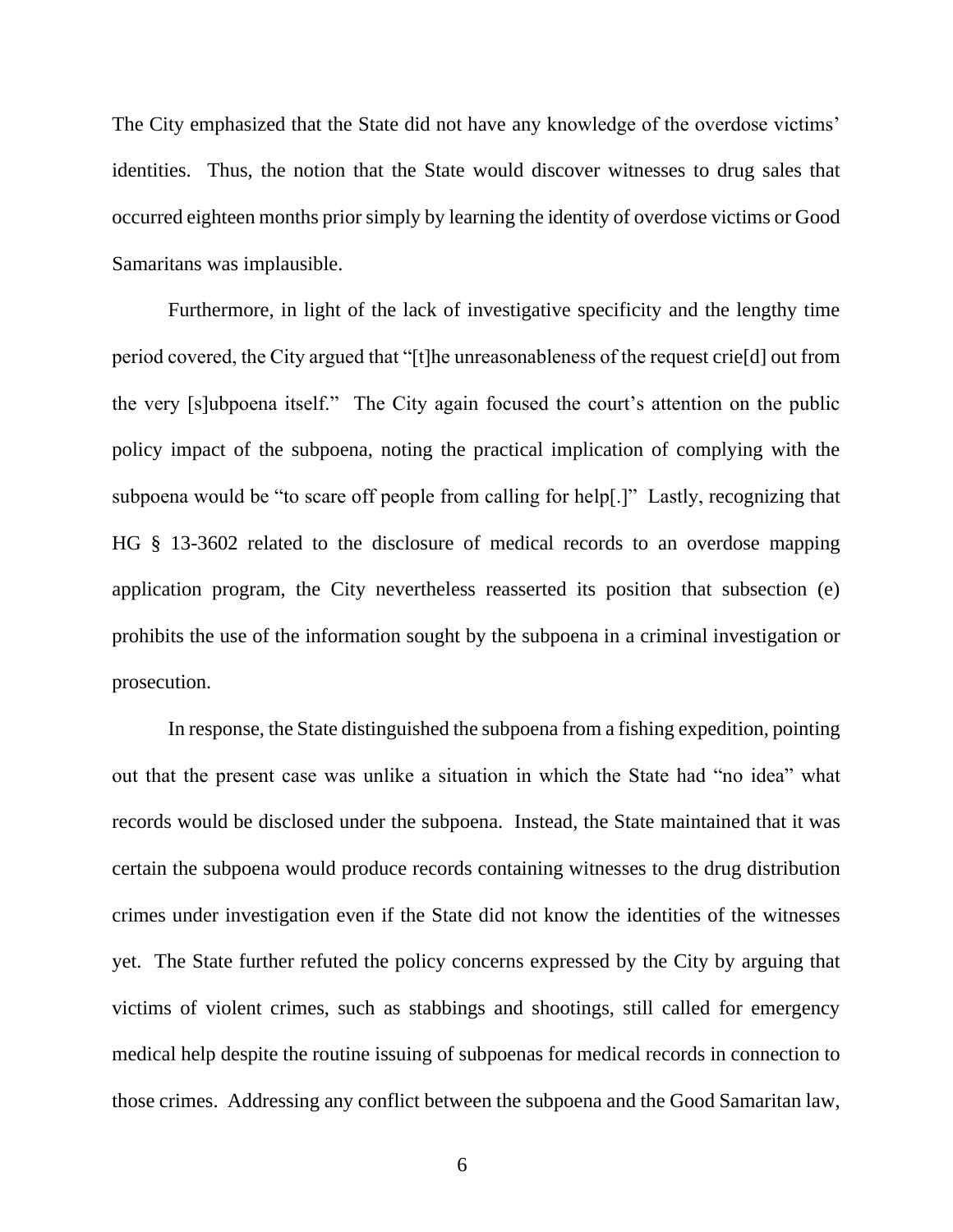The City emphasized that the State did not have any knowledge of the overdose victims' identities. Thus, the notion that the State would discover witnesses to drug sales that occurred eighteen months prior simply by learning the identity of overdose victims or Good Samaritans was implausible.

Furthermore, in light of the lack of investigative specificity and the lengthy time period covered, the City argued that "[t]he unreasonableness of the request crie[d] out from the very [s]ubpoena itself." The City again focused the court's attention on the public policy impact of the subpoena, noting the practical implication of complying with the subpoena would be "to scare off people from calling for help[.]" Lastly, recognizing that HG § 13-3602 related to the disclosure of medical records to an overdose mapping application program, the City nevertheless reasserted its position that subsection (e) prohibits the use of the information sought by the subpoena in a criminal investigation or prosecution.

In response, the State distinguished the subpoena from a fishing expedition, pointing out that the present case was unlike a situation in which the State had "no idea" what records would be disclosed under the subpoena. Instead, the State maintained that it was certain the subpoena would produce records containing witnesses to the drug distribution crimes under investigation even if the State did not know the identities of the witnesses yet. The State further refuted the policy concerns expressed by the City by arguing that victims of violent crimes, such as stabbings and shootings, still called for emergency medical help despite the routine issuing of subpoenas for medical records in connection to those crimes. Addressing any conflict between the subpoena and the Good Samaritan law,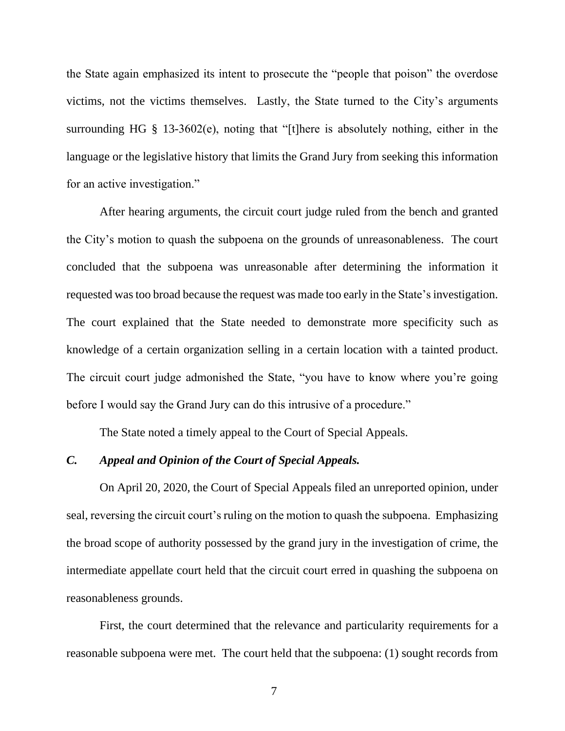the State again emphasized its intent to prosecute the "people that poison" the overdose victims, not the victims themselves. Lastly, the State turned to the City's arguments surrounding HG § 13-3602(e), noting that "[t]here is absolutely nothing, either in the language or the legislative history that limits the Grand Jury from seeking this information for an active investigation."

After hearing arguments, the circuit court judge ruled from the bench and granted the City's motion to quash the subpoena on the grounds of unreasonableness. The court concluded that the subpoena was unreasonable after determining the information it requested was too broad because the request was made too early in the State's investigation. The court explained that the State needed to demonstrate more specificity such as knowledge of a certain organization selling in a certain location with a tainted product. The circuit court judge admonished the State, "you have to know where you're going before I would say the Grand Jury can do this intrusive of a procedure."

The State noted a timely appeal to the Court of Special Appeals.

### *C. Appeal and Opinion of the Court of Special Appeals.*

On April 20, 2020, the Court of Special Appeals filed an unreported opinion, under seal, reversing the circuit court's ruling on the motion to quash the subpoena. Emphasizing the broad scope of authority possessed by the grand jury in the investigation of crime, the intermediate appellate court held that the circuit court erred in quashing the subpoena on reasonableness grounds.

First, the court determined that the relevance and particularity requirements for a reasonable subpoena were met. The court held that the subpoena: (1) sought records from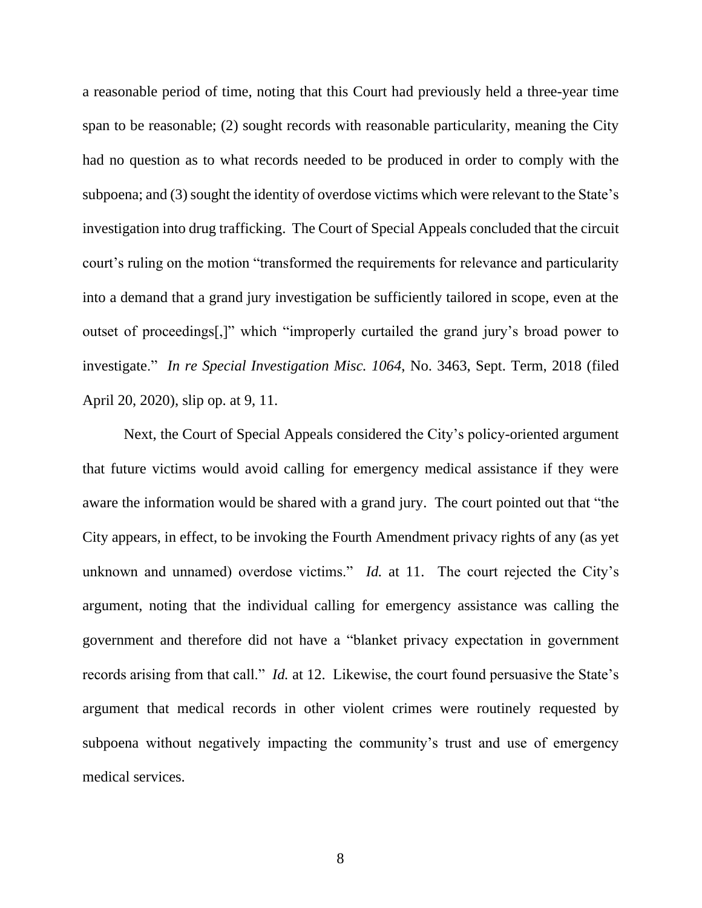a reasonable period of time, noting that this Court had previously held a three-year time span to be reasonable; (2) sought records with reasonable particularity, meaning the City had no question as to what records needed to be produced in order to comply with the subpoena; and (3) sought the identity of overdose victims which were relevant to the State's investigation into drug trafficking. The Court of Special Appeals concluded that the circuit court's ruling on the motion "transformed the requirements for relevance and particularity into a demand that a grand jury investigation be sufficiently tailored in scope, even at the outset of proceedings[,]" which "improperly curtailed the grand jury's broad power to investigate." *In re Special Investigation Misc. 1064*, No. 3463, Sept. Term, 2018 (filed April 20, 2020), slip op. at 9, 11.

Next, the Court of Special Appeals considered the City's policy-oriented argument that future victims would avoid calling for emergency medical assistance if they were aware the information would be shared with a grand jury. The court pointed out that "the City appears, in effect, to be invoking the Fourth Amendment privacy rights of any (as yet unknown and unnamed) overdose victims." *Id.* at 11. The court rejected the City's argument, noting that the individual calling for emergency assistance was calling the government and therefore did not have a "blanket privacy expectation in government records arising from that call." *Id.* at 12. Likewise, the court found persuasive the State's argument that medical records in other violent crimes were routinely requested by subpoena without negatively impacting the community's trust and use of emergency medical services.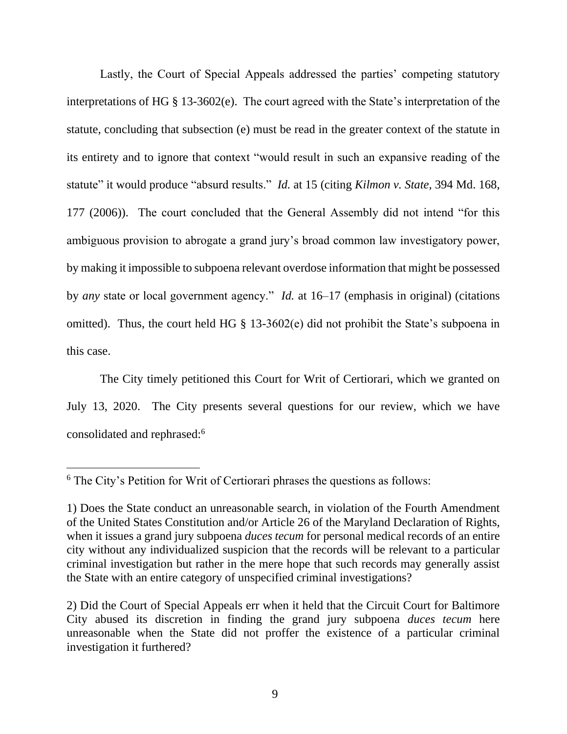Lastly, the Court of Special Appeals addressed the parties' competing statutory interpretations of HG § 13-3602(e). The court agreed with the State's interpretation of the statute, concluding that subsection (e) must be read in the greater context of the statute in its entirety and to ignore that context "would result in such an expansive reading of the statute" it would produce "absurd results." *Id.* at 15 (citing *Kilmon v. State*, 394 Md. 168, 177 (2006)). The court concluded that the General Assembly did not intend "for this ambiguous provision to abrogate a grand jury's broad common law investigatory power, by making it impossible to subpoena relevant overdose information that might be possessed by *any* state or local government agency." *Id.* at 16–17 (emphasis in original) (citations omitted). Thus, the court held HG § 13-3602(e) did not prohibit the State's subpoena in this case.

The City timely petitioned this Court for Writ of Certiorari, which we granted on July 13, 2020. The City presents several questions for our review, which we have consolidated and rephrased:[6]

---

[6] The City's Petition for Writ of Certiorari phrases the questions as follows:

1) Does the State conduct an unreasonable search, in violation of the Fourth Amendment of the United States Constitution and/or Article 26 of the Maryland Declaration of Rights, when it issues a grand jury subpoena *duces tecum* for personal medical records of an entire city without any individualized suspicion that the records will be relevant to a particular criminal investigation but rather in the mere hope that such records may generally assist the State with an entire category of unspecified criminal investigations?

2) Did the Court of Special Appeals err when it held that the Circuit Court for Baltimore City abused its discretion in finding the grand jury subpoena *duces tecum* here unreasonable when the State did not proffer the existence of a particular criminal investigation it furthered?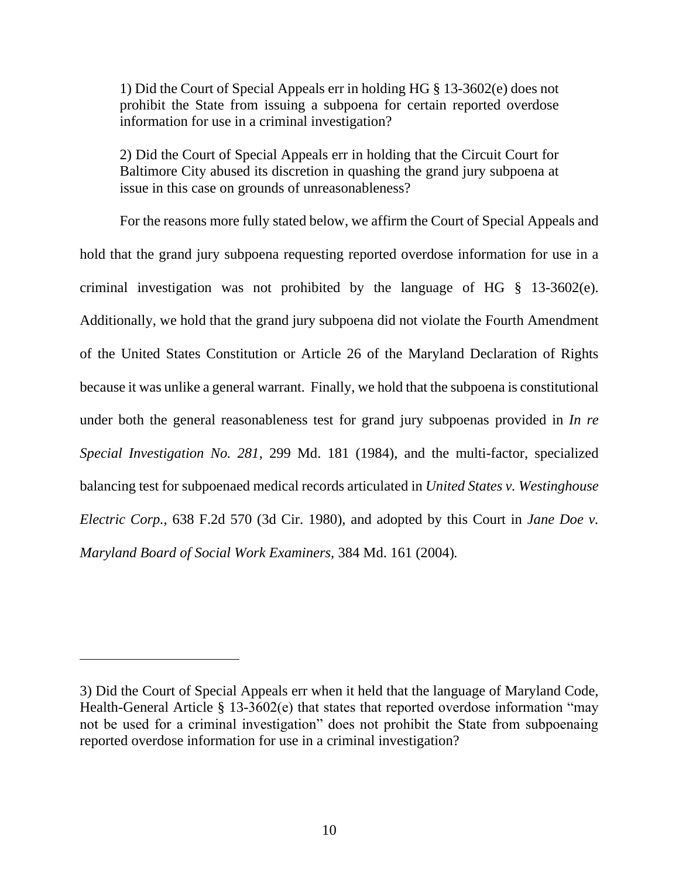> 1) Did the Court of Special Appeals err in holding HG § 13-3602(e) does not prohibit the State from issuing a subpoena for certain reported overdose information for use in a criminal investigation?
>
> 2) Did the Court of Special Appeals err in holding that the Circuit Court for Baltimore City abused its discretion in quashing the grand jury subpoena at issue in this case on grounds of unreasonableness?

For the reasons more fully stated below, we affirm the Court of Special Appeals and hold that the grand jury subpoena requesting reported overdose information for use in a criminal investigation was not prohibited by the language of HG § 13-3602(e). Additionally, we hold that the grand jury subpoena did not violate the Fourth Amendment of the United States Constitution or Article 26 of the Maryland Declaration of Rights because it was unlike a general warrant. Finally, we hold that the subpoena is constitutional under both the general reasonableness test for grand jury subpoenas provided in *In re Special Investigation No. 281*, 299 Md. 181 (1984), and the multi-factor, specialized balancing test for subpoenaed medical records articulated in *United States v. Westinghouse Electric Corp.*, 638 F.2d 570 (3d Cir. 1980), and adopted by this Court in *Jane Doe v. Maryland Board of Social Work Examiners*, 384 Md. 161 (2004).

---

3) Did the Court of Special Appeals err when it held that the language of Maryland Code, Health-General Article § 13-3602(e) that states that reported overdose information "may not be used for a criminal investigation" does not prohibit the State from subpoenaing reported overdose information for use in a criminal investigation?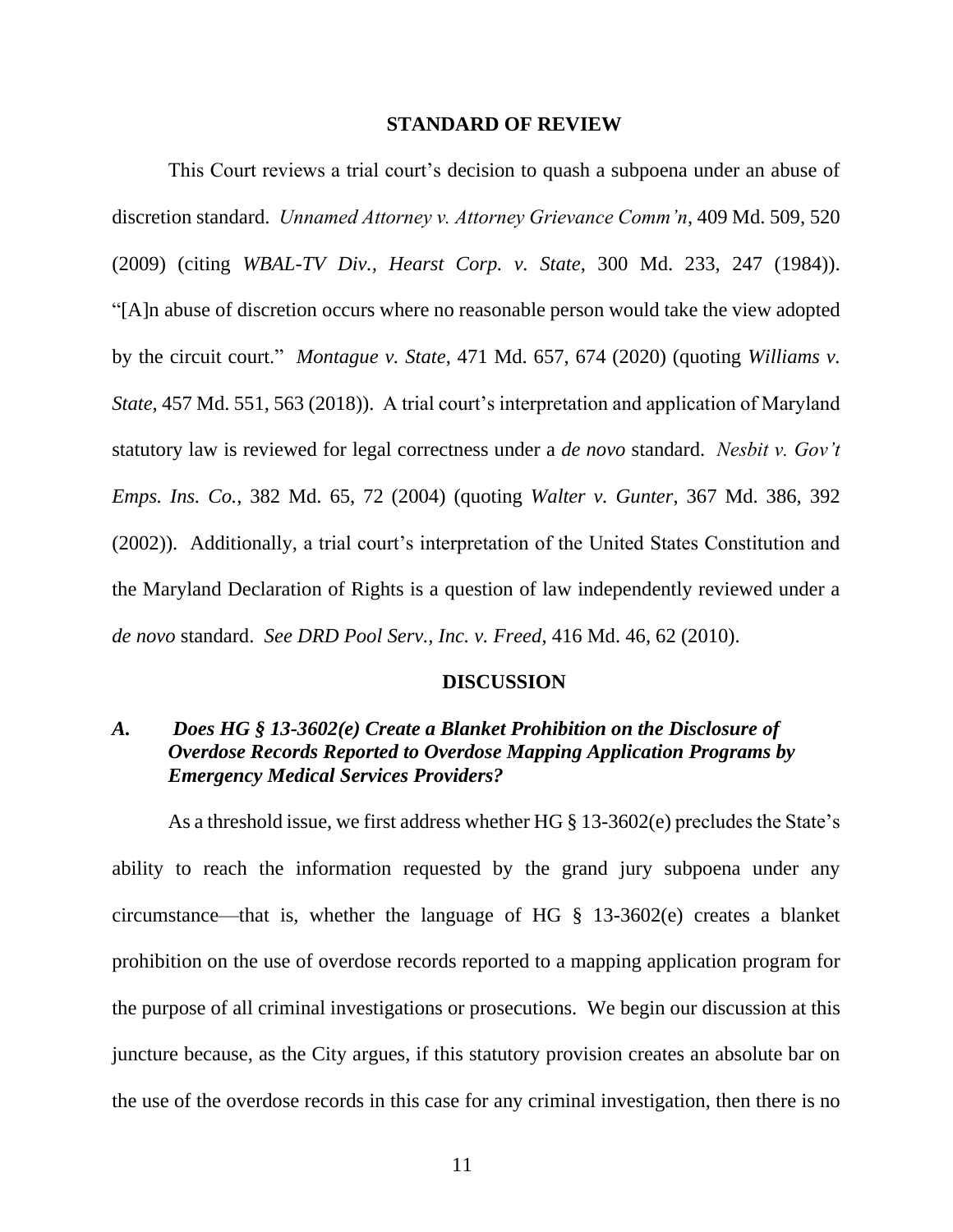## STANDARD OF REVIEW

This Court reviews a trial court's decision to quash a subpoena under an abuse of discretion standard. *Unnamed Attorney v. Attorney Grievance Comm'n*, 409 Md. 509, 520 (2009) (citing *WBAL-TV Div., Hearst Corp. v. State*, 300 Md. 233, 247 (1984)). "[A]n abuse of discretion occurs where no reasonable person would take the view adopted by the circuit court." *Montague v. State*, 471 Md. 657, 674 (2020) (quoting *Williams v. State*, 457 Md. 551, 563 (2018)). A trial court's interpretation and application of Maryland statutory law is reviewed for legal correctness under a *de novo* standard. *Nesbit v. Gov't Emps. Ins. Co.*, 382 Md. 65, 72 (2004) (quoting *Walter v. Gunter*, 367 Md. 386, 392 (2002)). Additionally, a trial court's interpretation of the United States Constitution and the Maryland Declaration of Rights is a question of law independently reviewed under a *de novo* standard. *See DRD Pool Serv., Inc. v. Freed*, 416 Md. 46, 62 (2010).

## DISCUSSION

### *A. Does HG § 13-3602(e) Create a Blanket Prohibition on the Disclosure of Overdose Records Reported to Overdose Mapping Application Programs by Emergency Medical Services Providers?*

As a threshold issue, we first address whether HG § 13-3602(e) precludes the State's ability to reach the information requested by the grand jury subpoena under any circumstance—that is, whether the language of HG § 13-3602(e) creates a blanket prohibition on the use of overdose records reported to a mapping application program for the purpose of all criminal investigations or prosecutions. We begin our discussion at this juncture because, as the City argues, if this statutory provision creates an absolute bar on the use of the overdose records in this case for any criminal investigation, then there is no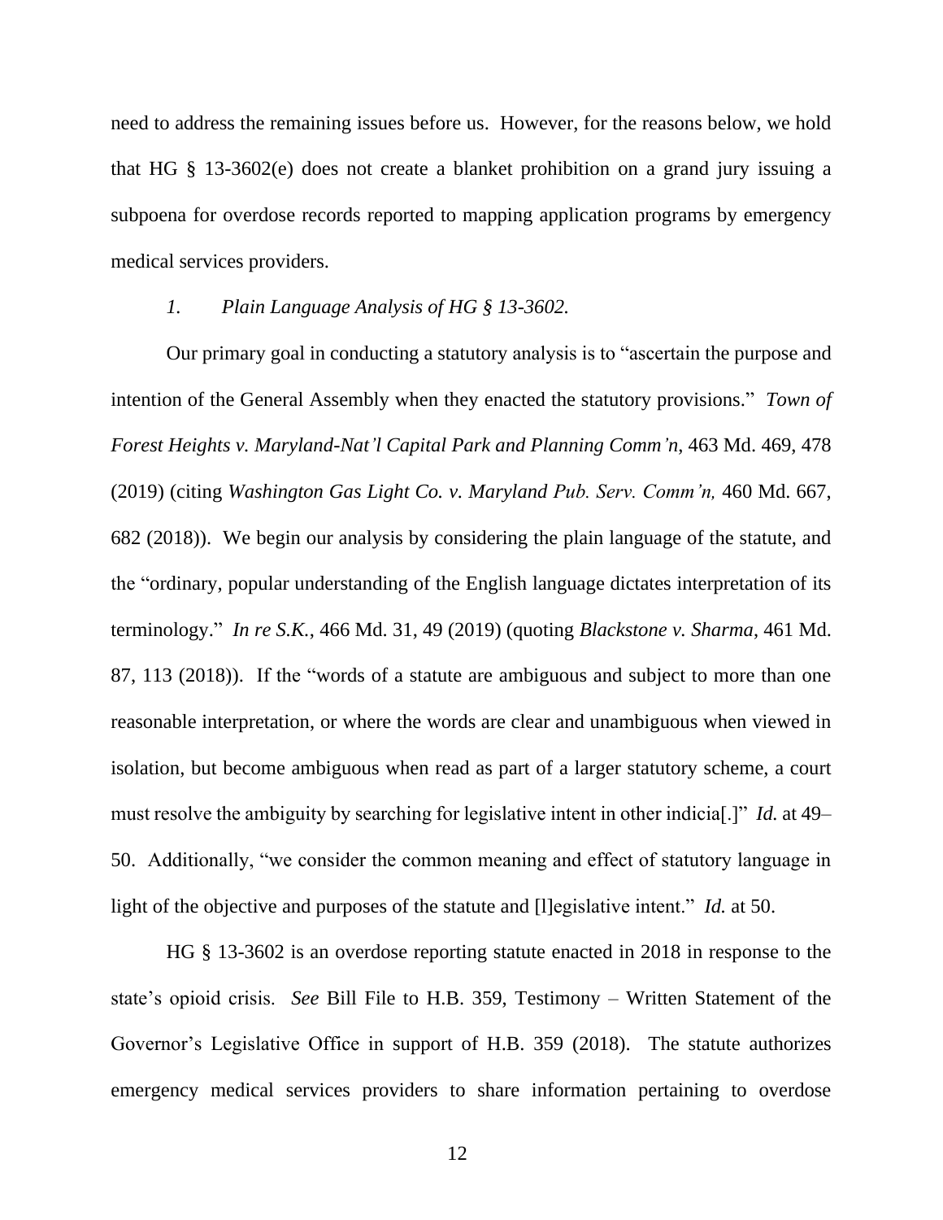need to address the remaining issues before us. However, for the reasons below, we hold that HG § 13-3602(e) does not create a blanket prohibition on a grand jury issuing a subpoena for overdose records reported to mapping application programs by emergency medical services providers.

*1. Plain Language Analysis of HG § 13-3602.*

Our primary goal in conducting a statutory analysis is to "ascertain the purpose and intention of the General Assembly when they enacted the statutory provisions." *Town of Forest Heights v. Maryland-Nat'l Capital Park and Planning Comm'n*, 463 Md. 469, 478 (2019) (citing *Washington Gas Light Co. v. Maryland Pub. Serv. Comm'n,* 460 Md. 667, 682 (2018)). We begin our analysis by considering the plain language of the statute, and the "ordinary, popular understanding of the English language dictates interpretation of its terminology." *In re S.K.*, 466 Md. 31, 49 (2019) (quoting *Blackstone v. Sharma*, 461 Md. 87, 113 (2018)). If the "words of a statute are ambiguous and subject to more than one reasonable interpretation, or where the words are clear and unambiguous when viewed in isolation, but become ambiguous when read as part of a larger statutory scheme, a court must resolve the ambiguity by searching for legislative intent in other indicia[.]" *Id.* at 49–50. Additionally, "we consider the common meaning and effect of statutory language in light of the objective and purposes of the statute and [l]egislative intent." *Id.* at 50.

HG § 13-3602 is an overdose reporting statute enacted in 2018 in response to the state's opioid crisis. *See* Bill File to H.B. 359, Testimony – Written Statement of the Governor's Legislative Office in support of H.B. 359 (2018). The statute authorizes emergency medical services providers to share information pertaining to overdose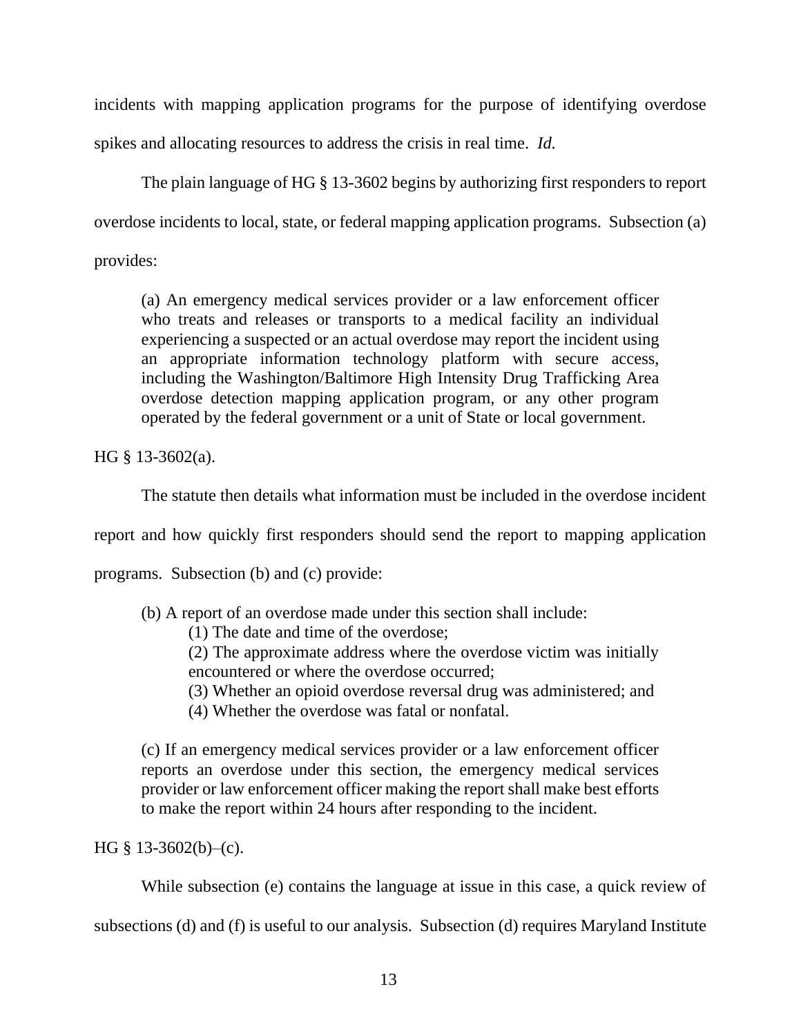incidents with mapping application programs for the purpose of identifying overdose spikes and allocating resources to address the crisis in real time. *Id.*

The plain language of HG § 13-3602 begins by authorizing first responders to report overdose incidents to local, state, or federal mapping application programs. Subsection (a) provides:

> (a) An emergency medical services provider or a law enforcement officer who treats and releases or transports to a medical facility an individual experiencing a suspected or an actual overdose may report the incident using an appropriate information technology platform with secure access, including the Washington/Baltimore High Intensity Drug Trafficking Area overdose detection mapping application program, or any other program operated by the federal government or a unit of State or local government.

HG § 13-3602(a).

The statute then details what information must be included in the overdose incident report and how quickly first responders should send the report to mapping application programs. Subsection (b) and (c) provide:

> (b) A report of an overdose made under this section shall include:
>
> (1) The date and time of the overdose;
>
> (2) The approximate address where the overdose victim was initially encountered or where the overdose occurred;
>
> (3) Whether an opioid overdose reversal drug was administered; and
>
> (4) Whether the overdose was fatal or nonfatal.
>
> (c) If an emergency medical services provider or a law enforcement officer reports an overdose under this section, the emergency medical services provider or law enforcement officer making the report shall make best efforts to make the report within 24 hours after responding to the incident.

HG § 13-3602(b)–(c).

While subsection (e) contains the language at issue in this case, a quick review of subsections (d) and (f) is useful to our analysis. Subsection (d) requires Maryland Institute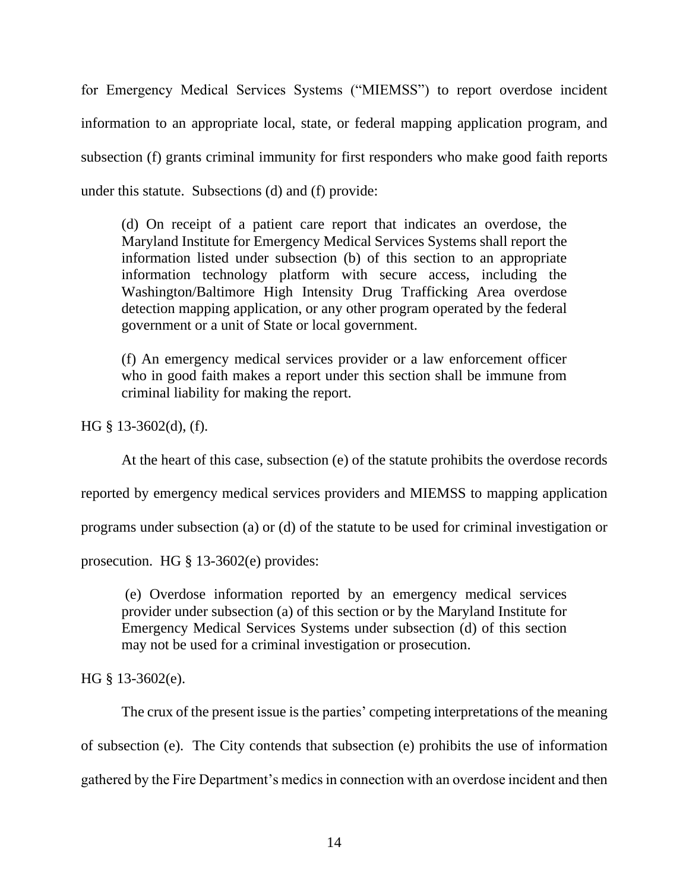for Emergency Medical Services Systems ("MIEMSS") to report overdose incident information to an appropriate local, state, or federal mapping application program, and subsection (f) grants criminal immunity for first responders who make good faith reports under this statute. Subsections (d) and (f) provide:

> (d) On receipt of a patient care report that indicates an overdose, the Maryland Institute for Emergency Medical Services Systems shall report the information listed under subsection (b) of this section to an appropriate information technology platform with secure access, including the Washington/Baltimore High Intensity Drug Trafficking Area overdose detection mapping application, or any other program operated by the federal government or a unit of State or local government.
>
> (f) An emergency medical services provider or a law enforcement officer who in good faith makes a report under this section shall be immune from criminal liability for making the report.

HG § 13-3602(d), (f).

At the heart of this case, subsection (e) of the statute prohibits the overdose records reported by emergency medical services providers and MIEMSS to mapping application programs under subsection (a) or (d) of the statute to be used for criminal investigation or prosecution. HG § 13-3602(e) provides:

> (e) Overdose information reported by an emergency medical services provider under subsection (a) of this section or by the Maryland Institute for Emergency Medical Services Systems under subsection (d) of this section may not be used for a criminal investigation or prosecution.

HG § 13-3602(e).

The crux of the present issue is the parties' competing interpretations of the meaning of subsection (e). The City contends that subsection (e) prohibits the use of information gathered by the Fire Department's medics in connection with an overdose incident and then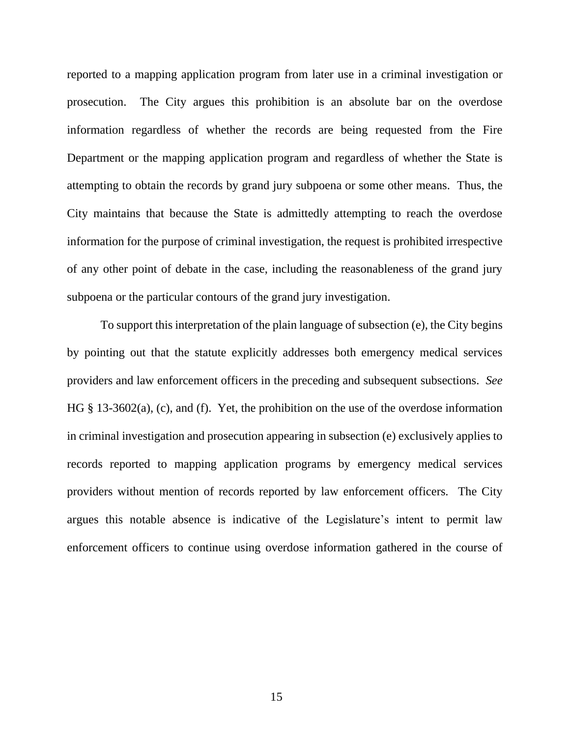reported to a mapping application program from later use in a criminal investigation or prosecution. The City argues this prohibition is an absolute bar on the overdose information regardless of whether the records are being requested from the Fire Department or the mapping application program and regardless of whether the State is attempting to obtain the records by grand jury subpoena or some other means. Thus, the City maintains that because the State is admittedly attempting to reach the overdose information for the purpose of criminal investigation, the request is prohibited irrespective of any other point of debate in the case, including the reasonableness of the grand jury subpoena or the particular contours of the grand jury investigation.

To support this interpretation of the plain language of subsection (e), the City begins by pointing out that the statute explicitly addresses both emergency medical services providers and law enforcement officers in the preceding and subsequent subsections. *See* HG § 13-3602(a), (c), and (f). Yet, the prohibition on the use of the overdose information in criminal investigation and prosecution appearing in subsection (e) exclusively applies to records reported to mapping application programs by emergency medical services providers without mention of records reported by law enforcement officers. The City argues this notable absence is indicative of the Legislature's intent to permit law enforcement officers to continue using overdose information gathered in the course of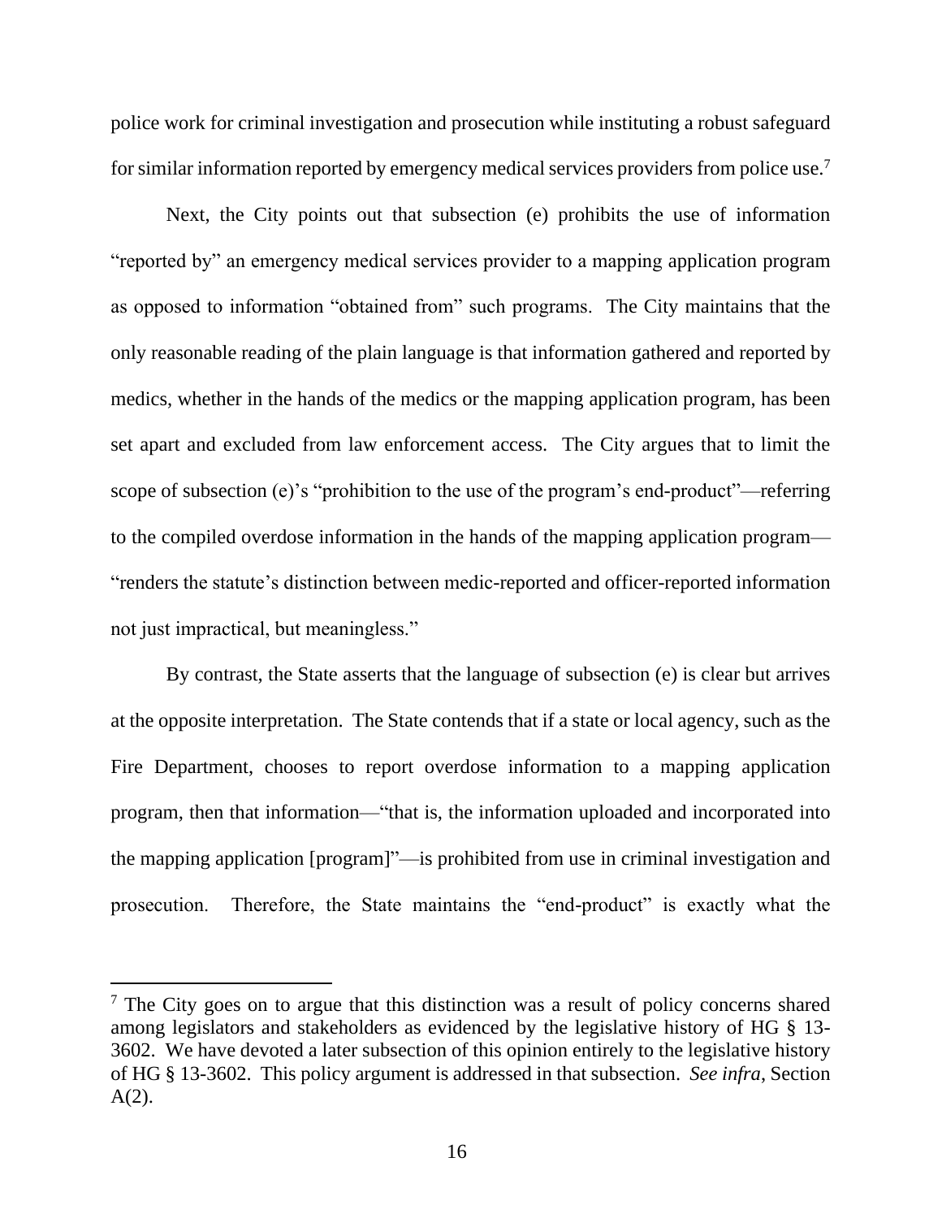police work for criminal investigation and prosecution while instituting a robust safeguard for similar information reported by emergency medical services providers from police use.[7]

Next, the City points out that subsection (e) prohibits the use of information "reported by" an emergency medical services provider to a mapping application program as opposed to information "obtained from" such programs. The City maintains that the only reasonable reading of the plain language is that information gathered and reported by medics, whether in the hands of the medics or the mapping application program, has been set apart and excluded from law enforcement access. The City argues that to limit the scope of subsection (e)'s "prohibition to the use of the program's end-product"—referring to the compiled overdose information in the hands of the mapping application program—"renders the statute's distinction between medic-reported and officer-reported information not just impractical, but meaningless."

By contrast, the State asserts that the language of subsection (e) is clear but arrives at the opposite interpretation. The State contends that if a state or local agency, such as the Fire Department, chooses to report overdose information to a mapping application program, then that information—"that is, the information uploaded and incorporated into the mapping application [program]"—is prohibited from use in criminal investigation and prosecution. Therefore, the State maintains the "end-product" is exactly what the

---

[7] The City goes on to argue that this distinction was a result of policy concerns shared among legislators and stakeholders as evidenced by the legislative history of HG § 13-3602. We have devoted a later subsection of this opinion entirely to the legislative history of HG § 13-3602. This policy argument is addressed in that subsection. *See infra*, Section A(2).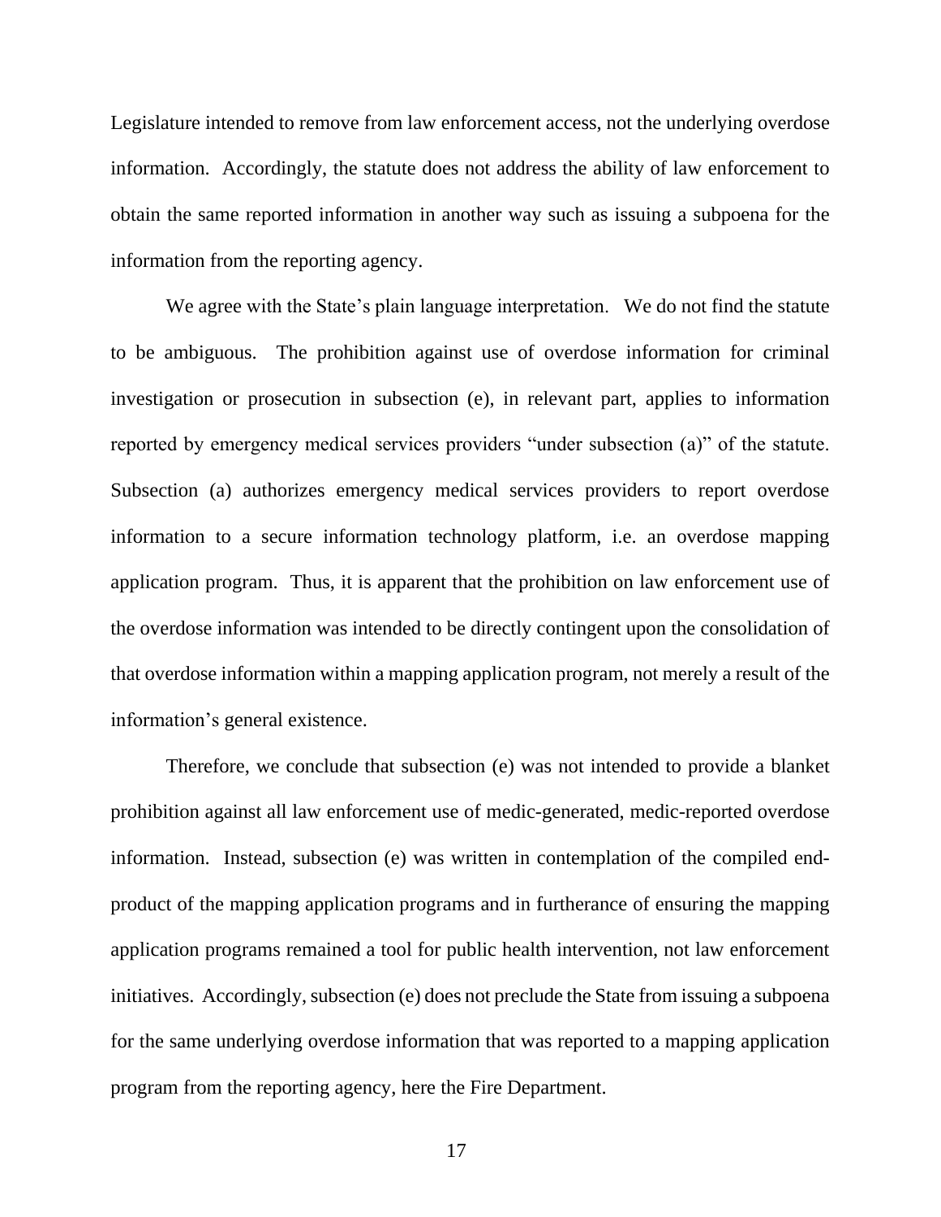Legislature intended to remove from law enforcement access, not the underlying overdose information. Accordingly, the statute does not address the ability of law enforcement to obtain the same reported information in another way such as issuing a subpoena for the information from the reporting agency.

We agree with the State's plain language interpretation. We do not find the statute to be ambiguous. The prohibition against use of overdose information for criminal investigation or prosecution in subsection (e), in relevant part, applies to information reported by emergency medical services providers "under subsection (a)" of the statute. Subsection (a) authorizes emergency medical services providers to report overdose information to a secure information technology platform, i.e. an overdose mapping application program. Thus, it is apparent that the prohibition on law enforcement use of the overdose information was intended to be directly contingent upon the consolidation of that overdose information within a mapping application program, not merely a result of the information's general existence.

Therefore, we conclude that subsection (e) was not intended to provide a blanket prohibition against all law enforcement use of medic-generated, medic-reported overdose information. Instead, subsection (e) was written in contemplation of the compiled end-product of the mapping application programs and in furtherance of ensuring the mapping application programs remained a tool for public health intervention, not law enforcement initiatives. Accordingly, subsection (e) does not preclude the State from issuing a subpoena for the same underlying overdose information that was reported to a mapping application program from the reporting agency, here the Fire Department.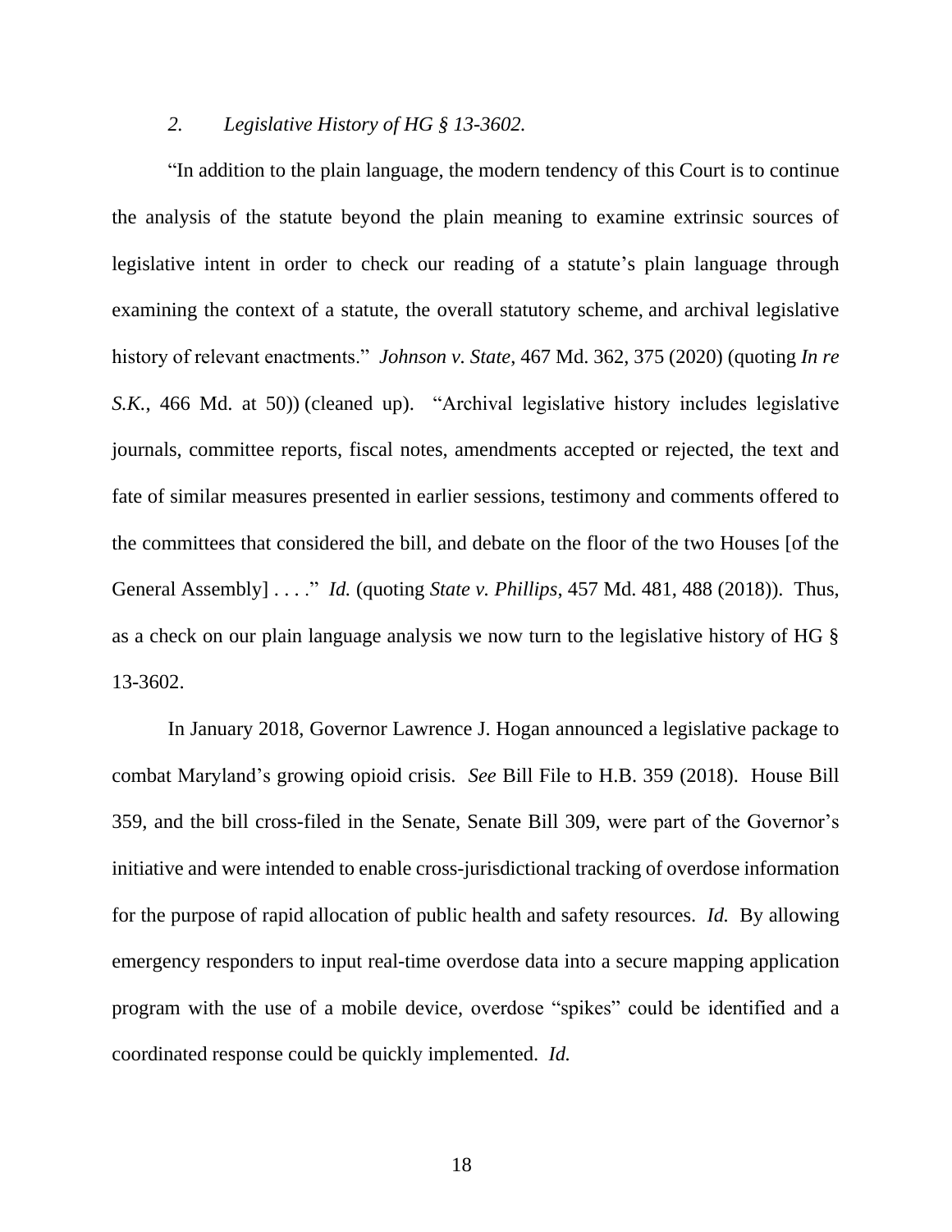### *2. Legislative History of HG § 13-3602.*

"In addition to the plain language, the modern tendency of this Court is to continue the analysis of the statute beyond the plain meaning to examine extrinsic sources of legislative intent in order to check our reading of a statute's plain language through examining the context of a statute, the overall statutory scheme, and archival legislative history of relevant enactments." *Johnson v. State*, 467 Md. 362, 375 (2020) (quoting *In re S.K.*, 466 Md. at 50)) (cleaned up). "Archival legislative history includes legislative journals, committee reports, fiscal notes, amendments accepted or rejected, the text and fate of similar measures presented in earlier sessions, testimony and comments offered to the committees that considered the bill, and debate on the floor of the two Houses [of the General Assembly] . . . ." *Id.* (quoting *State v. Phillips*, 457 Md. 481, 488 (2018)). Thus, as a check on our plain language analysis we now turn to the legislative history of HG § 13-3602.

In January 2018, Governor Lawrence J. Hogan announced a legislative package to combat Maryland's growing opioid crisis. *See* Bill File to H.B. 359 (2018). House Bill 359, and the bill cross-filed in the Senate, Senate Bill 309, were part of the Governor's initiative and were intended to enable cross-jurisdictional tracking of overdose information for the purpose of rapid allocation of public health and safety resources. *Id.* By allowing emergency responders to input real-time overdose data into a secure mapping application program with the use of a mobile device, overdose "spikes" could be identified and a coordinated response could be quickly implemented. *Id.*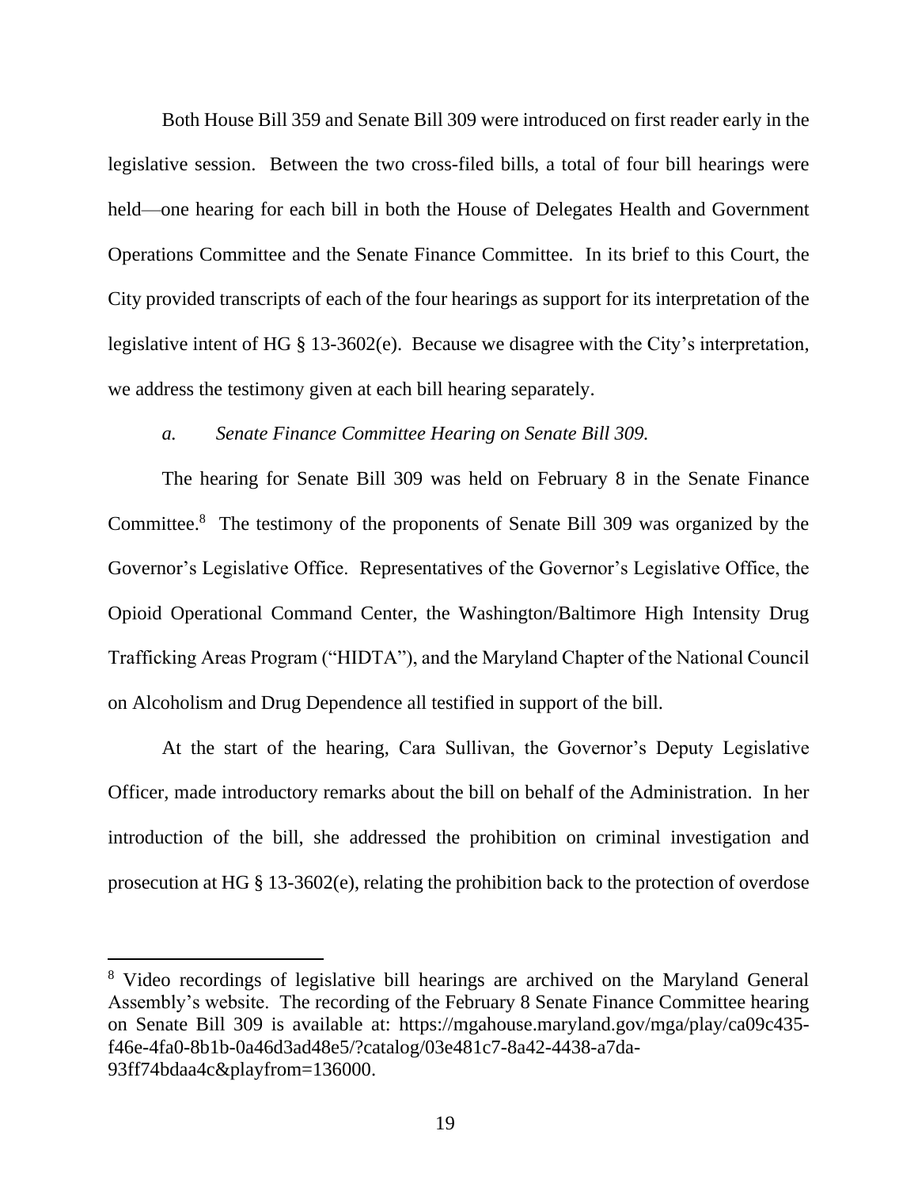Both House Bill 359 and Senate Bill 309 were introduced on first reader early in the legislative session. Between the two cross-filed bills, a total of four bill hearings were held—one hearing for each bill in both the House of Delegates Health and Government Operations Committee and the Senate Finance Committee. In its brief to this Court, the City provided transcripts of each of the four hearings as support for its interpretation of the legislative intent of HG § 13-3602(e). Because we disagree with the City's interpretation, we address the testimony given at each bill hearing separately.

*a. Senate Finance Committee Hearing on Senate Bill 309.*

The hearing for Senate Bill 309 was held on February 8 in the Senate Finance Committee.[8] The testimony of the proponents of Senate Bill 309 was organized by the Governor's Legislative Office. Representatives of the Governor's Legislative Office, the Opioid Operational Command Center, the Washington/Baltimore High Intensity Drug Trafficking Areas Program ("HIDTA"), and the Maryland Chapter of the National Council on Alcoholism and Drug Dependence all testified in support of the bill.

At the start of the hearing, Cara Sullivan, the Governor's Deputy Legislative Officer, made introductory remarks about the bill on behalf of the Administration. In her introduction of the bill, she addressed the prohibition on criminal investigation and prosecution at HG § 13-3602(e), relating the prohibition back to the protection of overdose

---

[8] Video recordings of legislative bill hearings are archived on the Maryland General Assembly's website. The recording of the February 8 Senate Finance Committee hearing on Senate Bill 309 is available at: https://mgahouse.maryland.gov/mga/play/ca09c435-f46e-4fa0-8b1b-0a46d3ad48e5/?catalog/03e481c7-8a42-4438-a7da-93ff74bdaa4c&playfrom=136000.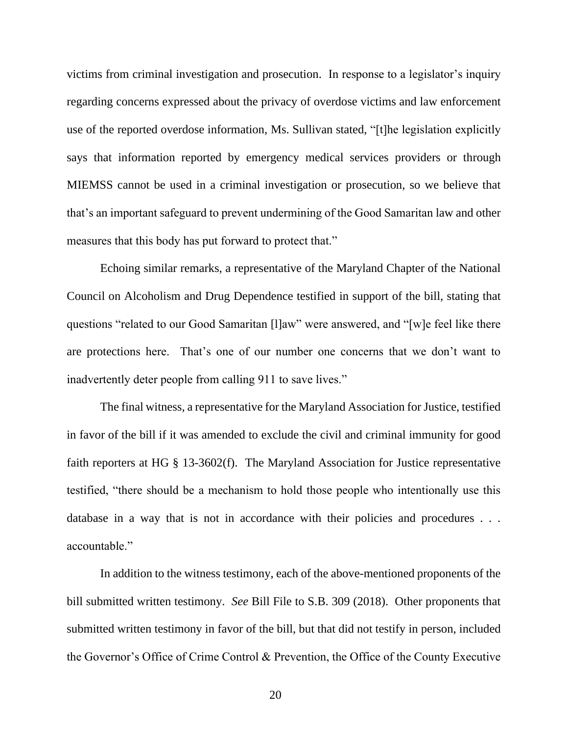victims from criminal investigation and prosecution. In response to a legislator's inquiry regarding concerns expressed about the privacy of overdose victims and law enforcement use of the reported overdose information, Ms. Sullivan stated, "[t]he legislation explicitly says that information reported by emergency medical services providers or through MIEMSS cannot be used in a criminal investigation or prosecution, so we believe that that's an important safeguard to prevent undermining of the Good Samaritan law and other measures that this body has put forward to protect that."

Echoing similar remarks, a representative of the Maryland Chapter of the National Council on Alcoholism and Drug Dependence testified in support of the bill, stating that questions "related to our Good Samaritan [l]aw" were answered, and "[w]e feel like there are protections here. That's one of our number one concerns that we don't want to inadvertently deter people from calling 911 to save lives."

The final witness, a representative for the Maryland Association for Justice, testified in favor of the bill if it was amended to exclude the civil and criminal immunity for good faith reporters at HG § 13-3602(f). The Maryland Association for Justice representative testified, "there should be a mechanism to hold those people who intentionally use this database in a way that is not in accordance with their policies and procedures . . . accountable."

In addition to the witness testimony, each of the above-mentioned proponents of the bill submitted written testimony. *See* Bill File to S.B. 309 (2018). Other proponents that submitted written testimony in favor of the bill, but that did not testify in person, included the Governor's Office of Crime Control & Prevention, the Office of the County Executive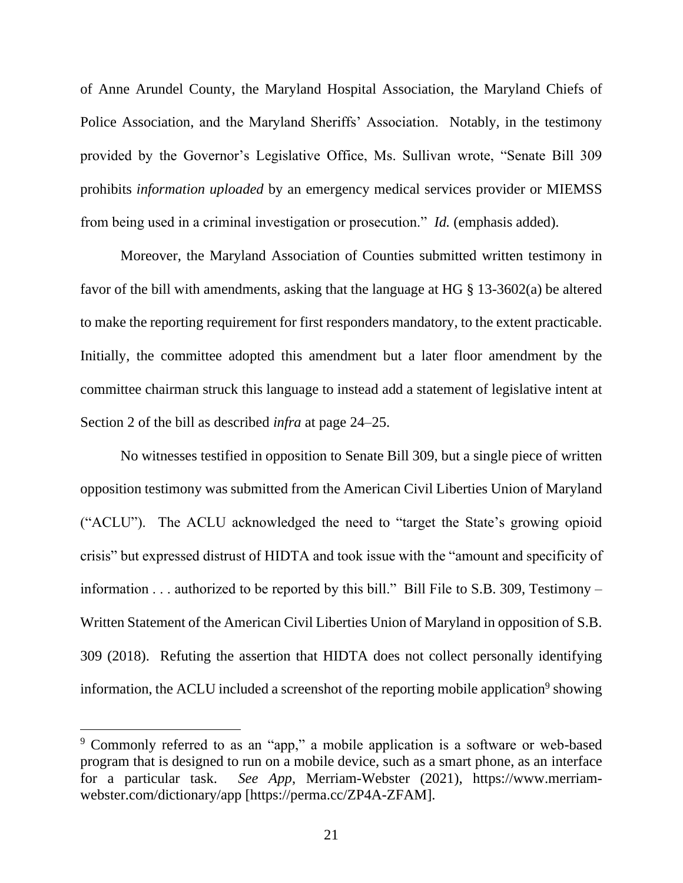of Anne Arundel County, the Maryland Hospital Association, the Maryland Chiefs of Police Association, and the Maryland Sheriffs' Association. Notably, in the testimony provided by the Governor's Legislative Office, Ms. Sullivan wrote, "Senate Bill 309 prohibits *information uploaded* by an emergency medical services provider or MIEMSS from being used in a criminal investigation or prosecution." *Id.* (emphasis added).

Moreover, the Maryland Association of Counties submitted written testimony in favor of the bill with amendments, asking that the language at HG § 13-3602(a) be altered to make the reporting requirement for first responders mandatory, to the extent practicable. Initially, the committee adopted this amendment but a later floor amendment by the committee chairman struck this language to instead add a statement of legislative intent at Section 2 of the bill as described *infra* at page 24–25.

No witnesses testified in opposition to Senate Bill 309, but a single piece of written opposition testimony was submitted from the American Civil Liberties Union of Maryland ("ACLU"). The ACLU acknowledged the need to "target the State's growing opioid crisis" but expressed distrust of HIDTA and took issue with the "amount and specificity of information . . . authorized to be reported by this bill." Bill File to S.B. 309, Testimony – Written Statement of the American Civil Liberties Union of Maryland in opposition of S.B. 309 (2018). Refuting the assertion that HIDTA does not collect personally identifying information, the ACLU included a screenshot of the reporting mobile application[9] showing

---

[9] Commonly referred to as an "app," a mobile application is a software or web-based program that is designed to run on a mobile device, such as a smart phone, as an interface for a particular task. *See App*, Merriam-Webster (2021), https://www.merriam-webster.com/dictionary/app [https://perma.cc/ZP4A-ZFAM].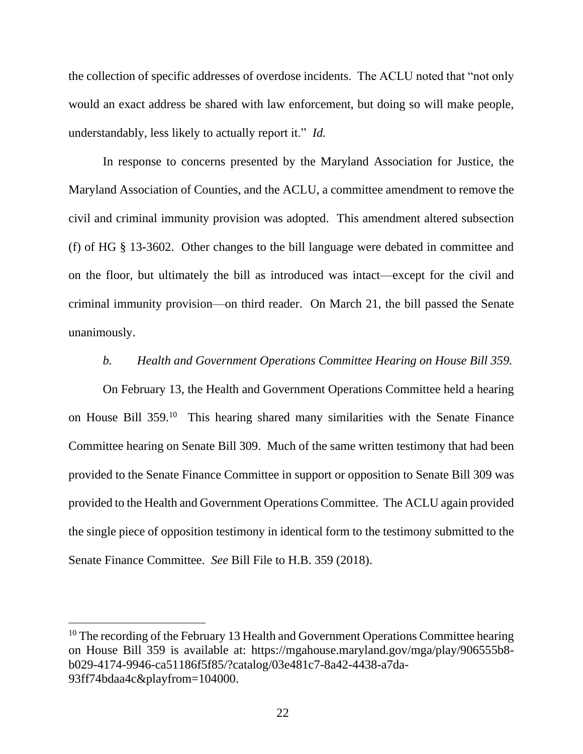the collection of specific addresses of overdose incidents. The ACLU noted that "not only would an exact address be shared with law enforcement, but doing so will make people, understandably, less likely to actually report it." *Id.*

In response to concerns presented by the Maryland Association for Justice, the Maryland Association of Counties, and the ACLU, a committee amendment to remove the civil and criminal immunity provision was adopted. This amendment altered subsection (f) of HG § 13-3602. Other changes to the bill language were debated in committee and on the floor, but ultimately the bill as introduced was intact—except for the civil and criminal immunity provision—on third reader. On March 21, the bill passed the Senate unanimously.

*b. Health and Government Operations Committee Hearing on House Bill 359.*

On February 13, the Health and Government Operations Committee held a hearing on House Bill 359.[10] This hearing shared many similarities with the Senate Finance Committee hearing on Senate Bill 309. Much of the same written testimony that had been provided to the Senate Finance Committee in support or opposition to Senate Bill 309 was provided to the Health and Government Operations Committee. The ACLU again provided the single piece of opposition testimony in identical form to the testimony submitted to the Senate Finance Committee. *See* Bill File to H.B. 359 (2018).

---

[10] The recording of the February 13 Health and Government Operations Committee hearing on House Bill 359 is available at: https://mgahouse.maryland.gov/mga/play/906555b8-b029-4174-9946-ca51186f5f85/?catalog/03e481c7-8a42-4438-a7da-93ff74bdaa4c&playfrom=104000.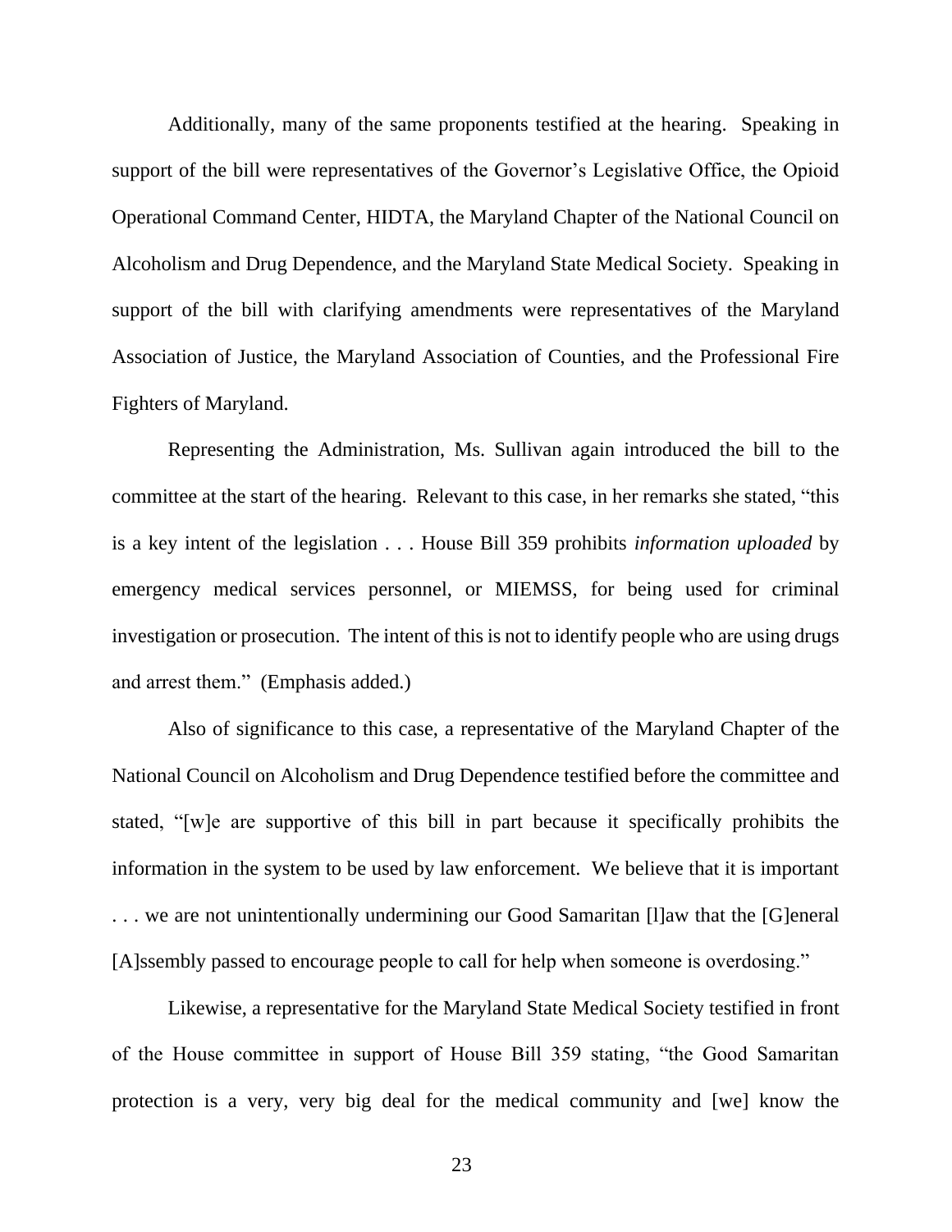Additionally, many of the same proponents testified at the hearing. Speaking in support of the bill were representatives of the Governor's Legislative Office, the Opioid Operational Command Center, HIDTA, the Maryland Chapter of the National Council on Alcoholism and Drug Dependence, and the Maryland State Medical Society. Speaking in support of the bill with clarifying amendments were representatives of the Maryland Association of Justice, the Maryland Association of Counties, and the Professional Fire Fighters of Maryland.

Representing the Administration, Ms. Sullivan again introduced the bill to the committee at the start of the hearing. Relevant to this case, in her remarks she stated, "this is a key intent of the legislation . . . House Bill 359 prohibits *information uploaded* by emergency medical services personnel, or MIEMSS, for being used for criminal investigation or prosecution. The intent of this is not to identify people who are using drugs and arrest them." (Emphasis added.)

Also of significance to this case, a representative of the Maryland Chapter of the National Council on Alcoholism and Drug Dependence testified before the committee and stated, "[w]e are supportive of this bill in part because it specifically prohibits the information in the system to be used by law enforcement. We believe that it is important . . . we are not unintentionally undermining our Good Samaritan [l]aw that the [G]eneral [A]ssembly passed to encourage people to call for help when someone is overdosing."

Likewise, a representative for the Maryland State Medical Society testified in front of the House committee in support of House Bill 359 stating, "the Good Samaritan protection is a very, very big deal for the medical community and [we] know the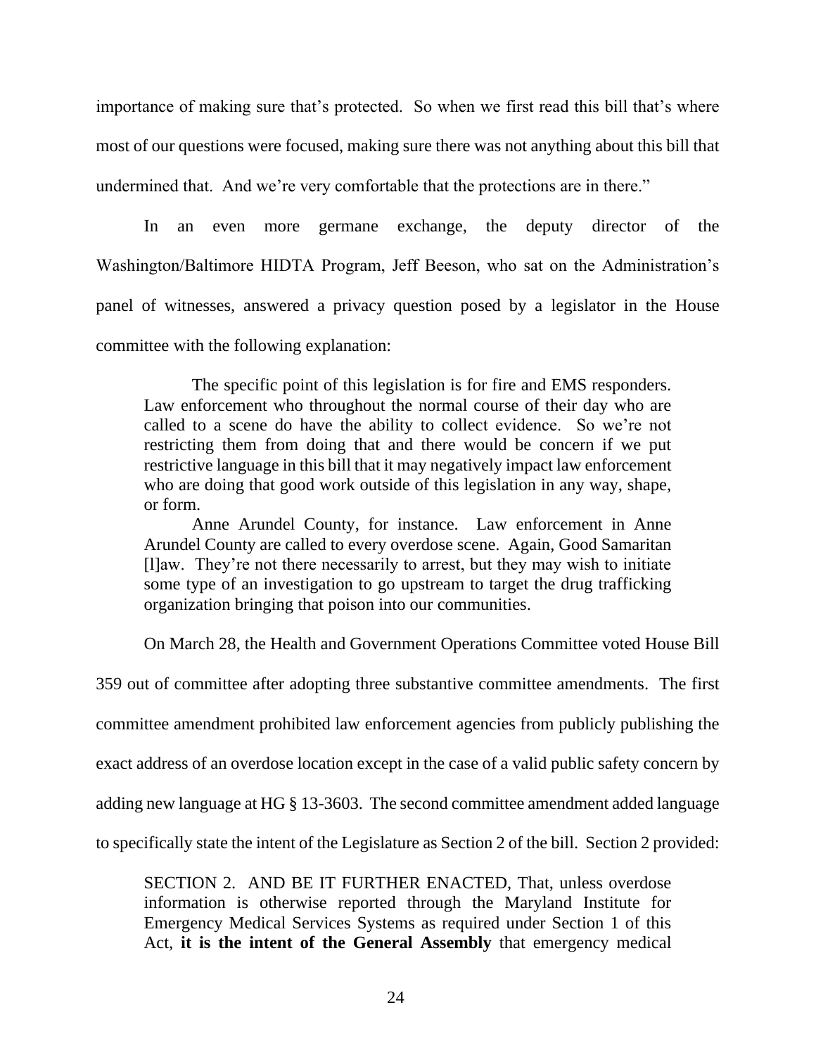importance of making sure that's protected. So when we first read this bill that's where most of our questions were focused, making sure there was not anything about this bill that undermined that. And we're very comfortable that the protections are in there."

In an even more germane exchange, the deputy director of the Washington/Baltimore HIDTA Program, Jeff Beeson, who sat on the Administration's panel of witnesses, answered a privacy question posed by a legislator in the House committee with the following explanation:

> The specific point of this legislation is for fire and EMS responders. Law enforcement who throughout the normal course of their day who are called to a scene do have the ability to collect evidence. So we're not restricting them from doing that and there would be concern if we put restrictive language in this bill that it may negatively impact law enforcement who are doing that good work outside of this legislation in any way, shape, or form.
>
> Anne Arundel County, for instance. Law enforcement in Anne Arundel County are called to every overdose scene. Again, Good Samaritan [l]aw. They're not there necessarily to arrest, but they may wish to initiate some type of an investigation to go upstream to target the drug trafficking organization bringing that poison into our communities.

On March 28, the Health and Government Operations Committee voted House Bill 359 out of committee after adopting three substantive committee amendments. The first committee amendment prohibited law enforcement agencies from publicly publishing the exact address of an overdose location except in the case of a valid public safety concern by adding new language at HG § 13-3603. The second committee amendment added language to specifically state the intent of the Legislature as Section 2 of the bill. Section 2 provided:

> SECTION 2. AND BE IT FURTHER ENACTED, That, unless overdose information is otherwise reported through the Maryland Institute for Emergency Medical Services Systems as required under Section 1 of this Act, **it is the intent of the General Assembly** that emergency medical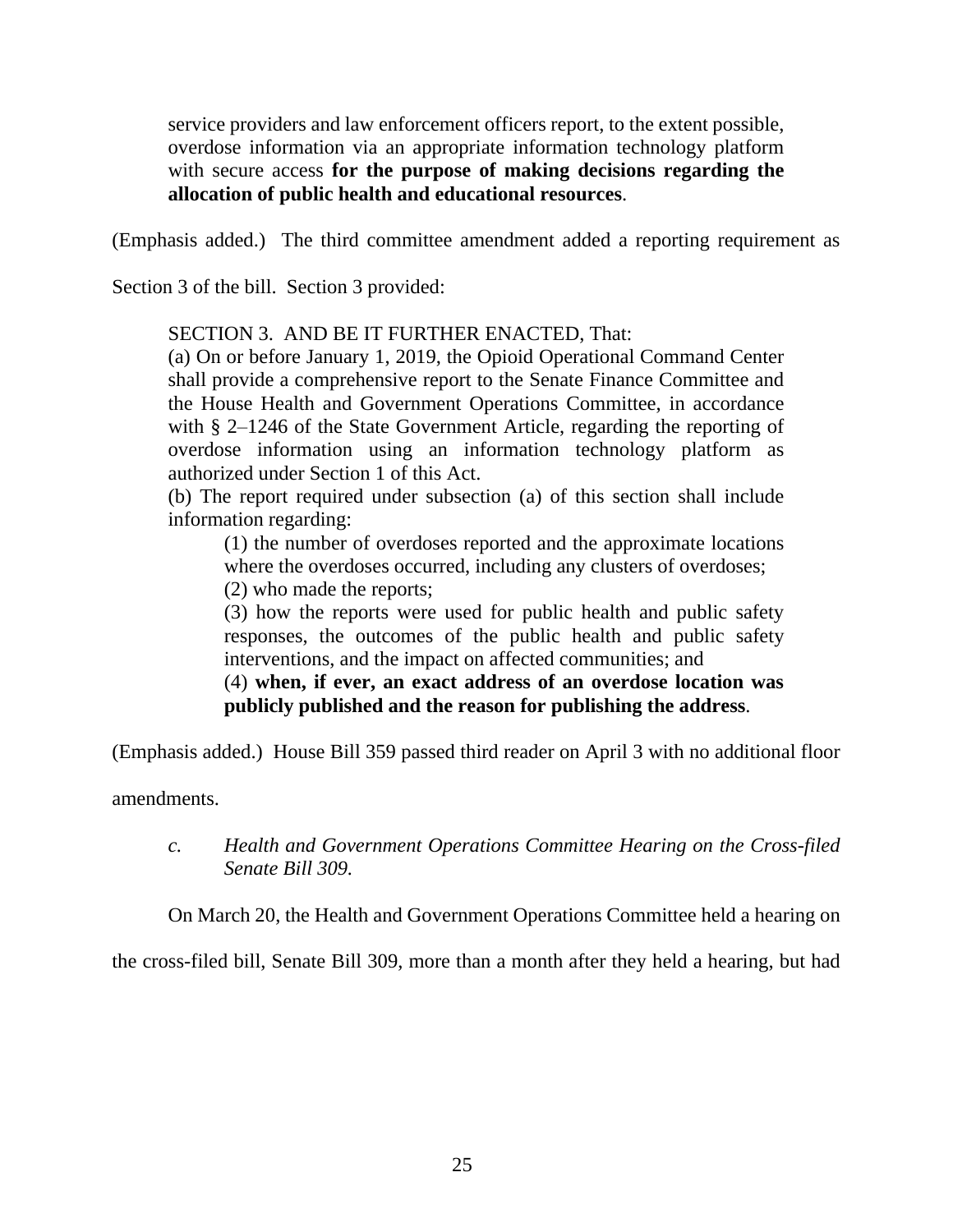> service providers and law enforcement officers report, to the extent possible, overdose information via an appropriate information technology platform with secure access **for the purpose of making decisions regarding the allocation of public health and educational resources**.

(Emphasis added.) The third committee amendment added a reporting requirement as Section 3 of the bill. Section 3 provided:

> SECTION 3. AND BE IT FURTHER ENACTED, That:
> (a) On or before January 1, 2019, the Opioid Operational Command Center shall provide a comprehensive report to the Senate Finance Committee and the House Health and Government Operations Committee, in accordance with § 2–1246 of the State Government Article, regarding the reporting of overdose information using an information technology platform as authorized under Section 1 of this Act.
> (b) The report required under subsection (a) of this section shall include information regarding:
>
> > (1) the number of overdoses reported and the approximate locations where the overdoses occurred, including any clusters of overdoses;
> > (2) who made the reports;
> > (3) how the reports were used for public health and public safety responses, the outcomes of the public health and public safety interventions, and the impact on affected communities; and
> > (4) **when, if ever, an exact address of an overdose location was publicly published and the reason for publishing the address**.

(Emphasis added.) House Bill 359 passed third reader on April 3 with no additional floor amendments.

*c. Health and Government Operations Committee Hearing on the Cross-filed Senate Bill 309.*

On March 20, the Health and Government Operations Committee held a hearing on the cross-filed bill, Senate Bill 309, more than a month after they held a hearing, but had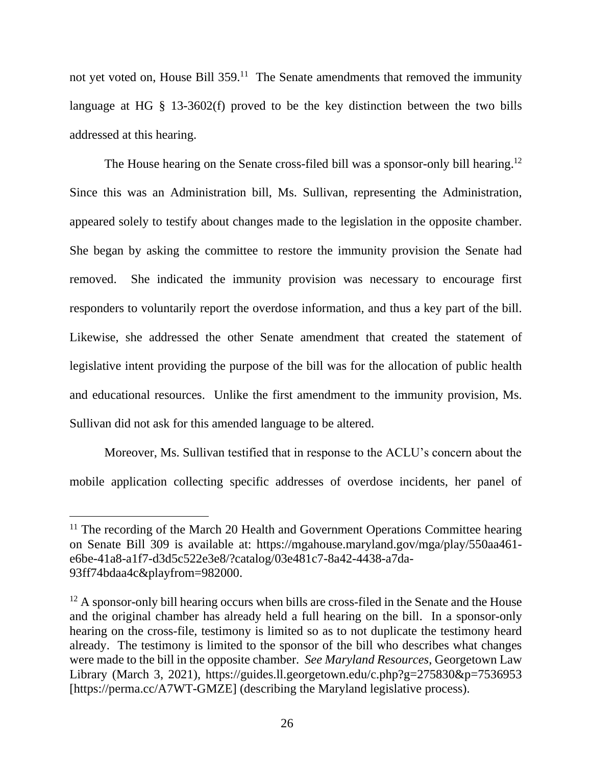not yet voted on, House Bill 359.[11] The Senate amendments that removed the immunity language at HG § 13-3602(f) proved to be the key distinction between the two bills addressed at this hearing.

The House hearing on the Senate cross-filed bill was a sponsor-only bill hearing.[12] Since this was an Administration bill, Ms. Sullivan, representing the Administration, appeared solely to testify about changes made to the legislation in the opposite chamber. She began by asking the committee to restore the immunity provision the Senate had removed. She indicated the immunity provision was necessary to encourage first responders to voluntarily report the overdose information, and thus a key part of the bill. Likewise, she addressed the other Senate amendment that created the statement of legislative intent providing the purpose of the bill was for the allocation of public health and educational resources. Unlike the first amendment to the immunity provision, Ms. Sullivan did not ask for this amended language to be altered.

Moreover, Ms. Sullivan testified that in response to the ACLU's concern about the mobile application collecting specific addresses of overdose incidents, her panel of

---

[11] The recording of the March 20 Health and Government Operations Committee hearing on Senate Bill 309 is available at: https://mgahouse.maryland.gov/mga/play/550aa461-e6be-41a8-a1f7-d3d5c522e3e8/?catalog/03e481c7-8a42-4438-a7da-93ff74bdaa4c&playfrom=982000.

[12] A sponsor-only bill hearing occurs when bills are cross-filed in the Senate and the House and the original chamber has already held a full hearing on the bill. In a sponsor-only hearing on the cross-file, testimony is limited so as to not duplicate the testimony heard already. The testimony is limited to the sponsor of the bill who describes what changes were made to the bill in the opposite chamber. *See Maryland Resources*, Georgetown Law Library (March 3, 2021), https://guides.ll.georgetown.edu/c.php?g=275830&p=7536953 [https://perma.cc/A7WT-GMZE] (describing the Maryland legislative process).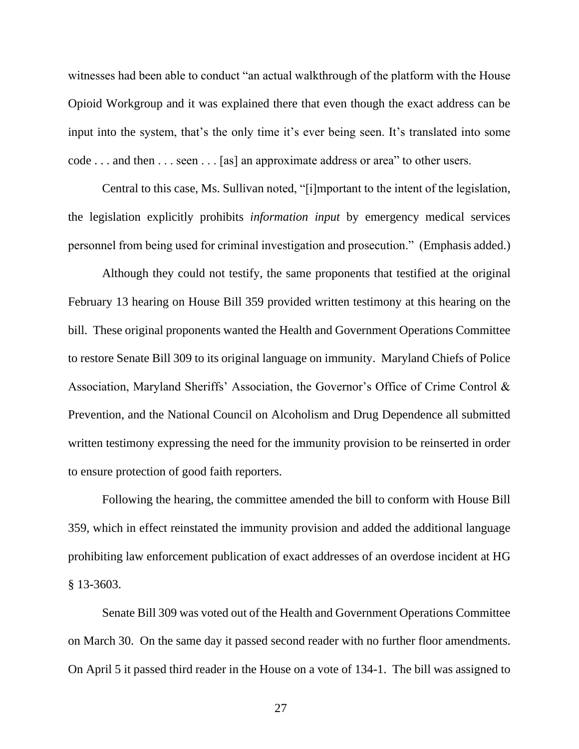witnesses had been able to conduct "an actual walkthrough of the platform with the House Opioid Workgroup and it was explained there that even though the exact address can be input into the system, that's the only time it's ever being seen. It's translated into some code . . . and then . . . seen . . . [as] an approximate address or area" to other users.

Central to this case, Ms. Sullivan noted, "[i]mportant to the intent of the legislation, the legislation explicitly prohibits *information input* by emergency medical services personnel from being used for criminal investigation and prosecution." (Emphasis added.)

Although they could not testify, the same proponents that testified at the original February 13 hearing on House Bill 359 provided written testimony at this hearing on the bill. These original proponents wanted the Health and Government Operations Committee to restore Senate Bill 309 to its original language on immunity. Maryland Chiefs of Police Association, Maryland Sheriffs' Association, the Governor's Office of Crime Control & Prevention, and the National Council on Alcoholism and Drug Dependence all submitted written testimony expressing the need for the immunity provision to be reinserted in order to ensure protection of good faith reporters.

Following the hearing, the committee amended the bill to conform with House Bill 359, which in effect reinstated the immunity provision and added the additional language prohibiting law enforcement publication of exact addresses of an overdose incident at HG § 13-3603.

Senate Bill 309 was voted out of the Health and Government Operations Committee on March 30. On the same day it passed second reader with no further floor amendments. On April 5 it passed third reader in the House on a vote of 134-1. The bill was assigned to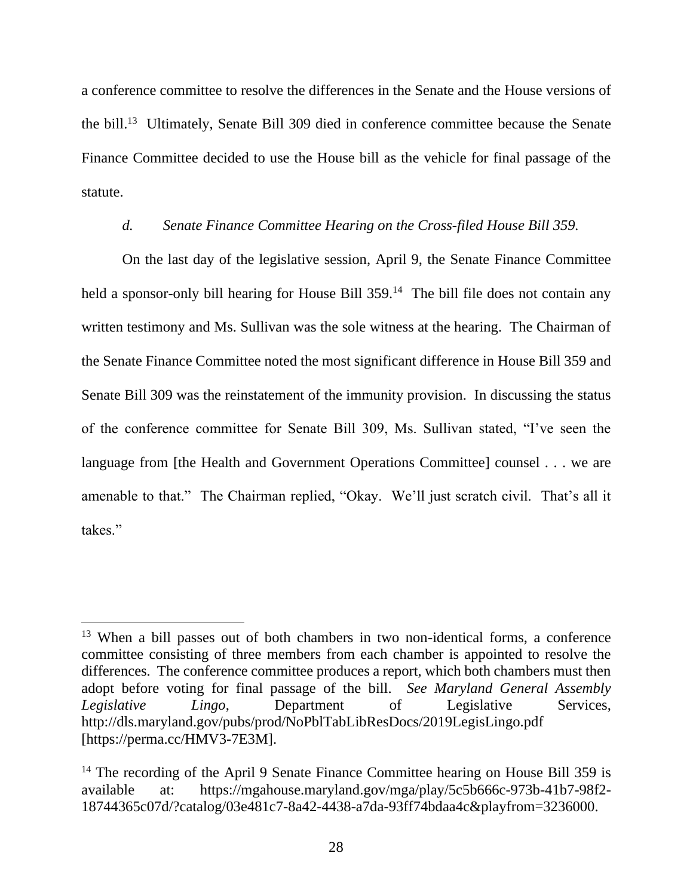a conference committee to resolve the differences in the Senate and the House versions of the bill.[13] Ultimately, Senate Bill 309 died in conference committee because the Senate Finance Committee decided to use the House bill as the vehicle for final passage of the statute.

*d. Senate Finance Committee Hearing on the Cross-filed House Bill 359.*

On the last day of the legislative session, April 9, the Senate Finance Committee held a sponsor-only bill hearing for House Bill 359.[14] The bill file does not contain any written testimony and Ms. Sullivan was the sole witness at the hearing. The Chairman of the Senate Finance Committee noted the most significant difference in House Bill 359 and Senate Bill 309 was the reinstatement of the immunity provision. In discussing the status of the conference committee for Senate Bill 309, Ms. Sullivan stated, "I've seen the language from [the Health and Government Operations Committee] counsel . . . we are amenable to that." The Chairman replied, "Okay. We'll just scratch civil. That's all it takes."

---

[13] When a bill passes out of both chambers in two non-identical forms, a conference committee consisting of three members from each chamber is appointed to resolve the differences. The conference committee produces a report, which both chambers must then adopt before voting for final passage of the bill. *See Maryland General Assembly Legislative Lingo*, Department of Legislative Services, http://dls.maryland.gov/pubs/prod/NoPblTabLibResDocs/2019LegisLingo.pdf [https://perma.cc/HMV3-7E3M].

[14] The recording of the April 9 Senate Finance Committee hearing on House Bill 359 is available at: https://mgahouse.maryland.gov/mga/play/5c5b666c-973b-41b7-98f2-18744365c07d/?catalog/03e481c7-8a42-4438-a7da-93ff74bdaa4c&playfrom=3236000.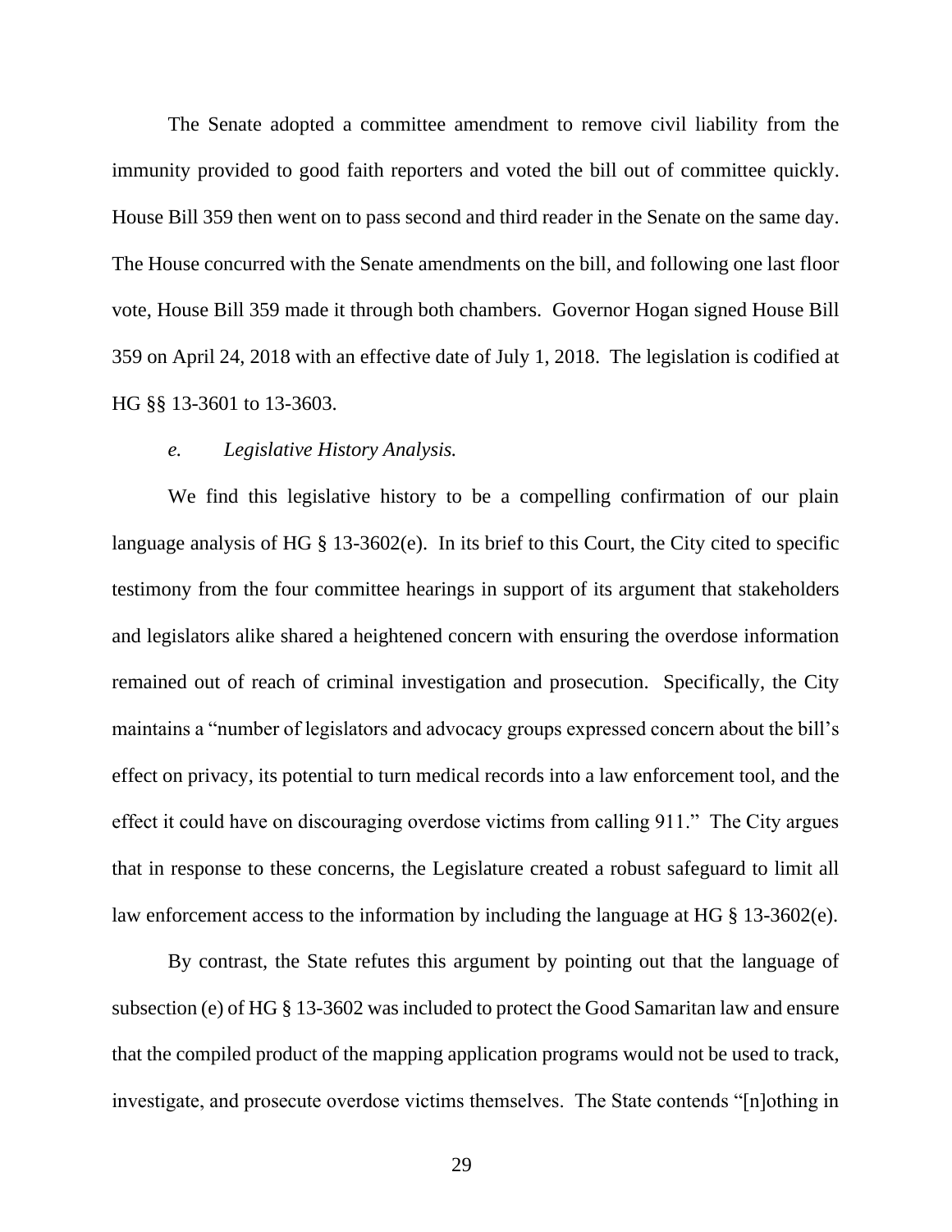The Senate adopted a committee amendment to remove civil liability from the immunity provided to good faith reporters and voted the bill out of committee quickly. House Bill 359 then went on to pass second and third reader in the Senate on the same day. The House concurred with the Senate amendments on the bill, and following one last floor vote, House Bill 359 made it through both chambers. Governor Hogan signed House Bill 359 on April 24, 2018 with an effective date of July 1, 2018. The legislation is codified at HG §§ 13-3601 to 13-3603.

*e. Legislative History Analysis.*

We find this legislative history to be a compelling confirmation of our plain language analysis of HG § 13-3602(e). In its brief to this Court, the City cited to specific testimony from the four committee hearings in support of its argument that stakeholders and legislators alike shared a heightened concern with ensuring the overdose information remained out of reach of criminal investigation and prosecution. Specifically, the City maintains a "number of legislators and advocacy groups expressed concern about the bill's effect on privacy, its potential to turn medical records into a law enforcement tool, and the effect it could have on discouraging overdose victims from calling 911." The City argues that in response to these concerns, the Legislature created a robust safeguard to limit all law enforcement access to the information by including the language at HG § 13-3602(e).

By contrast, the State refutes this argument by pointing out that the language of subsection (e) of HG § 13-3602 was included to protect the Good Samaritan law and ensure that the compiled product of the mapping application programs would not be used to track, investigate, and prosecute overdose victims themselves. The State contends "[n]othing in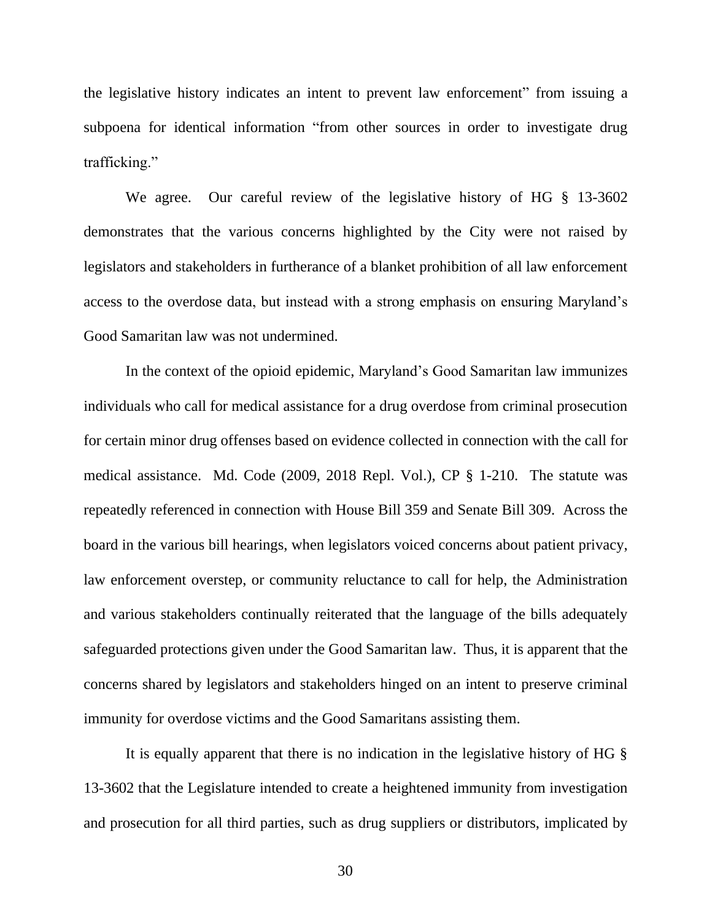the legislative history indicates an intent to prevent law enforcement" from issuing a subpoena for identical information "from other sources in order to investigate drug trafficking."

We agree. Our careful review of the legislative history of HG § 13-3602 demonstrates that the various concerns highlighted by the City were not raised by legislators and stakeholders in furtherance of a blanket prohibition of all law enforcement access to the overdose data, but instead with a strong emphasis on ensuring Maryland's Good Samaritan law was not undermined.

In the context of the opioid epidemic, Maryland's Good Samaritan law immunizes individuals who call for medical assistance for a drug overdose from criminal prosecution for certain minor drug offenses based on evidence collected in connection with the call for medical assistance. Md. Code (2009, 2018 Repl. Vol.), CP § 1-210. The statute was repeatedly referenced in connection with House Bill 359 and Senate Bill 309. Across the board in the various bill hearings, when legislators voiced concerns about patient privacy, law enforcement overstep, or community reluctance to call for help, the Administration and various stakeholders continually reiterated that the language of the bills adequately safeguarded protections given under the Good Samaritan law. Thus, it is apparent that the concerns shared by legislators and stakeholders hinged on an intent to preserve criminal immunity for overdose victims and the Good Samaritans assisting them.

It is equally apparent that there is no indication in the legislative history of HG § 13-3602 that the Legislature intended to create a heightened immunity from investigation and prosecution for all third parties, such as drug suppliers or distributors, implicated by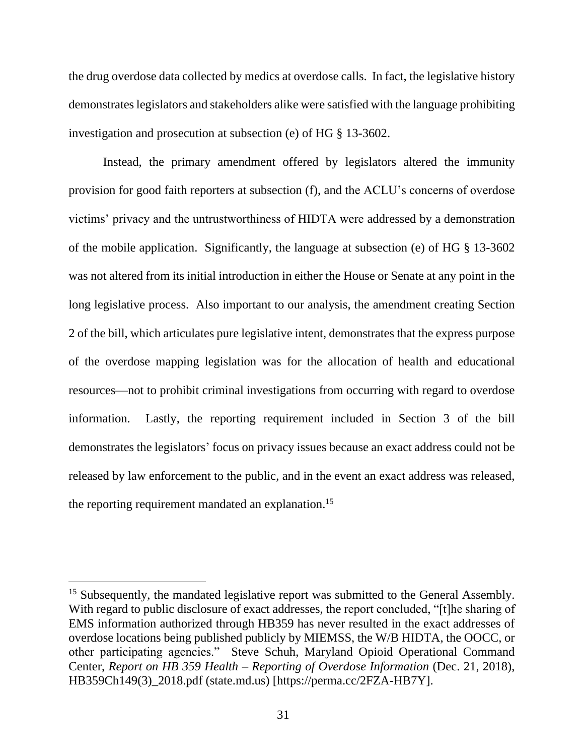the drug overdose data collected by medics at overdose calls. In fact, the legislative history demonstrates legislators and stakeholders alike were satisfied with the language prohibiting investigation and prosecution at subsection (e) of HG § 13-3602.

Instead, the primary amendment offered by legislators altered the immunity provision for good faith reporters at subsection (f), and the ACLU's concerns of overdose victims' privacy and the untrustworthiness of HIDTA were addressed by a demonstration of the mobile application. Significantly, the language at subsection (e) of HG § 13-3602 was not altered from its initial introduction in either the House or Senate at any point in the long legislative process. Also important to our analysis, the amendment creating Section 2 of the bill, which articulates pure legislative intent, demonstrates that the express purpose of the overdose mapping legislation was for the allocation of health and educational resources—not to prohibit criminal investigations from occurring with regard to overdose information. Lastly, the reporting requirement included in Section 3 of the bill demonstrates the legislators' focus on privacy issues because an exact address could not be released by law enforcement to the public, and in the event an exact address was released, the reporting requirement mandated an explanation.[15]

[15] Subsequently, the mandated legislative report was submitted to the General Assembly. With regard to public disclosure of exact addresses, the report concluded, "[t]he sharing of EMS information authorized through HB359 has never resulted in the exact addresses of overdose locations being published publicly by MIEMSS, the W/B HIDTA, the OOCC, or other participating agencies." Steve Schuh, Maryland Opioid Operational Command Center, *Report on HB 359 Health – Reporting of Overdose Information* (Dec. 21, 2018), HB359Ch149(3)_2018.pdf (state.md.us) [https://perma.cc/2FZA-HB7Y].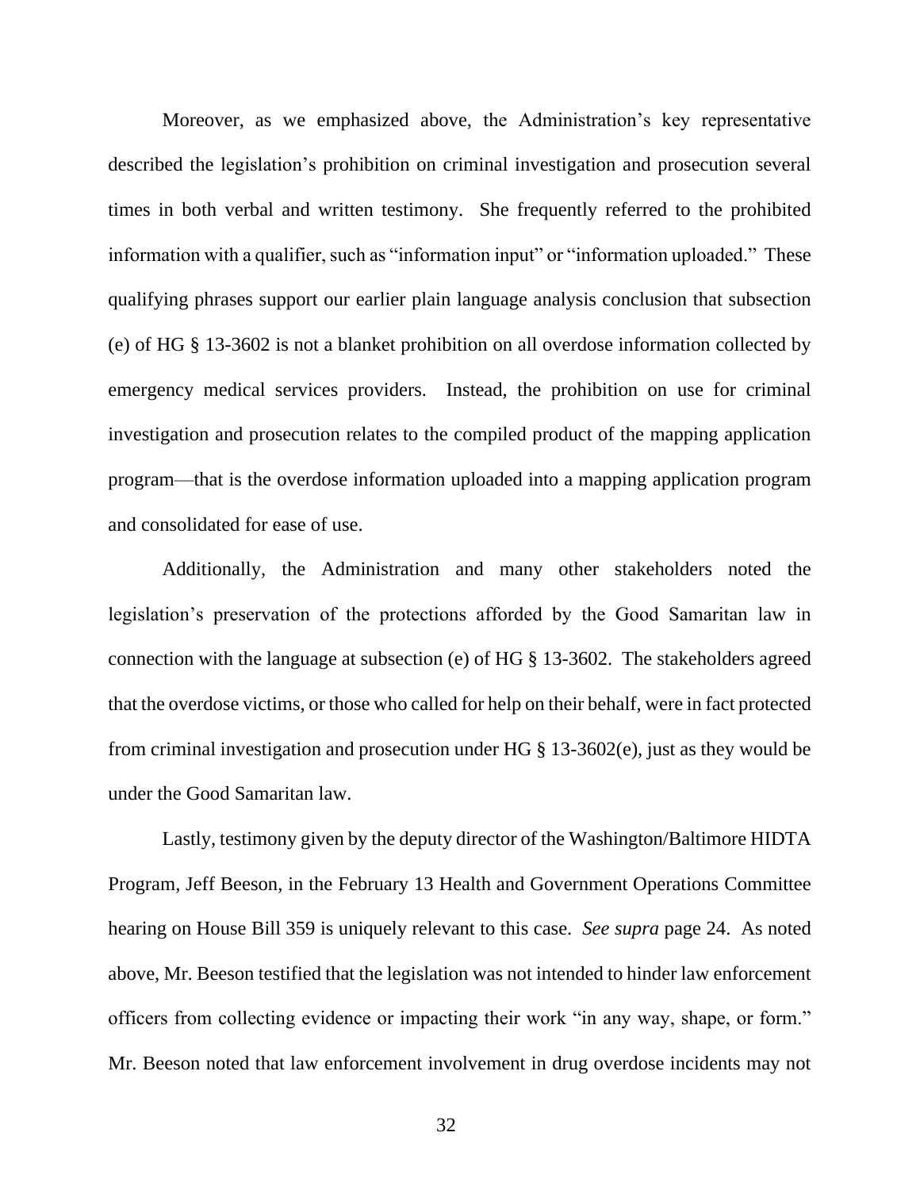Moreover, as we emphasized above, the Administration's key representative described the legislation's prohibition on criminal investigation and prosecution several times in both verbal and written testimony. She frequently referred to the prohibited information with a qualifier, such as "information input" or "information uploaded." These qualifying phrases support our earlier plain language analysis conclusion that subsection (e) of HG § 13-3602 is not a blanket prohibition on all overdose information collected by emergency medical services providers. Instead, the prohibition on use for criminal investigation and prosecution relates to the compiled product of the mapping application program—that is the overdose information uploaded into a mapping application program and consolidated for ease of use.

Additionally, the Administration and many other stakeholders noted the legislation's preservation of the protections afforded by the Good Samaritan law in connection with the language at subsection (e) of HG § 13-3602. The stakeholders agreed that the overdose victims, or those who called for help on their behalf, were in fact protected from criminal investigation and prosecution under HG § 13-3602(e), just as they would be under the Good Samaritan law.

Lastly, testimony given by the deputy director of the Washington/Baltimore HIDTA Program, Jeff Beeson, in the February 13 Health and Government Operations Committee hearing on House Bill 359 is uniquely relevant to this case. *See supra* page 24. As noted above, Mr. Beeson testified that the legislation was not intended to hinder law enforcement officers from collecting evidence or impacting their work "in any way, shape, or form." Mr. Beeson noted that law enforcement involvement in drug overdose incidents may not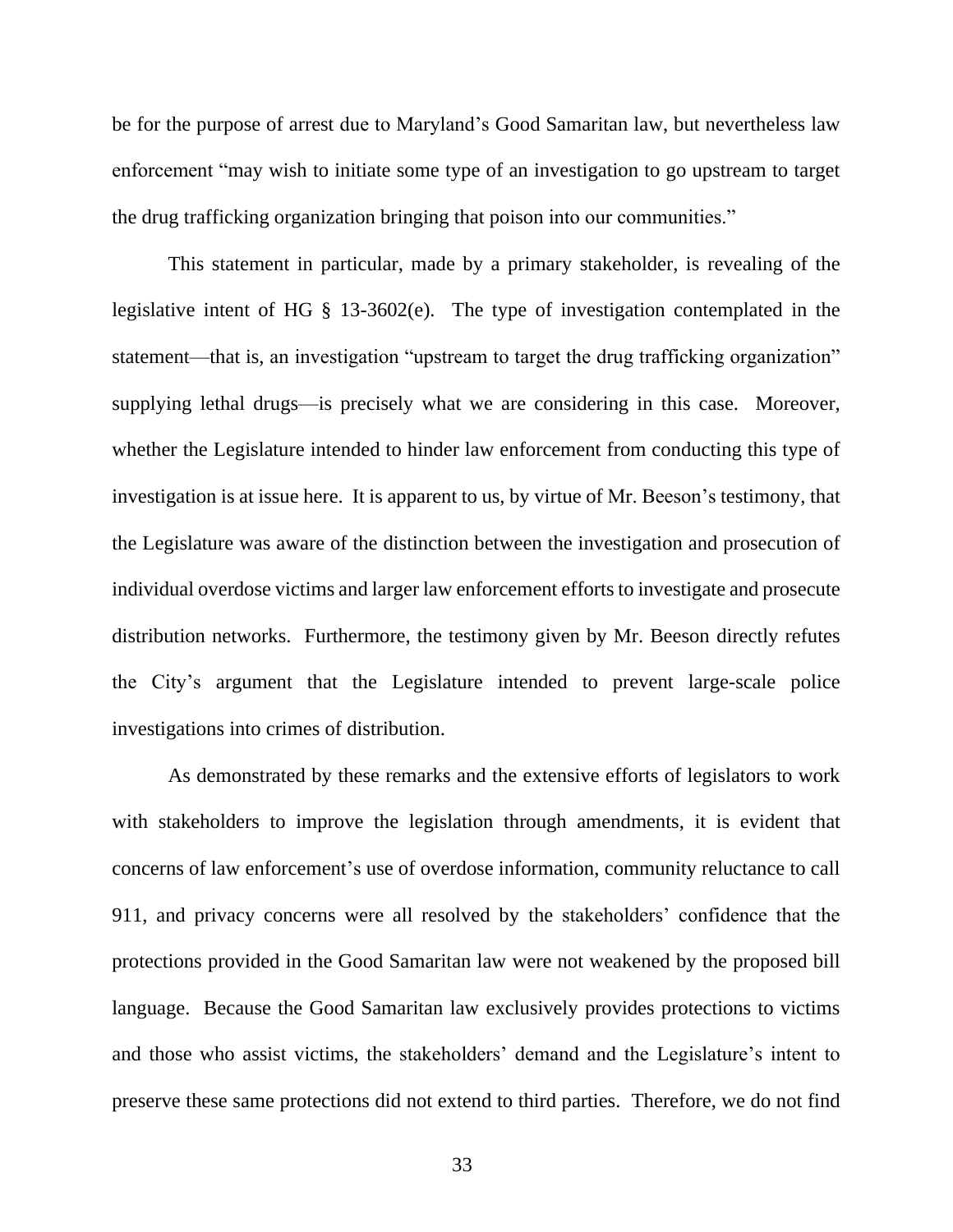be for the purpose of arrest due to Maryland's Good Samaritan law, but nevertheless law enforcement "may wish to initiate some type of an investigation to go upstream to target the drug trafficking organization bringing that poison into our communities."

This statement in particular, made by a primary stakeholder, is revealing of the legislative intent of HG § 13-3602(e). The type of investigation contemplated in the statement—that is, an investigation "upstream to target the drug trafficking organization" supplying lethal drugs—is precisely what we are considering in this case. Moreover, whether the Legislature intended to hinder law enforcement from conducting this type of investigation is at issue here. It is apparent to us, by virtue of Mr. Beeson's testimony, that the Legislature was aware of the distinction between the investigation and prosecution of individual overdose victims and larger law enforcement efforts to investigate and prosecute distribution networks. Furthermore, the testimony given by Mr. Beeson directly refutes the City's argument that the Legislature intended to prevent large-scale police investigations into crimes of distribution.

As demonstrated by these remarks and the extensive efforts of legislators to work with stakeholders to improve the legislation through amendments, it is evident that concerns of law enforcement's use of overdose information, community reluctance to call 911, and privacy concerns were all resolved by the stakeholders' confidence that the protections provided in the Good Samaritan law were not weakened by the proposed bill language. Because the Good Samaritan law exclusively provides protections to victims and those who assist victims, the stakeholders' demand and the Legislature's intent to preserve these same protections did not extend to third parties. Therefore, we do not find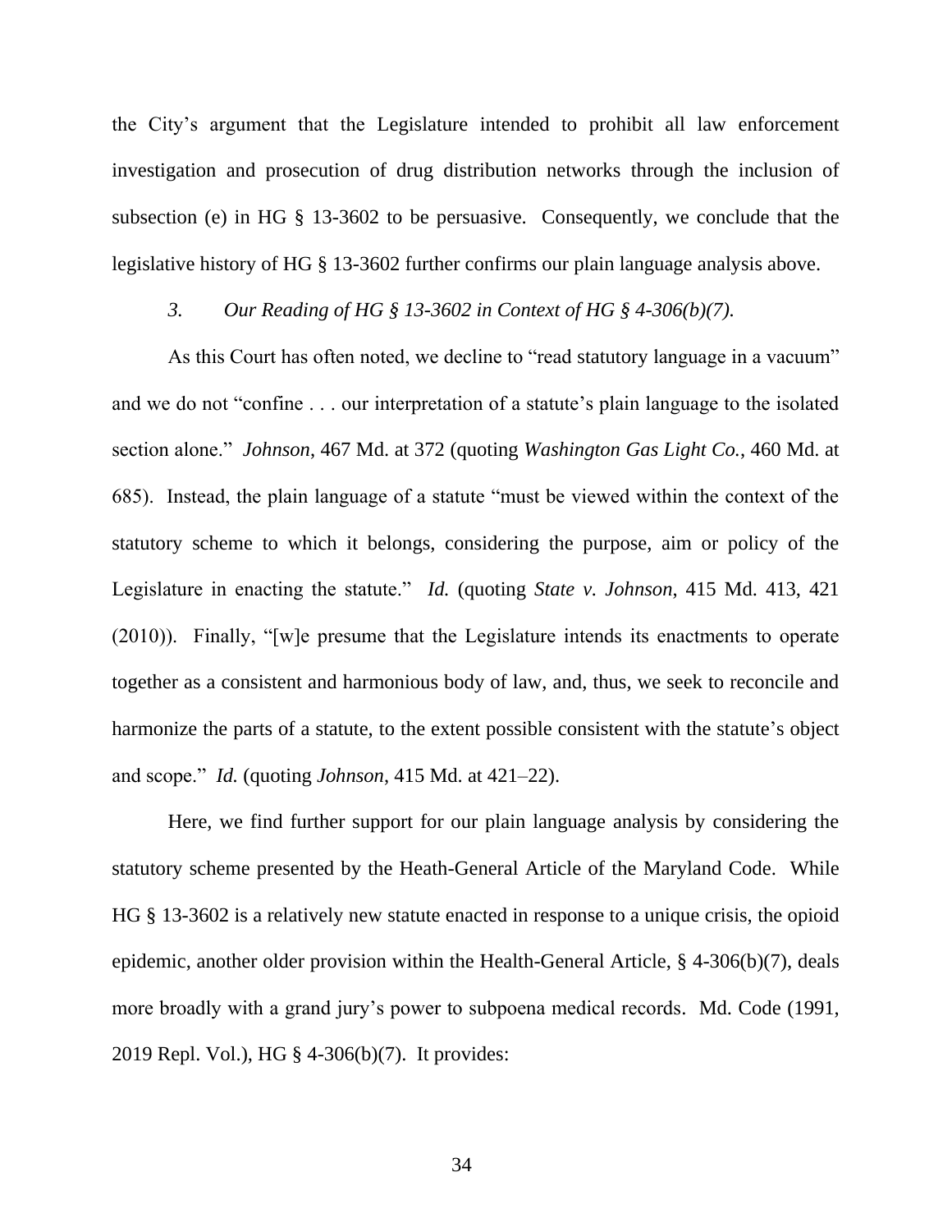the City's argument that the Legislature intended to prohibit all law enforcement investigation and prosecution of drug distribution networks through the inclusion of subsection (e) in HG § 13-3602 to be persuasive. Consequently, we conclude that the legislative history of HG § 13-3602 further confirms our plain language analysis above.

### 3. *Our Reading of HG § 13-3602 in Context of HG § 4-306(b)(7).*

As this Court has often noted, we decline to "read statutory language in a vacuum" and we do not "confine . . . our interpretation of a statute's plain language to the isolated section alone." *Johnson*, 467 Md. at 372 (quoting *Washington Gas Light Co.*, 460 Md. at 685). Instead, the plain language of a statute "must be viewed within the context of the statutory scheme to which it belongs, considering the purpose, aim or policy of the Legislature in enacting the statute." *Id.* (quoting *State v. Johnson*, 415 Md. 413, 421 (2010)). Finally, "[w]e presume that the Legislature intends its enactments to operate together as a consistent and harmonious body of law, and, thus, we seek to reconcile and harmonize the parts of a statute, to the extent possible consistent with the statute's object and scope." *Id.* (quoting *Johnson*, 415 Md. at 421–22).

Here, we find further support for our plain language analysis by considering the statutory scheme presented by the Heath-General Article of the Maryland Code. While HG § 13-3602 is a relatively new statute enacted in response to a unique crisis, the opioid epidemic, another older provision within the Health-General Article, § 4-306(b)(7), deals more broadly with a grand jury's power to subpoena medical records. Md. Code (1991, 2019 Repl. Vol.), HG § 4-306(b)(7). It provides: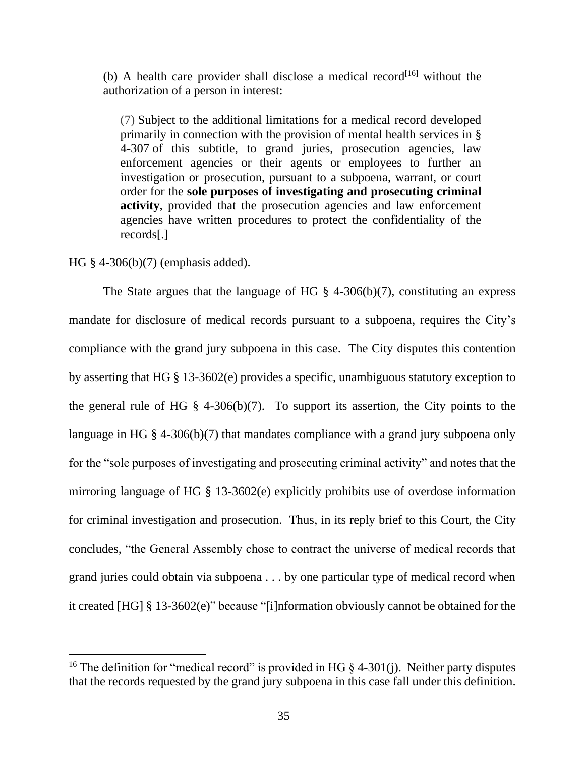> (b) A health care provider shall disclose a medical record[16] without the authorization of a person in interest:
>
> > (7) Subject to the additional limitations for a medical record developed primarily in connection with the provision of mental health services in § 4-307 of this subtitle, to grand juries, prosecution agencies, law enforcement agencies or their agents or employees to further an investigation or prosecution, pursuant to a subpoena, warrant, or court order for the **sole purposes of investigating and prosecuting criminal activity**, provided that the prosecution agencies and law enforcement agencies have written procedures to protect the confidentiality of the records[.]

HG § 4-306(b)(7) (emphasis added).

The State argues that the language of HG § 4-306(b)(7), constituting an express mandate for disclosure of medical records pursuant to a subpoena, requires the City's compliance with the grand jury subpoena in this case. The City disputes this contention by asserting that HG § 13-3602(e) provides a specific, unambiguous statutory exception to the general rule of HG § 4-306(b)(7). To support its assertion, the City points to the language in HG § 4-306(b)(7) that mandates compliance with a grand jury subpoena only for the "sole purposes of investigating and prosecuting criminal activity" and notes that the mirroring language of HG § 13-3602(e) explicitly prohibits use of overdose information for criminal investigation and prosecution. Thus, in its reply brief to this Court, the City concludes, "the General Assembly chose to contract the universe of medical records that grand juries could obtain via subpoena . . . by one particular type of medical record when it created [HG] § 13-3602(e)" because "[i]nformation obviously cannot be obtained for the

[16] The definition for "medical record" is provided in HG § 4-301(j). Neither party disputes that the records requested by the grand jury subpoena in this case fall under this definition.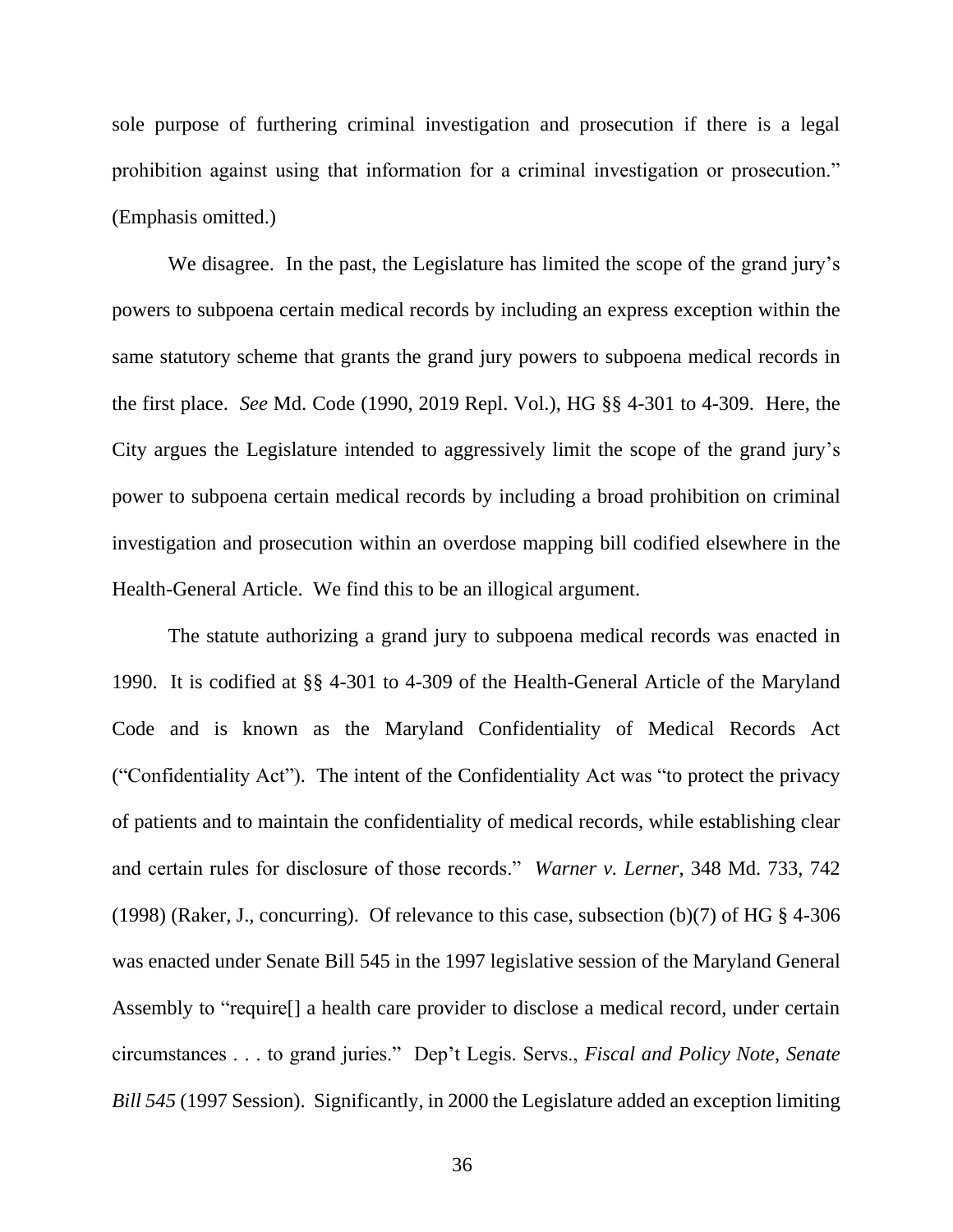sole purpose of furthering criminal investigation and prosecution if there is a legal prohibition against using that information for a criminal investigation or prosecution." (Emphasis omitted.)

We disagree. In the past, the Legislature has limited the scope of the grand jury's powers to subpoena certain medical records by including an express exception within the same statutory scheme that grants the grand jury powers to subpoena medical records in the first place. *See* Md. Code (1990, 2019 Repl. Vol.), HG §§ 4-301 to 4-309. Here, the City argues the Legislature intended to aggressively limit the scope of the grand jury's power to subpoena certain medical records by including a broad prohibition on criminal investigation and prosecution within an overdose mapping bill codified elsewhere in the Health-General Article. We find this to be an illogical argument.

The statute authorizing a grand jury to subpoena medical records was enacted in 1990. It is codified at §§ 4-301 to 4-309 of the Health-General Article of the Maryland Code and is known as the Maryland Confidentiality of Medical Records Act ("Confidentiality Act"). The intent of the Confidentiality Act was "to protect the privacy of patients and to maintain the confidentiality of medical records, while establishing clear and certain rules for disclosure of those records." *Warner v. Lerner*, 348 Md. 733, 742 (1998) (Raker, J., concurring). Of relevance to this case, subsection (b)(7) of HG § 4-306 was enacted under Senate Bill 545 in the 1997 legislative session of the Maryland General Assembly to "require[] a health care provider to disclose a medical record, under certain circumstances . . . to grand juries." Dep't Legis. Servs., *Fiscal and Policy Note*, *Senate Bill 545* (1997 Session). Significantly, in 2000 the Legislature added an exception limiting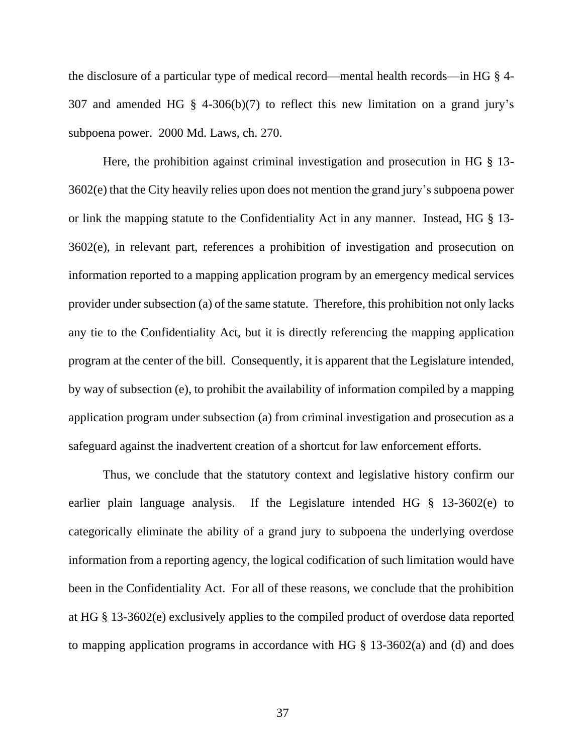the disclosure of a particular type of medical record—mental health records—in HG § 4-307 and amended HG § 4-306(b)(7) to reflect this new limitation on a grand jury's subpoena power. 2000 Md. Laws, ch. 270.

Here, the prohibition against criminal investigation and prosecution in HG § 13-3602(e) that the City heavily relies upon does not mention the grand jury's subpoena power or link the mapping statute to the Confidentiality Act in any manner. Instead, HG § 13-3602(e), in relevant part, references a prohibition of investigation and prosecution on information reported to a mapping application program by an emergency medical services provider under subsection (a) of the same statute. Therefore, this prohibition not only lacks any tie to the Confidentiality Act, but it is directly referencing the mapping application program at the center of the bill. Consequently, it is apparent that the Legislature intended, by way of subsection (e), to prohibit the availability of information compiled by a mapping application program under subsection (a) from criminal investigation and prosecution as a safeguard against the inadvertent creation of a shortcut for law enforcement efforts.

Thus, we conclude that the statutory context and legislative history confirm our earlier plain language analysis. If the Legislature intended HG § 13-3602(e) to categorically eliminate the ability of a grand jury to subpoena the underlying overdose information from a reporting agency, the logical codification of such limitation would have been in the Confidentiality Act. For all of these reasons, we conclude that the prohibition at HG § 13-3602(e) exclusively applies to the compiled product of overdose data reported to mapping application programs in accordance with HG § 13-3602(a) and (d) and does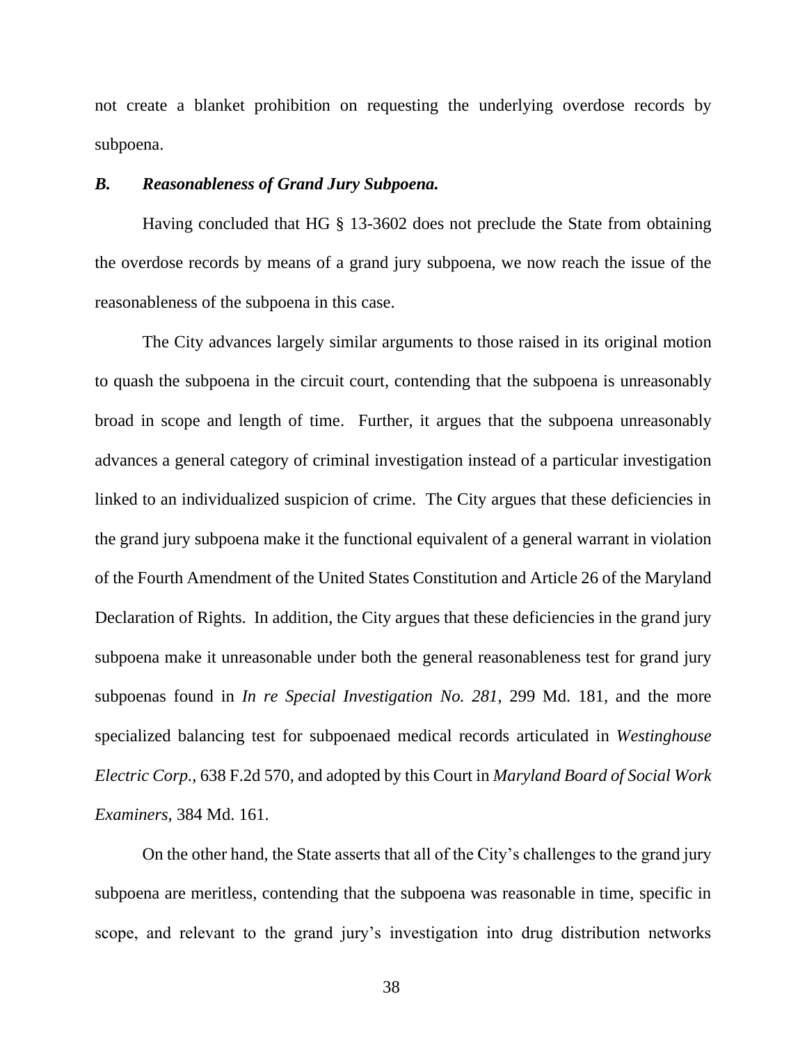not create a blanket prohibition on requesting the underlying overdose records by subpoena.

### *B. Reasonableness of Grand Jury Subpoena.*

Having concluded that HG § 13-3602 does not preclude the State from obtaining the overdose records by means of a grand jury subpoena, we now reach the issue of the reasonableness of the subpoena in this case.

The City advances largely similar arguments to those raised in its original motion to quash the subpoena in the circuit court, contending that the subpoena is unreasonably broad in scope and length of time. Further, it argues that the subpoena unreasonably advances a general category of criminal investigation instead of a particular investigation linked to an individualized suspicion of crime. The City argues that these deficiencies in the grand jury subpoena make it the functional equivalent of a general warrant in violation of the Fourth Amendment of the United States Constitution and Article 26 of the Maryland Declaration of Rights. In addition, the City argues that these deficiencies in the grand jury subpoena make it unreasonable under both the general reasonableness test for grand jury subpoenas found in *In re Special Investigation No. 281*, 299 Md. 181, and the more specialized balancing test for subpoenaed medical records articulated in *Westinghouse Electric Corp.*, 638 F.2d 570, and adopted by this Court in *Maryland Board of Social Work Examiners*, 384 Md. 161.

On the other hand, the State asserts that all of the City's challenges to the grand jury subpoena are meritless, contending that the subpoena was reasonable in time, specific in scope, and relevant to the grand jury's investigation into drug distribution networks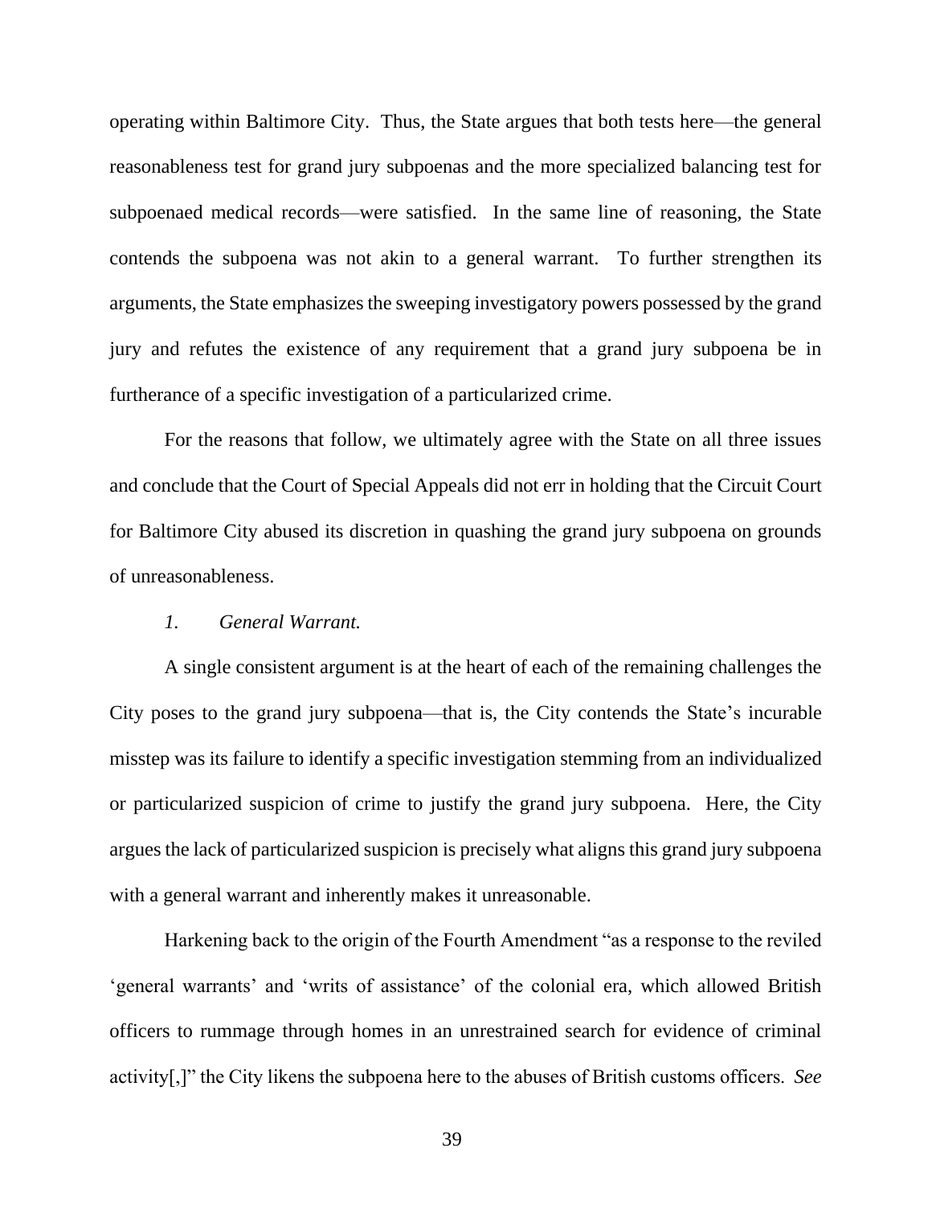operating within Baltimore City. Thus, the State argues that both tests here—the general reasonableness test for grand jury subpoenas and the more specialized balancing test for subpoenaed medical records—were satisfied. In the same line of reasoning, the State contends the subpoena was not akin to a general warrant. To further strengthen its arguments, the State emphasizes the sweeping investigatory powers possessed by the grand jury and refutes the existence of any requirement that a grand jury subpoena be in furtherance of a specific investigation of a particularized crime.

For the reasons that follow, we ultimately agree with the State on all three issues and conclude that the Court of Special Appeals did not err in holding that the Circuit Court for Baltimore City abused its discretion in quashing the grand jury subpoena on grounds of unreasonableness.

*1. General Warrant.*

A single consistent argument is at the heart of each of the remaining challenges the City poses to the grand jury subpoena—that is, the City contends the State's incurable misstep was its failure to identify a specific investigation stemming from an individualized or particularized suspicion of crime to justify the grand jury subpoena. Here, the City argues the lack of particularized suspicion is precisely what aligns this grand jury subpoena with a general warrant and inherently makes it unreasonable.

Harkening back to the origin of the Fourth Amendment "as a response to the reviled 'general warrants' and 'writs of assistance' of the colonial era, which allowed British officers to rummage through homes in an unrestrained search for evidence of criminal activity[,]" the City likens the subpoena here to the abuses of British customs officers. *See*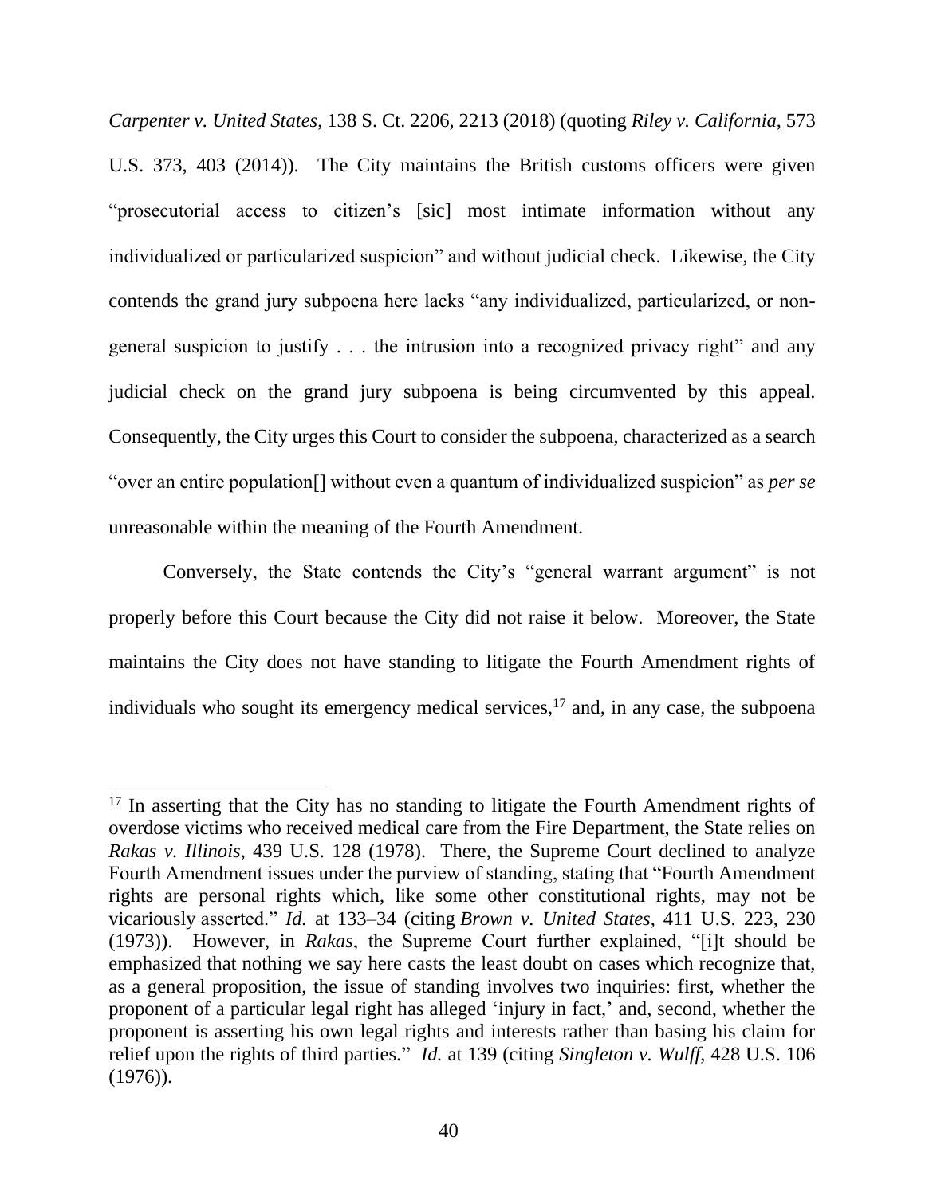*Carpenter v. United States*, 138 S. Ct. 2206, 2213 (2018) (quoting *Riley v. California*, 573 U.S. 373, 403 (2014)). The City maintains the British customs officers were given "prosecutorial access to citizen's [sic] most intimate information without any individualized or particularized suspicion" and without judicial check. Likewise, the City contends the grand jury subpoena here lacks "any individualized, particularized, or non-general suspicion to justify . . . the intrusion into a recognized privacy right" and any judicial check on the grand jury subpoena is being circumvented by this appeal. Consequently, the City urges this Court to consider the subpoena, characterized as a search "over an entire population[] without even a quantum of individualized suspicion" as *per se* unreasonable within the meaning of the Fourth Amendment.

Conversely, the State contends the City's "general warrant argument" is not properly before this Court because the City did not raise it below. Moreover, the State maintains the City does not have standing to litigate the Fourth Amendment rights of individuals who sought its emergency medical services,[17] and, in any case, the subpoena

---

[17] In asserting that the City has no standing to litigate the Fourth Amendment rights of overdose victims who received medical care from the Fire Department, the State relies on *Rakas v. Illinois*, 439 U.S. 128 (1978). There, the Supreme Court declined to analyze Fourth Amendment issues under the purview of standing, stating that "Fourth Amendment rights are personal rights which, like some other constitutional rights, may not be vicariously asserted." *Id.* at 133–34 (citing *Brown v. United States*, 411 U.S. 223, 230 (1973)). However, in *Rakas*, the Supreme Court further explained, "[i]t should be emphasized that nothing we say here casts the least doubt on cases which recognize that, as a general proposition, the issue of standing involves two inquiries: first, whether the proponent of a particular legal right has alleged 'injury in fact,' and, second, whether the proponent is asserting his own legal rights and interests rather than basing his claim for relief upon the rights of third parties." *Id.* at 139 (citing *Singleton v. Wulff*, 428 U.S. 106 (1976)).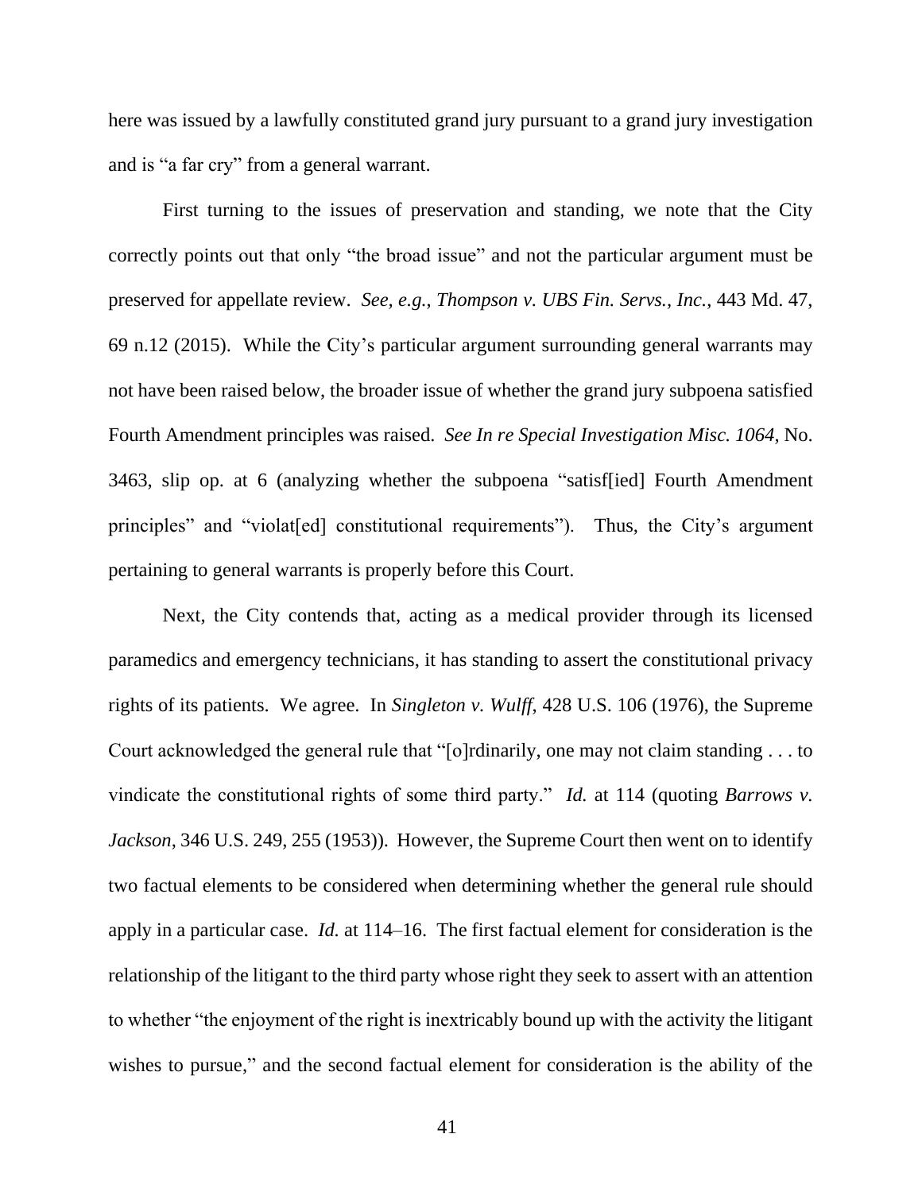here was issued by a lawfully constituted grand jury pursuant to a grand jury investigation and is "a far cry" from a general warrant.

First turning to the issues of preservation and standing, we note that the City correctly points out that only "the broad issue" and not the particular argument must be preserved for appellate review. *See, e.g.*, *Thompson v. UBS Fin. Servs., Inc.*, 443 Md. 47, 69 n.12 (2015). While the City's particular argument surrounding general warrants may not have been raised below, the broader issue of whether the grand jury subpoena satisfied Fourth Amendment principles was raised. *See In re Special Investigation Misc. 1064*, No. 3463, slip op. at 6 (analyzing whether the subpoena "satisf[ied] Fourth Amendment principles" and "violat[ed] constitutional requirements"). Thus, the City's argument pertaining to general warrants is properly before this Court.

Next, the City contends that, acting as a medical provider through its licensed paramedics and emergency technicians, it has standing to assert the constitutional privacy rights of its patients. We agree. In *Singleton v. Wulff*, 428 U.S. 106 (1976), the Supreme Court acknowledged the general rule that "[o]rdinarily, one may not claim standing . . . to vindicate the constitutional rights of some third party." *Id.* at 114 (quoting *Barrows v. Jackson*, 346 U.S. 249, 255 (1953)). However, the Supreme Court then went on to identify two factual elements to be considered when determining whether the general rule should apply in a particular case. *Id.* at 114–16. The first factual element for consideration is the relationship of the litigant to the third party whose right they seek to assert with an attention to whether "the enjoyment of the right is inextricably bound up with the activity the litigant wishes to pursue," and the second factual element for consideration is the ability of the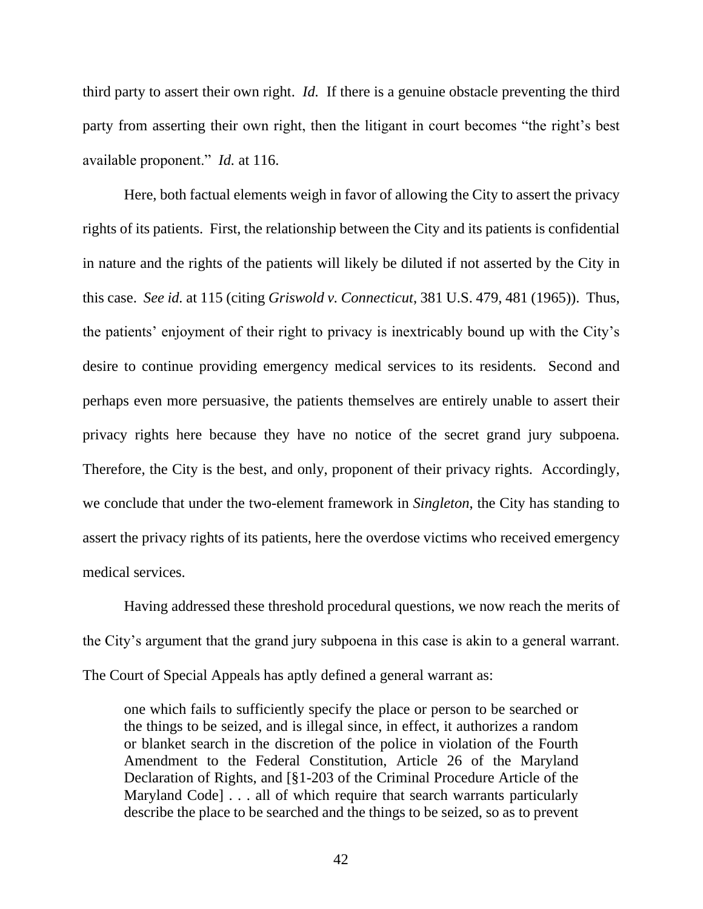third party to assert their own right. *Id.* If there is a genuine obstacle preventing the third party from asserting their own right, then the litigant in court becomes "the right's best available proponent." *Id.* at 116.

Here, both factual elements weigh in favor of allowing the City to assert the privacy rights of its patients. First, the relationship between the City and its patients is confidential in nature and the rights of the patients will likely be diluted if not asserted by the City in this case. *See id.* at 115 (citing *Griswold v. Connecticut*, 381 U.S. 479, 481 (1965)). Thus, the patients' enjoyment of their right to privacy is inextricably bound up with the City's desire to continue providing emergency medical services to its residents. Second and perhaps even more persuasive, the patients themselves are entirely unable to assert their privacy rights here because they have no notice of the secret grand jury subpoena. Therefore, the City is the best, and only, proponent of their privacy rights. Accordingly, we conclude that under the two-element framework in *Singleton*, the City has standing to assert the privacy rights of its patients, here the overdose victims who received emergency medical services.

Having addressed these threshold procedural questions, we now reach the merits of the City's argument that the grand jury subpoena in this case is akin to a general warrant. The Court of Special Appeals has aptly defined a general warrant as:

> one which fails to sufficiently specify the place or person to be searched or the things to be seized, and is illegal since, in effect, it authorizes a random or blanket search in the discretion of the police in violation of the Fourth Amendment to the Federal Constitution, Article 26 of the Maryland Declaration of Rights, and [§1-203 of the Criminal Procedure Article of the Maryland Code] . . . all of which require that search warrants particularly describe the place to be searched and the things to be seized, so as to prevent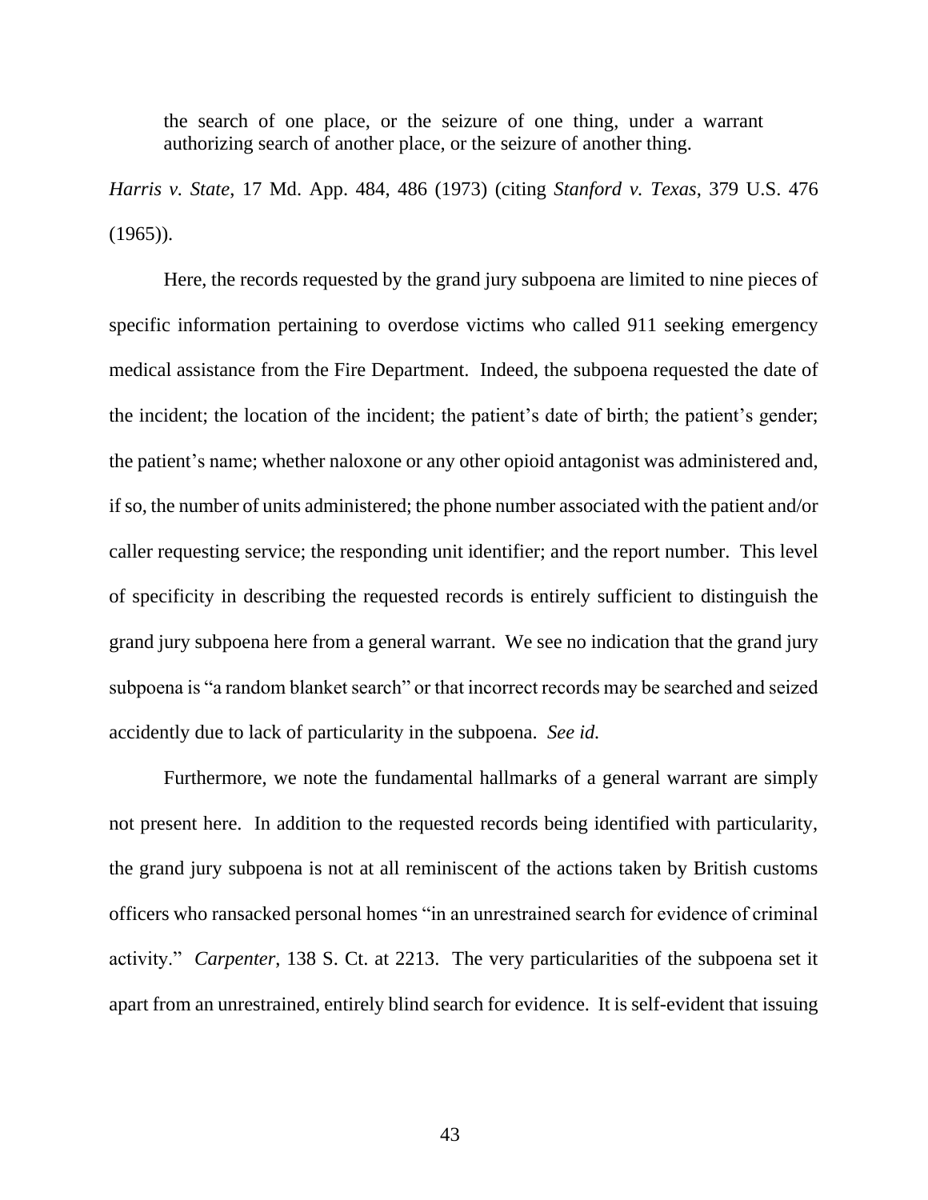> the search of one place, or the seizure of one thing, under a warrant authorizing search of another place, or the seizure of another thing.

*Harris v. State*, 17 Md. App. 484, 486 (1973) (citing *Stanford v. Texas*, 379 U.S. 476 (1965)).

Here, the records requested by the grand jury subpoena are limited to nine pieces of specific information pertaining to overdose victims who called 911 seeking emergency medical assistance from the Fire Department. Indeed, the subpoena requested the date of the incident; the location of the incident; the patient's date of birth; the patient's gender; the patient's name; whether naloxone or any other opioid antagonist was administered and, if so, the number of units administered; the phone number associated with the patient and/or caller requesting service; the responding unit identifier; and the report number. This level of specificity in describing the requested records is entirely sufficient to distinguish the grand jury subpoena here from a general warrant. We see no indication that the grand jury subpoena is "a random blanket search" or that incorrect records may be searched and seized accidently due to lack of particularity in the subpoena. *See id.*

Furthermore, we note the fundamental hallmarks of a general warrant are simply not present here. In addition to the requested records being identified with particularity, the grand jury subpoena is not at all reminiscent of the actions taken by British customs officers who ransacked personal homes "in an unrestrained search for evidence of criminal activity." *Carpenter*, 138 S. Ct. at 2213. The very particularities of the subpoena set it apart from an unrestrained, entirely blind search for evidence. It is self-evident that issuing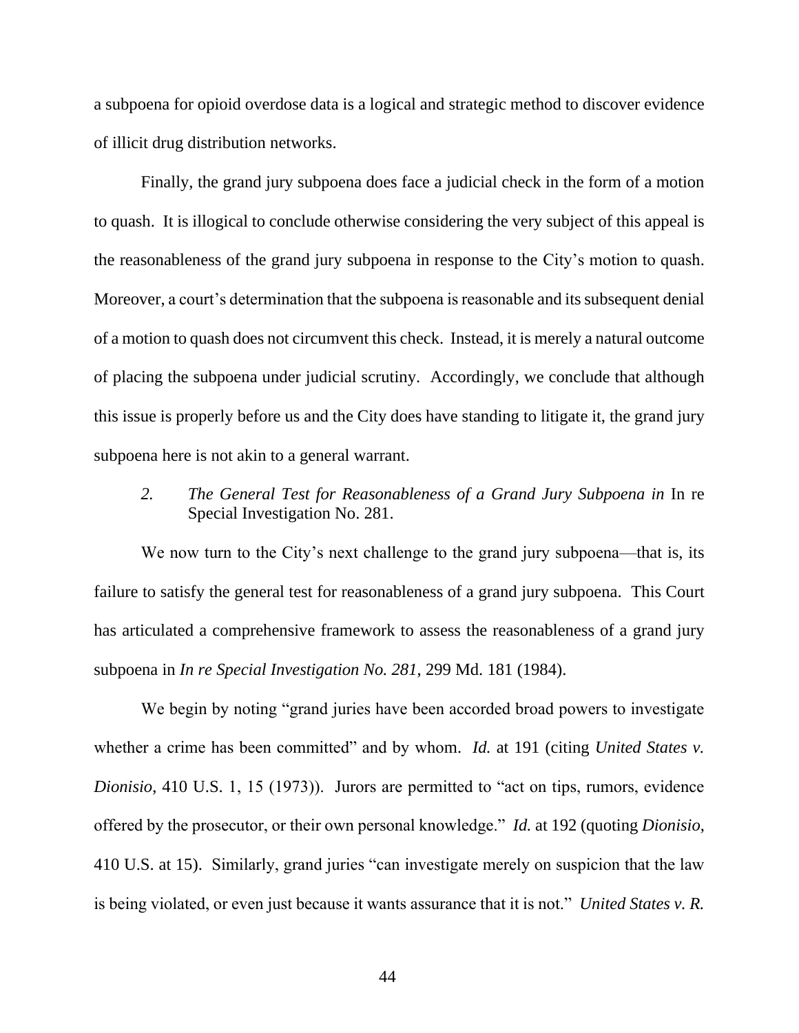a subpoena for opioid overdose data is a logical and strategic method to discover evidence of illicit drug distribution networks.

Finally, the grand jury subpoena does face a judicial check in the form of a motion to quash. It is illogical to conclude otherwise considering the very subject of this appeal is the reasonableness of the grand jury subpoena in response to the City's motion to quash. Moreover, a court's determination that the subpoena is reasonable and its subsequent denial of a motion to quash does not circumvent this check. Instead, it is merely a natural outcome of placing the subpoena under judicial scrutiny. Accordingly, we conclude that although this issue is properly before us and the City does have standing to litigate it, the grand jury subpoena here is not akin to a general warrant.

2. *The General Test for Reasonableness of a Grand Jury Subpoena in* In re Special Investigation No. 281.

We now turn to the City's next challenge to the grand jury subpoena—that is, its failure to satisfy the general test for reasonableness of a grand jury subpoena. This Court has articulated a comprehensive framework to assess the reasonableness of a grand jury subpoena in *In re Special Investigation No. 281*, 299 Md. 181 (1984).

We begin by noting "grand juries have been accorded broad powers to investigate whether a crime has been committed" and by whom. *Id.* at 191 (citing *United States v. Dionisio*, 410 U.S. 1, 15 (1973)). Jurors are permitted to "act on tips, rumors, evidence offered by the prosecutor, or their own personal knowledge." *Id.* at 192 (quoting *Dionisio*, 410 U.S. at 15). Similarly, grand juries "can investigate merely on suspicion that the law is being violated, or even just because it wants assurance that it is not." *United States v. R.*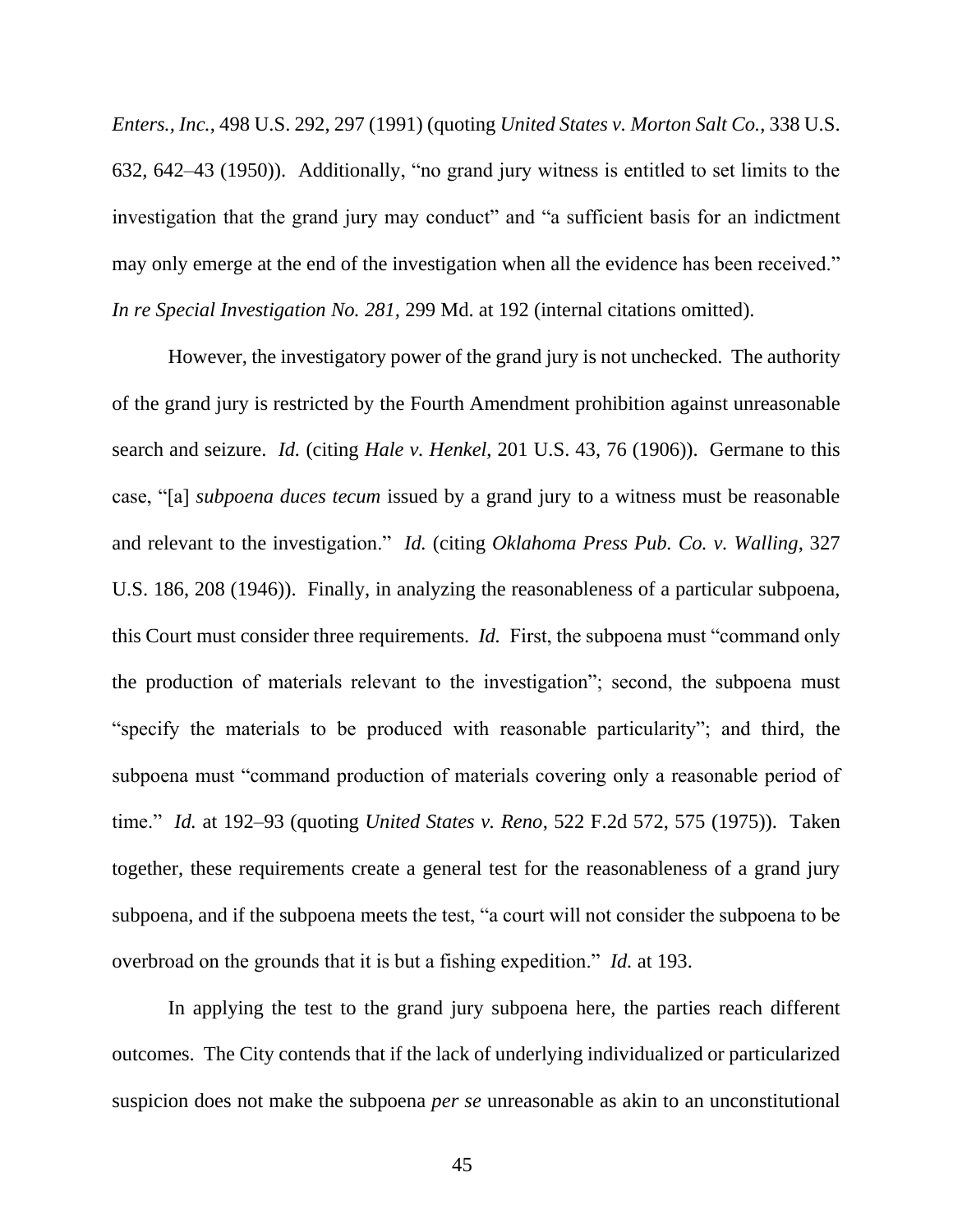*Enters., Inc.*, 498 U.S. 292, 297 (1991) (quoting *United States v. Morton Salt Co.*, 338 U.S. 632, 642–43 (1950)). Additionally, "no grand jury witness is entitled to set limits to the investigation that the grand jury may conduct" and "a sufficient basis for an indictment may only emerge at the end of the investigation when all the evidence has been received." *In re Special Investigation No. 281*, 299 Md. at 192 (internal citations omitted).

However, the investigatory power of the grand jury is not unchecked. The authority of the grand jury is restricted by the Fourth Amendment prohibition against unreasonable search and seizure. *Id.* (citing *Hale v. Henkel*, 201 U.S. 43, 76 (1906)). Germane to this case, "[a] *subpoena duces tecum* issued by a grand jury to a witness must be reasonable and relevant to the investigation." *Id.* (citing *Oklahoma Press Pub. Co. v. Walling*, 327 U.S. 186, 208 (1946)). Finally, in analyzing the reasonableness of a particular subpoena, this Court must consider three requirements. *Id.* First, the subpoena must "command only the production of materials relevant to the investigation"; second, the subpoena must "specify the materials to be produced with reasonable particularity"; and third, the subpoena must "command production of materials covering only a reasonable period of time." *Id.* at 192–93 (quoting *United States v. Reno*, 522 F.2d 572, 575 (1975)). Taken together, these requirements create a general test for the reasonableness of a grand jury subpoena, and if the subpoena meets the test, "a court will not consider the subpoena to be overbroad on the grounds that it is but a fishing expedition." *Id.* at 193.

In applying the test to the grand jury subpoena here, the parties reach different outcomes. The City contends that if the lack of underlying individualized or particularized suspicion does not make the subpoena *per se* unreasonable as akin to an unconstitutional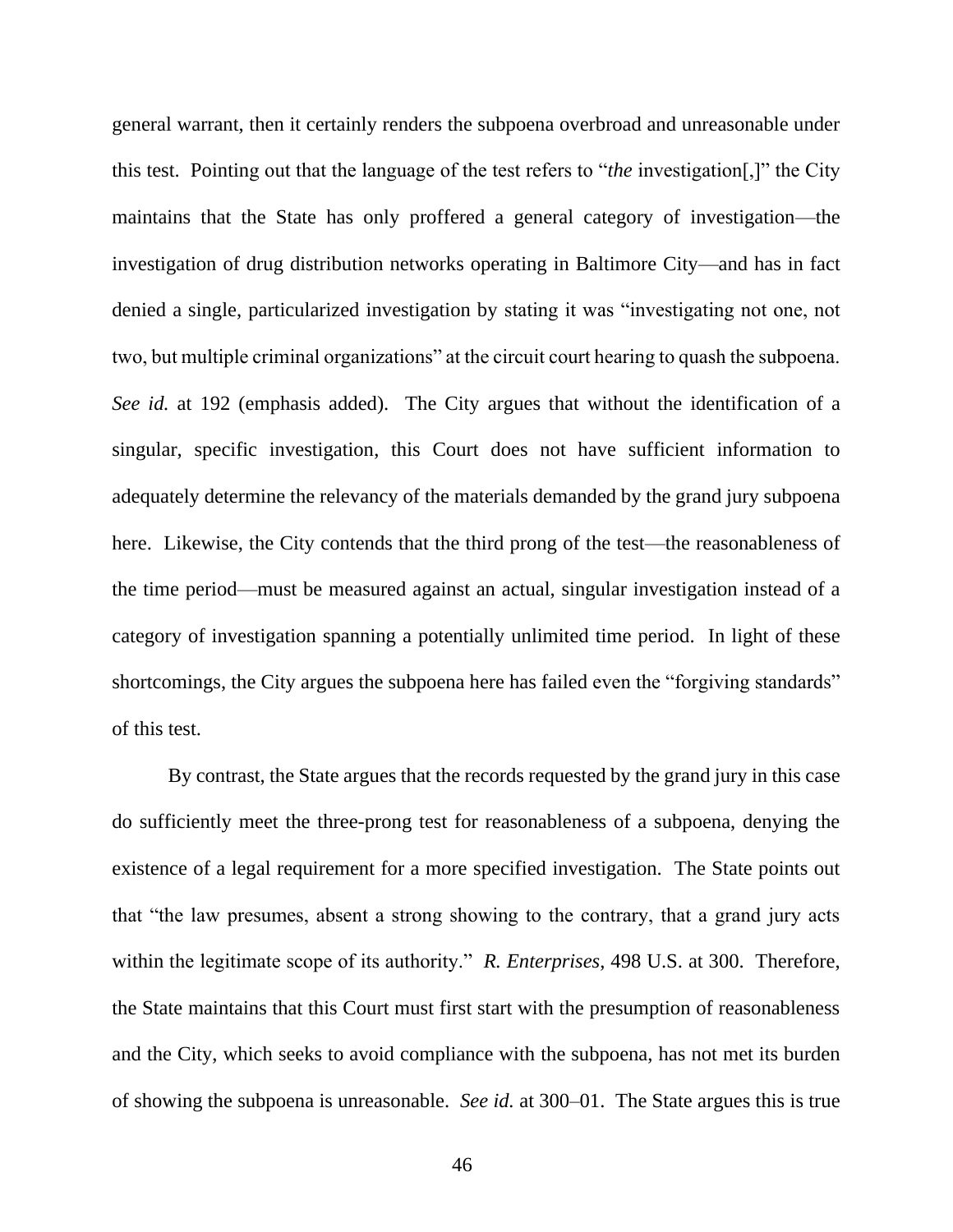general warrant, then it certainly renders the subpoena overbroad and unreasonable under this test. Pointing out that the language of the test refers to "*the* investigation[,]" the City maintains that the State has only proffered a general category of investigation—the investigation of drug distribution networks operating in Baltimore City—and has in fact denied a single, particularized investigation by stating it was "investigating not one, not two, but multiple criminal organizations" at the circuit court hearing to quash the subpoena. *See id.* at 192 (emphasis added). The City argues that without the identification of a singular, specific investigation, this Court does not have sufficient information to adequately determine the relevancy of the materials demanded by the grand jury subpoena here. Likewise, the City contends that the third prong of the test—the reasonableness of the time period—must be measured against an actual, singular investigation instead of a category of investigation spanning a potentially unlimited time period. In light of these shortcomings, the City argues the subpoena here has failed even the "forgiving standards" of this test.

By contrast, the State argues that the records requested by the grand jury in this case do sufficiently meet the three-prong test for reasonableness of a subpoena, denying the existence of a legal requirement for a more specified investigation. The State points out that "the law presumes, absent a strong showing to the contrary, that a grand jury acts within the legitimate scope of its authority." *R. Enterprises*, 498 U.S. at 300. Therefore, the State maintains that this Court must first start with the presumption of reasonableness and the City, which seeks to avoid compliance with the subpoena, has not met its burden of showing the subpoena is unreasonable. *See id.* at 300–01. The State argues this is true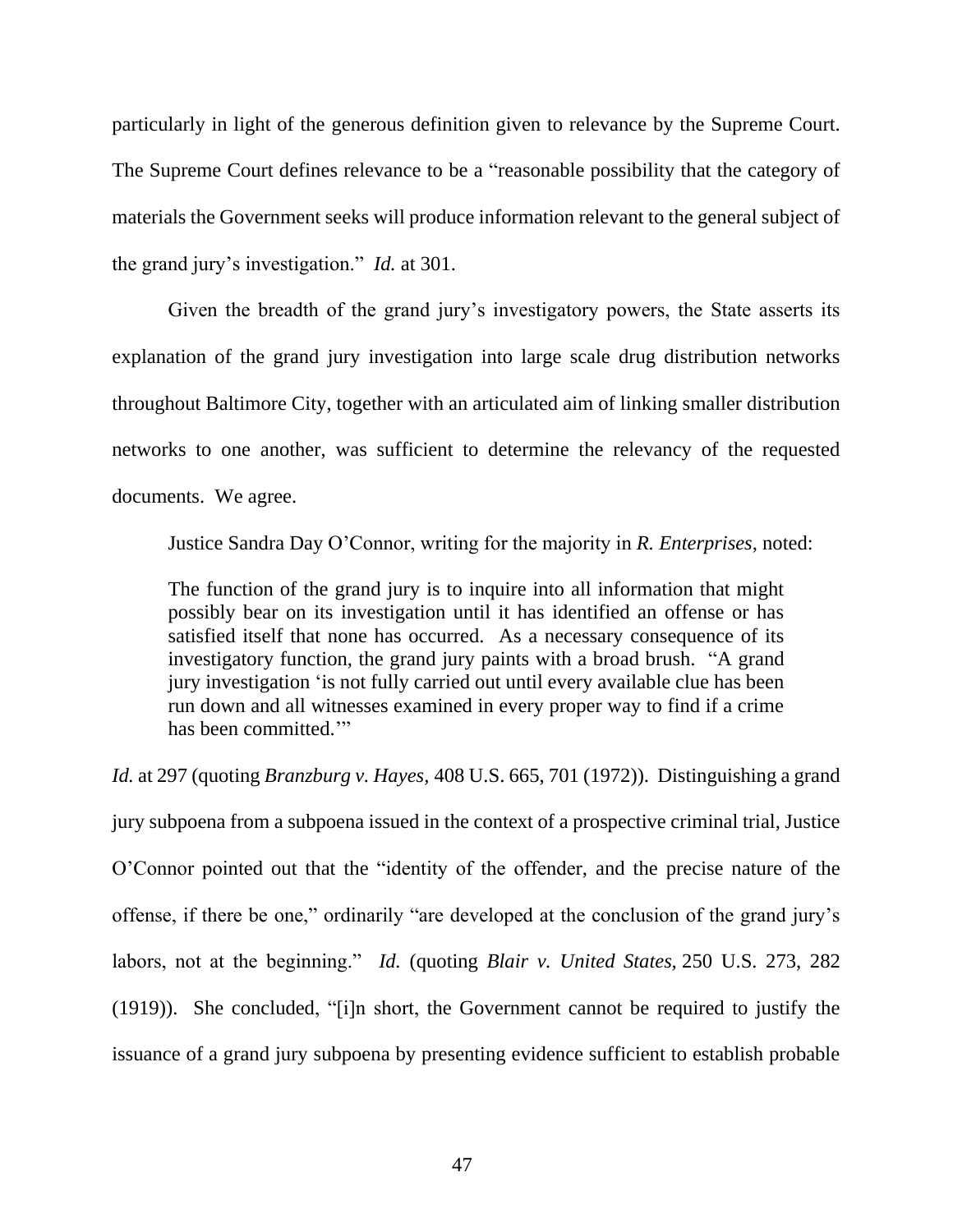particularly in light of the generous definition given to relevance by the Supreme Court. The Supreme Court defines relevance to be a "reasonable possibility that the category of materials the Government seeks will produce information relevant to the general subject of the grand jury's investigation." *Id.* at 301.

Given the breadth of the grand jury's investigatory powers, the State asserts its explanation of the grand jury investigation into large scale drug distribution networks throughout Baltimore City, together with an articulated aim of linking smaller distribution networks to one another, was sufficient to determine the relevancy of the requested documents. We agree.

Justice Sandra Day O'Connor, writing for the majority in *R. Enterprises*, noted:

> The function of the grand jury is to inquire into all information that might possibly bear on its investigation until it has identified an offense or has satisfied itself that none has occurred. As a necessary consequence of its investigatory function, the grand jury paints with a broad brush. "A grand jury investigation 'is not fully carried out until every available clue has been run down and all witnesses examined in every proper way to find if a crime has been committed.'"

*Id.* at 297 (quoting *Branzburg v. Hayes*, 408 U.S. 665, 701 (1972)). Distinguishing a grand jury subpoena from a subpoena issued in the context of a prospective criminal trial, Justice O'Connor pointed out that the "identity of the offender, and the precise nature of the offense, if there be one," ordinarily "are developed at the conclusion of the grand jury's labors, not at the beginning." *Id.* (quoting *Blair v. United States*, 250 U.S. 273, 282 (1919)). She concluded, "[i]n short, the Government cannot be required to justify the issuance of a grand jury subpoena by presenting evidence sufficient to establish probable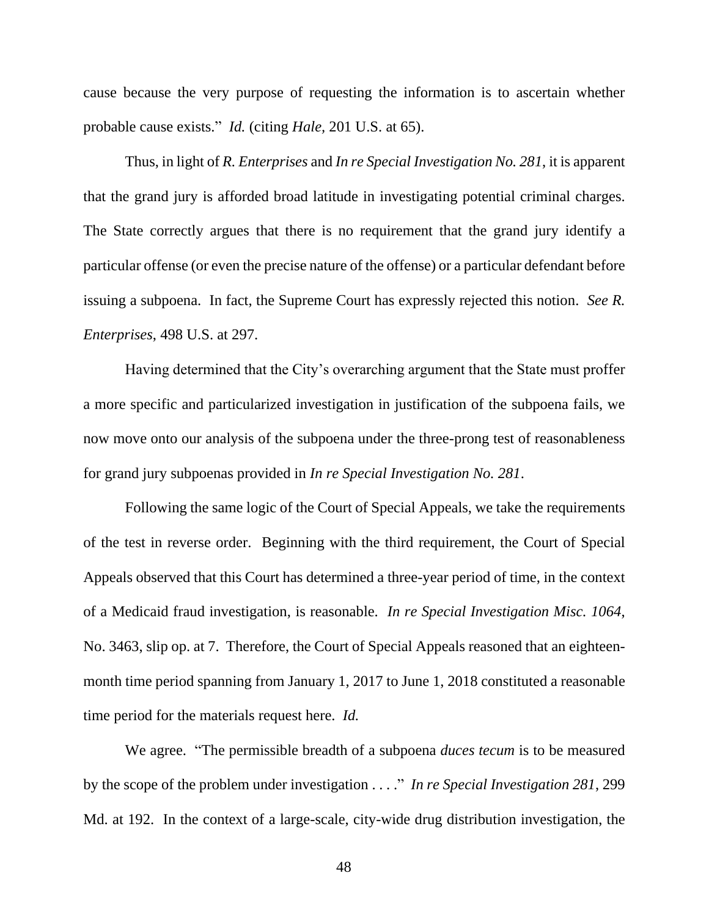cause because the very purpose of requesting the information is to ascertain whether probable cause exists." *Id.* (citing *Hale,* 201 U.S. at 65).

Thus, in light of *R. Enterprises* and *In re Special Investigation No. 281*, it is apparent that the grand jury is afforded broad latitude in investigating potential criminal charges. The State correctly argues that there is no requirement that the grand jury identify a particular offense (or even the precise nature of the offense) or a particular defendant before issuing a subpoena. In fact, the Supreme Court has expressly rejected this notion. *See R. Enterprises*, 498 U.S. at 297.

Having determined that the City's overarching argument that the State must proffer a more specific and particularized investigation in justification of the subpoena fails, we now move onto our analysis of the subpoena under the three-prong test of reasonableness for grand jury subpoenas provided in *In re Special Investigation No. 281*.

Following the same logic of the Court of Special Appeals, we take the requirements of the test in reverse order. Beginning with the third requirement, the Court of Special Appeals observed that this Court has determined a three-year period of time, in the context of a Medicaid fraud investigation, is reasonable. *In re Special Investigation Misc. 1064,* No. 3463, slip op. at 7. Therefore, the Court of Special Appeals reasoned that an eighteen-month time period spanning from January 1, 2017 to June 1, 2018 constituted a reasonable time period for the materials request here. *Id.*

We agree. "The permissible breadth of a subpoena *duces tecum* is to be measured by the scope of the problem under investigation . . . ." *In re Special Investigation 281*, 299 Md. at 192. In the context of a large-scale, city-wide drug distribution investigation, the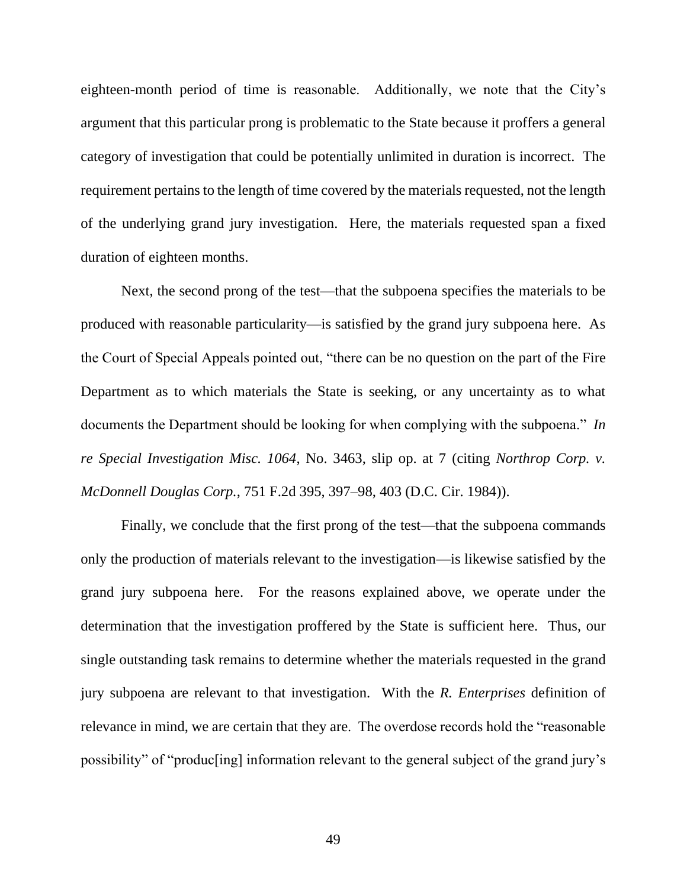eighteen-month period of time is reasonable. Additionally, we note that the City's argument that this particular prong is problematic to the State because it proffers a general category of investigation that could be potentially unlimited in duration is incorrect. The requirement pertains to the length of time covered by the materials requested, not the length of the underlying grand jury investigation. Here, the materials requested span a fixed duration of eighteen months.

Next, the second prong of the test—that the subpoena specifies the materials to be produced with reasonable particularity—is satisfied by the grand jury subpoena here. As the Court of Special Appeals pointed out, "there can be no question on the part of the Fire Department as to which materials the State is seeking, or any uncertainty as to what documents the Department should be looking for when complying with the subpoena." *In re Special Investigation Misc. 1064*, No. 3463, slip op. at 7 (citing *Northrop Corp. v. McDonnell Douglas Corp.*, 751 F.2d 395, 397–98, 403 (D.C. Cir. 1984)).

Finally, we conclude that the first prong of the test—that the subpoena commands only the production of materials relevant to the investigation—is likewise satisfied by the grand jury subpoena here. For the reasons explained above, we operate under the determination that the investigation proffered by the State is sufficient here. Thus, our single outstanding task remains to determine whether the materials requested in the grand jury subpoena are relevant to that investigation. With the *R. Enterprises* definition of relevance in mind, we are certain that they are. The overdose records hold the "reasonable possibility" of "produc[ing] information relevant to the general subject of the grand jury's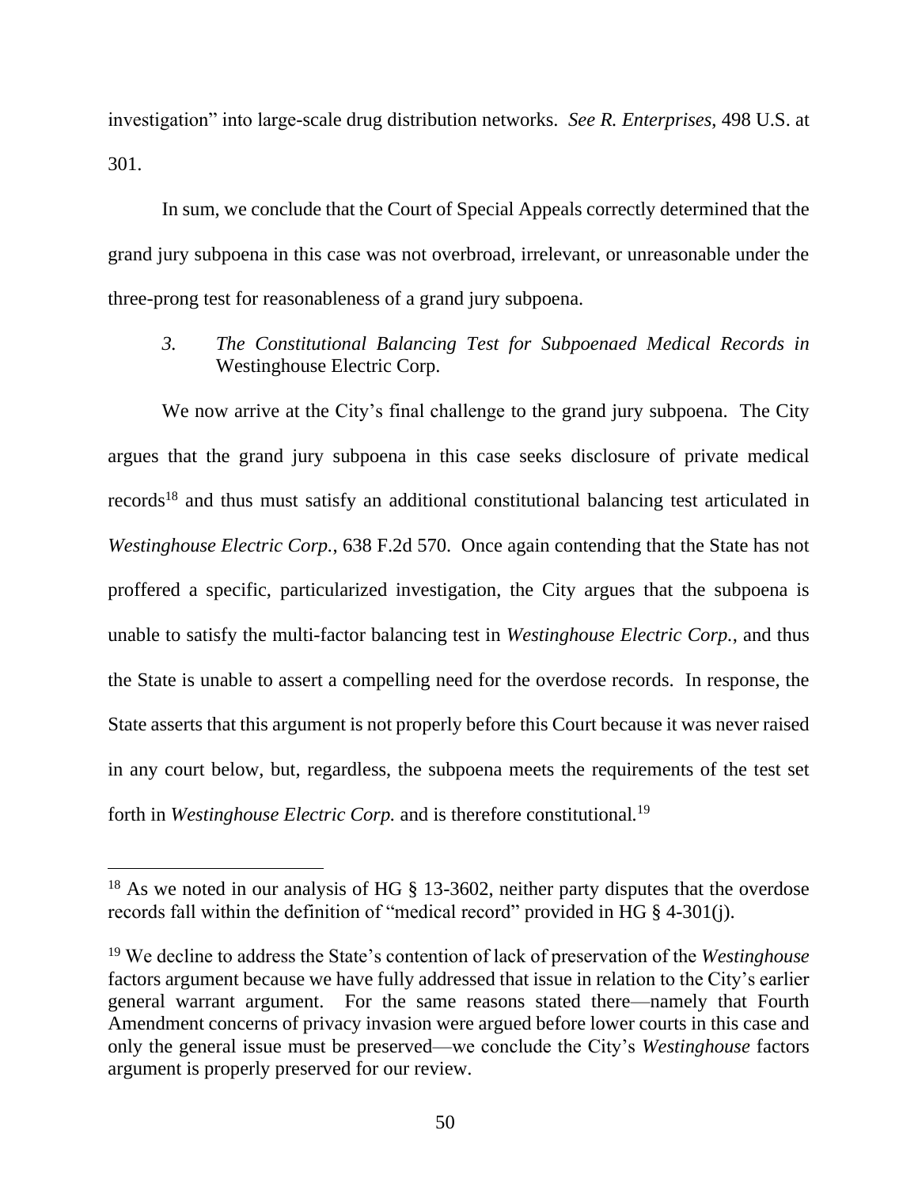investigation" into large-scale drug distribution networks. *See R. Enterprises*, 498 U.S. at 301.

In sum, we conclude that the Court of Special Appeals correctly determined that the grand jury subpoena in this case was not overbroad, irrelevant, or unreasonable under the three-prong test for reasonableness of a grand jury subpoena.

### 3. *The Constitutional Balancing Test for Subpoenaed Medical Records in* Westinghouse Electric Corp.

We now arrive at the City's final challenge to the grand jury subpoena. The City argues that the grand jury subpoena in this case seeks disclosure of private medical records[18] and thus must satisfy an additional constitutional balancing test articulated in *Westinghouse Electric Corp.*, 638 F.2d 570. Once again contending that the State has not proffered a specific, particularized investigation, the City argues that the subpoena is unable to satisfy the multi-factor balancing test in *Westinghouse Electric Corp.*, and thus the State is unable to assert a compelling need for the overdose records. In response, the State asserts that this argument is not properly before this Court because it was never raised in any court below, but, regardless, the subpoena meets the requirements of the test set forth in *Westinghouse Electric Corp.* and is therefore constitutional.[19]

---

[18] As we noted in our analysis of HG § 13-3602, neither party disputes that the overdose records fall within the definition of "medical record" provided in HG § 4-301(j).

[19] We decline to address the State's contention of lack of preservation of the *Westinghouse* factors argument because we have fully addressed that issue in relation to the City's earlier general warrant argument. For the same reasons stated there—namely that Fourth Amendment concerns of privacy invasion were argued before lower courts in this case and only the general issue must be preserved—we conclude the City's *Westinghouse* factors argument is properly preserved for our review.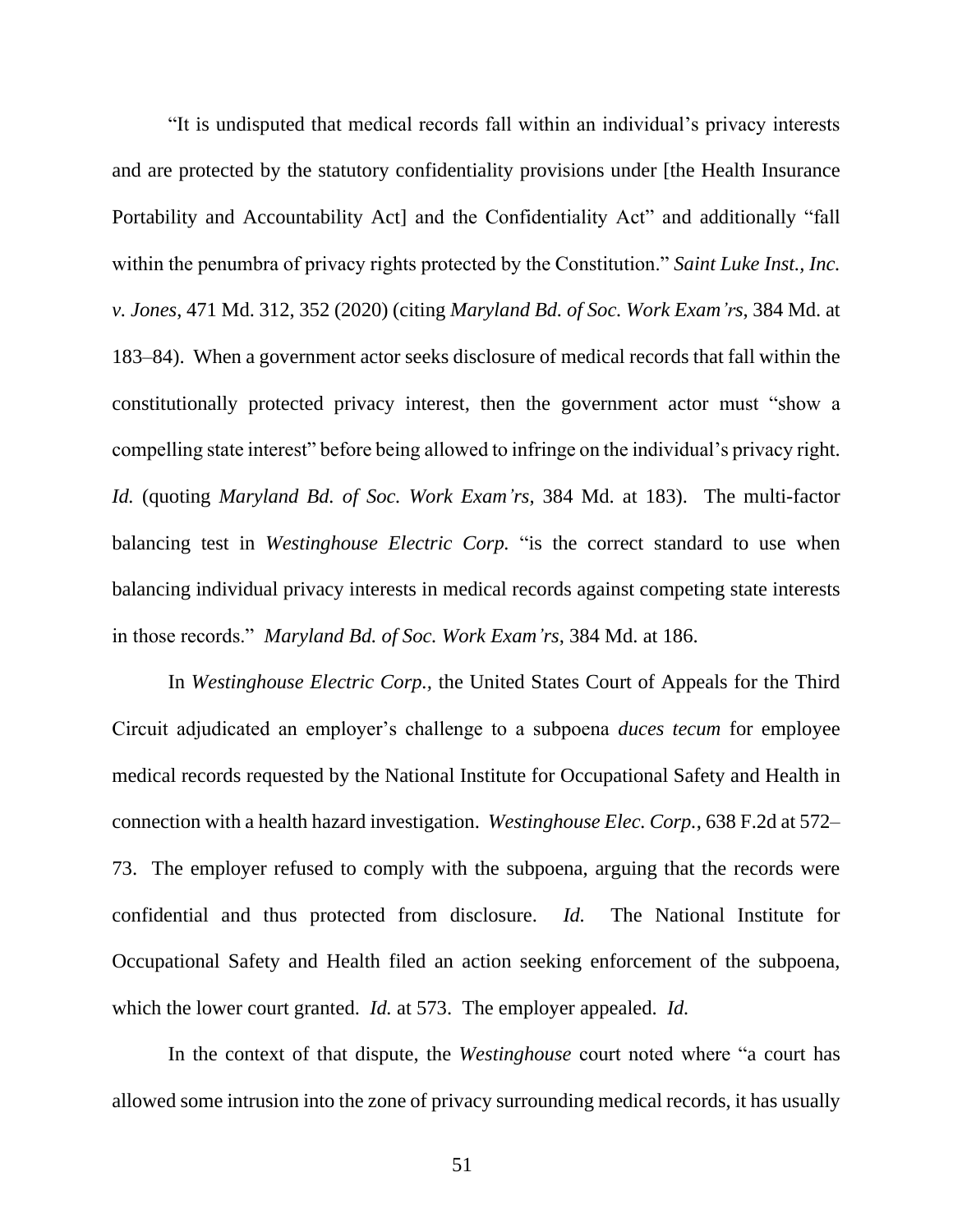"It is undisputed that medical records fall within an individual's privacy interests and are protected by the statutory confidentiality provisions under [the Health Insurance Portability and Accountability Act] and the Confidentiality Act" and additionally "fall within the penumbra of privacy rights protected by the Constitution." *Saint Luke Inst., Inc. v. Jones*, 471 Md. 312, 352 (2020) (citing *Maryland Bd. of Soc. Work Exam'rs*, 384 Md. at 183–84). When a government actor seeks disclosure of medical records that fall within the constitutionally protected privacy interest, then the government actor must "show a compelling state interest" before being allowed to infringe on the individual's privacy right. *Id.* (quoting *Maryland Bd. of Soc. Work Exam'rs*, 384 Md. at 183). The multi-factor balancing test in *Westinghouse Electric Corp.* "is the correct standard to use when balancing individual privacy interests in medical records against competing state interests in those records." *Maryland Bd. of Soc. Work Exam'rs*, 384 Md. at 186.

In *Westinghouse Electric Corp.*, the United States Court of Appeals for the Third Circuit adjudicated an employer's challenge to a subpoena *duces tecum* for employee medical records requested by the National Institute for Occupational Safety and Health in connection with a health hazard investigation. *Westinghouse Elec. Corp.*, 638 F.2d at 572–73. The employer refused to comply with the subpoena, arguing that the records were confidential and thus protected from disclosure. *Id.* The National Institute for Occupational Safety and Health filed an action seeking enforcement of the subpoena, which the lower court granted. *Id.* at 573. The employer appealed. *Id.*

In the context of that dispute, the *Westinghouse* court noted where "a court has allowed some intrusion into the zone of privacy surrounding medical records, it has usually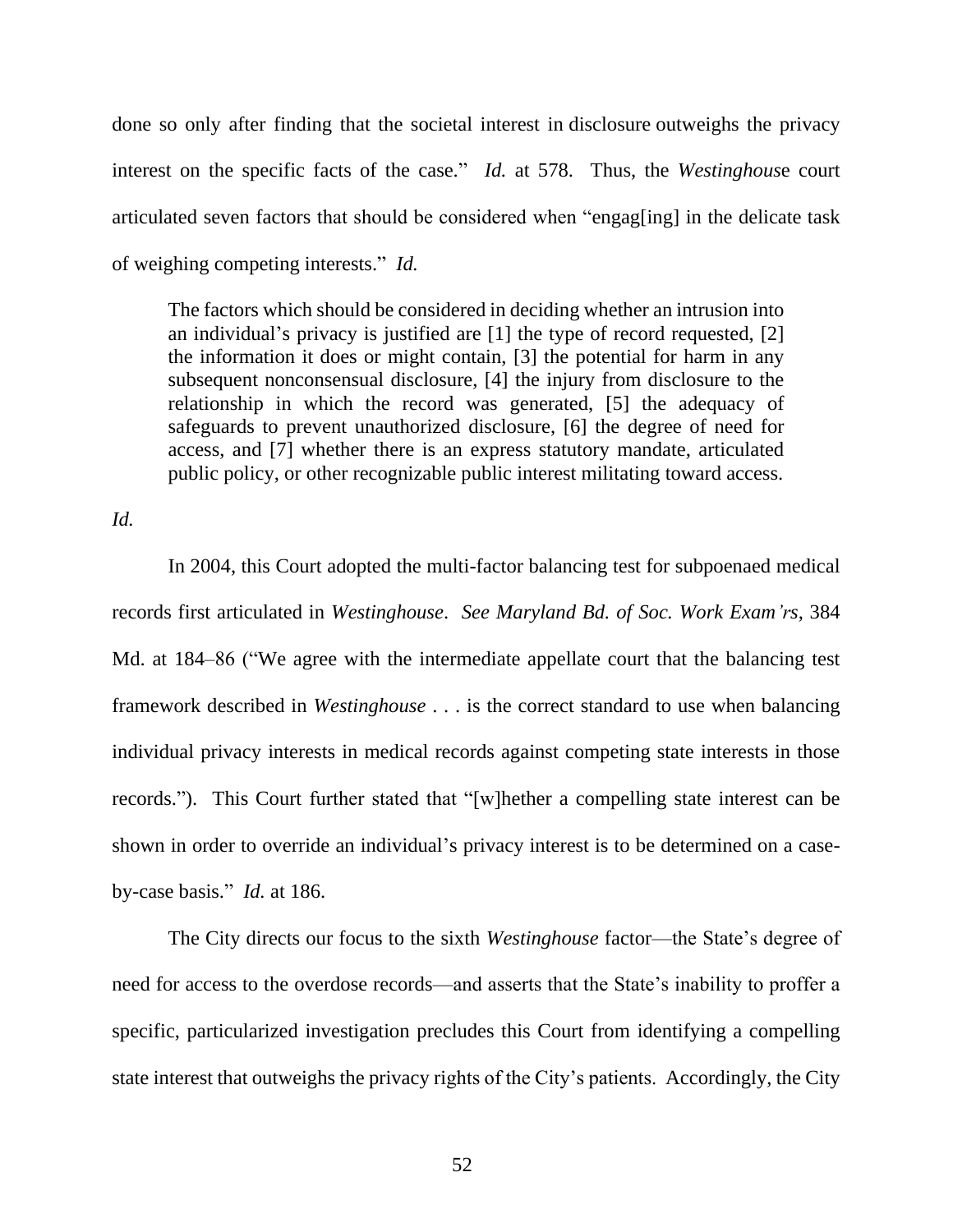done so only after finding that the societal interest in disclosure outweighs the privacy interest on the specific facts of the case." *Id.* at 578. Thus, the *Westinghouse* court articulated seven factors that should be considered when "engag[ing] in the delicate task of weighing competing interests." *Id.*

> The factors which should be considered in deciding whether an intrusion into an individual's privacy is justified are [1] the type of record requested, [2] the information it does or might contain, [3] the potential for harm in any subsequent nonconsensual disclosure, [4] the injury from disclosure to the relationship in which the record was generated, [5] the adequacy of safeguards to prevent unauthorized disclosure, [6] the degree of need for access, and [7] whether there is an express statutory mandate, articulated public policy, or other recognizable public interest militating toward access.

*Id.*

In 2004, this Court adopted the multi-factor balancing test for subpoenaed medical records first articulated in *Westinghouse*. *See Maryland Bd. of Soc. Work Exam'rs*, 384 Md. at 184–86 ("We agree with the intermediate appellate court that the balancing test framework described in *Westinghouse* . . . is the correct standard to use when balancing individual privacy interests in medical records against competing state interests in those records."). This Court further stated that "[w]hether a compelling state interest can be shown in order to override an individual's privacy interest is to be determined on a case-by-case basis." *Id.* at 186.

The City directs our focus to the sixth *Westinghouse* factor—the State's degree of need for access to the overdose records—and asserts that the State's inability to proffer a specific, particularized investigation precludes this Court from identifying a compelling state interest that outweighs the privacy rights of the City's patients. Accordingly, the City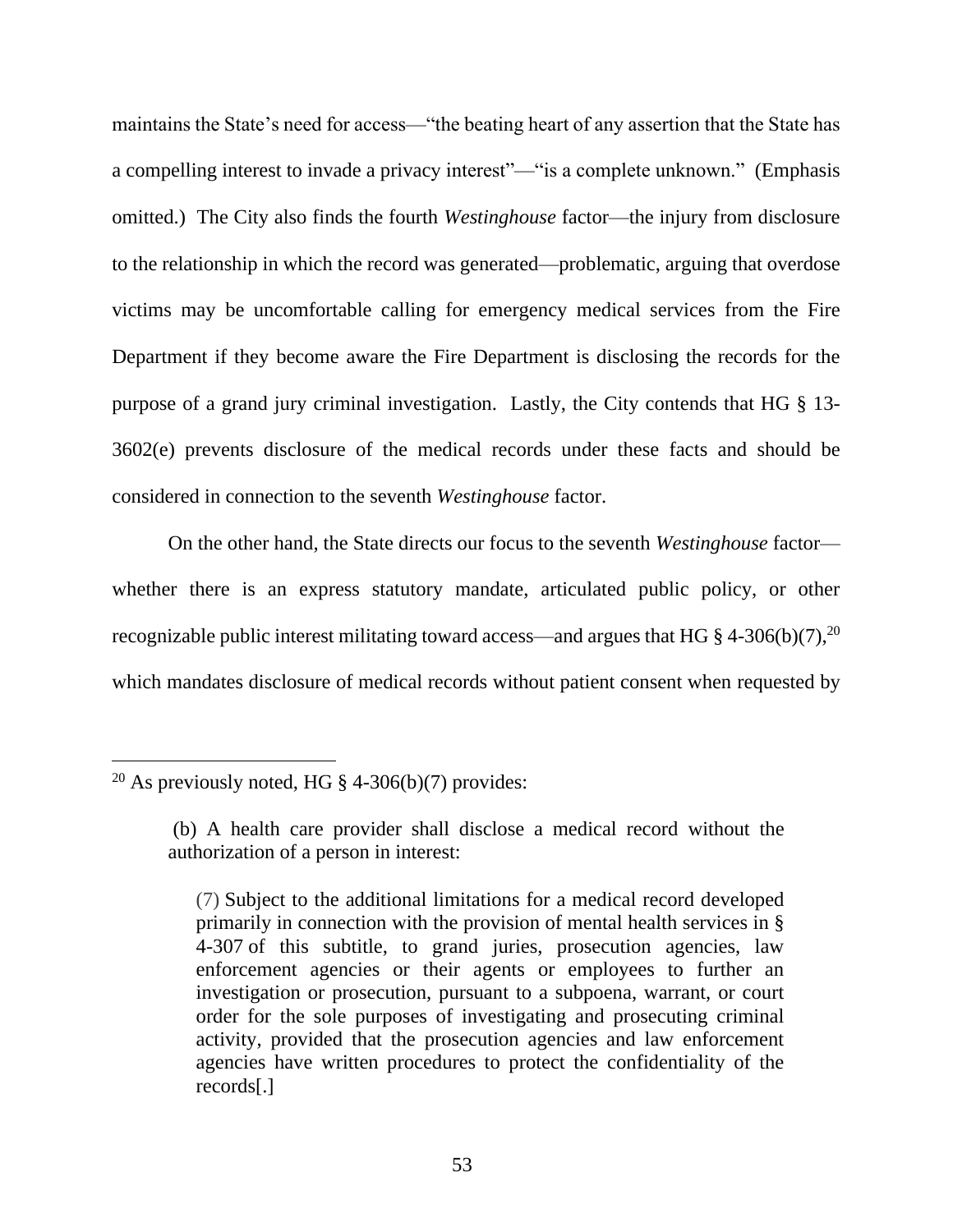maintains the State's need for access—"the beating heart of any assertion that the State has a compelling interest to invade a privacy interest"—"is a complete unknown." (Emphasis omitted.) The City also finds the fourth *Westinghouse* factor—the injury from disclosure to the relationship in which the record was generated—problematic, arguing that overdose victims may be uncomfortable calling for emergency medical services from the Fire Department if they become aware the Fire Department is disclosing the records for the purpose of a grand jury criminal investigation. Lastly, the City contends that HG § 13-3602(e) prevents disclosure of the medical records under these facts and should be considered in connection to the seventh *Westinghouse* factor.

On the other hand, the State directs our focus to the seventh *Westinghouse* factor—whether there is an express statutory mandate, articulated public policy, or other recognizable public interest militating toward access—and argues that HG § 4-306(b)(7),[20] which mandates disclosure of medical records without patient consent when requested by

---

[20] As previously noted, HG § 4-306(b)(7) provides:

> (b) A health care provider shall disclose a medical record without the authorization of a person in interest:
>
> (7) Subject to the additional limitations for a medical record developed primarily in connection with the provision of mental health services in § 4-307 of this subtitle, to grand juries, prosecution agencies, law enforcement agencies or their agents or employees to further an investigation or prosecution, pursuant to a subpoena, warrant, or court order for the sole purposes of investigating and prosecuting criminal activity, provided that the prosecution agencies and law enforcement agencies have written procedures to protect the confidentiality of the records[.]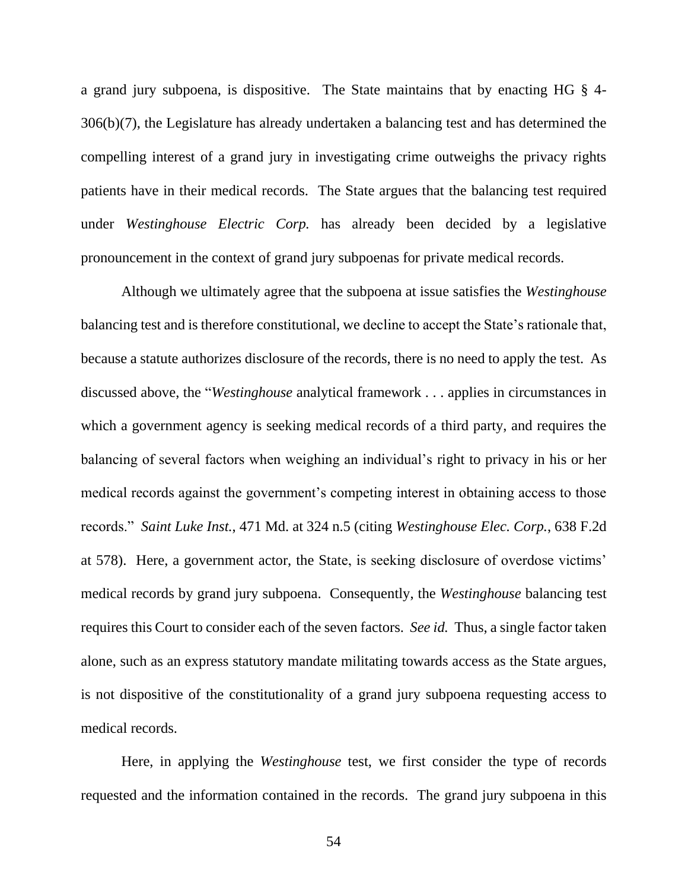a grand jury subpoena, is dispositive. The State maintains that by enacting HG § 4-306(b)(7), the Legislature has already undertaken a balancing test and has determined the compelling interest of a grand jury in investigating crime outweighs the privacy rights patients have in their medical records. The State argues that the balancing test required under *Westinghouse Electric Corp.* has already been decided by a legislative pronouncement in the context of grand jury subpoenas for private medical records.

Although we ultimately agree that the subpoena at issue satisfies the *Westinghouse* balancing test and is therefore constitutional, we decline to accept the State's rationale that, because a statute authorizes disclosure of the records, there is no need to apply the test. As discussed above, the "*Westinghouse* analytical framework . . . applies in circumstances in which a government agency is seeking medical records of a third party, and requires the balancing of several factors when weighing an individual's right to privacy in his or her medical records against the government's competing interest in obtaining access to those records." *Saint Luke Inst.*, 471 Md. at 324 n.5 (citing *Westinghouse Elec. Corp.*, 638 F.2d at 578). Here, a government actor, the State, is seeking disclosure of overdose victims' medical records by grand jury subpoena. Consequently, the *Westinghouse* balancing test requires this Court to consider each of the seven factors. *See id.* Thus, a single factor taken alone, such as an express statutory mandate militating towards access as the State argues, is not dispositive of the constitutionality of a grand jury subpoena requesting access to medical records.

Here, in applying the *Westinghouse* test, we first consider the type of records requested and the information contained in the records. The grand jury subpoena in this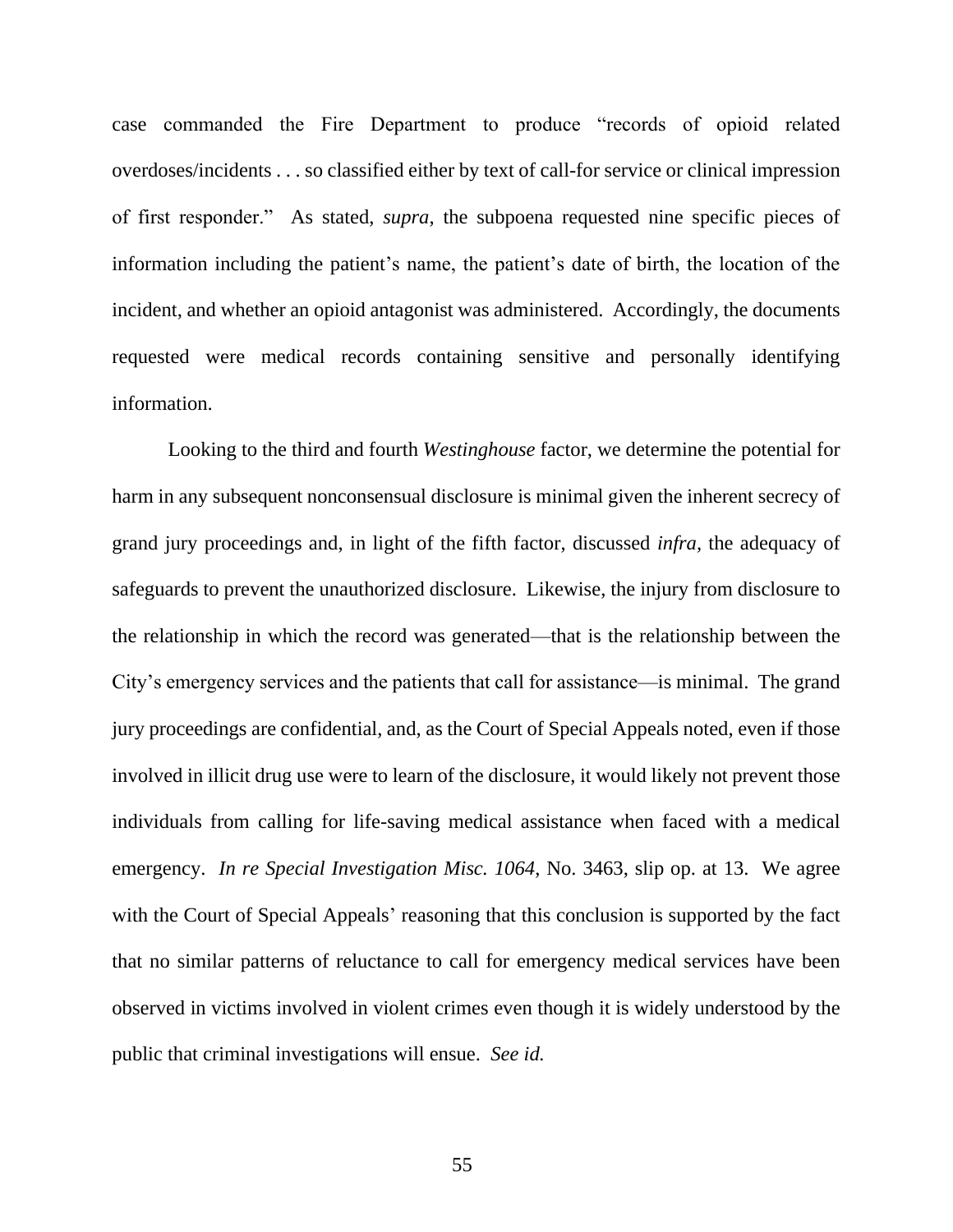case commanded the Fire Department to produce "records of opioid related overdoses/incidents . . . so classified either by text of call-for service or clinical impression of first responder." As stated, *supra*, the subpoena requested nine specific pieces of information including the patient's name, the patient's date of birth, the location of the incident, and whether an opioid antagonist was administered. Accordingly, the documents requested were medical records containing sensitive and personally identifying information.

Looking to the third and fourth *Westinghouse* factor, we determine the potential for harm in any subsequent nonconsensual disclosure is minimal given the inherent secrecy of grand jury proceedings and, in light of the fifth factor, discussed *infra*, the adequacy of safeguards to prevent the unauthorized disclosure. Likewise, the injury from disclosure to the relationship in which the record was generated—that is the relationship between the City's emergency services and the patients that call for assistance—is minimal. The grand jury proceedings are confidential, and, as the Court of Special Appeals noted, even if those involved in illicit drug use were to learn of the disclosure, it would likely not prevent those individuals from calling for life-saving medical assistance when faced with a medical emergency. *In re Special Investigation Misc. 1064*, No. 3463, slip op. at 13. We agree with the Court of Special Appeals' reasoning that this conclusion is supported by the fact that no similar patterns of reluctance to call for emergency medical services have been observed in victims involved in violent crimes even though it is widely understood by the public that criminal investigations will ensue. *See id.*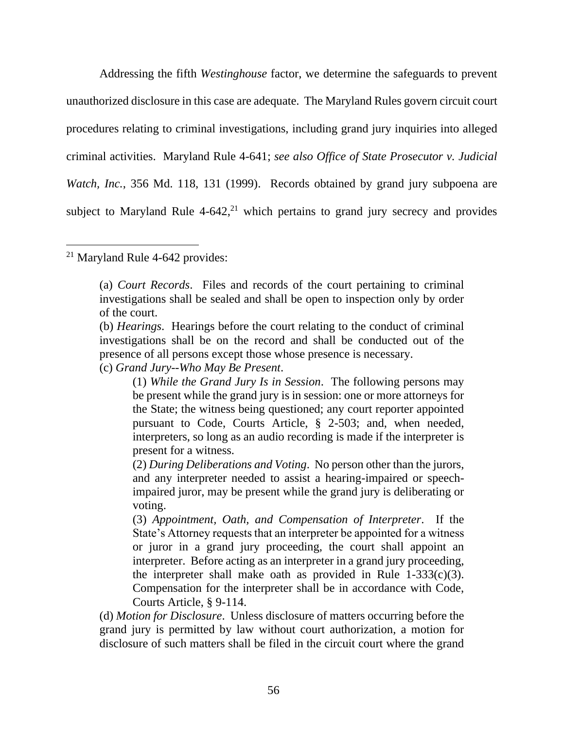Addressing the fifth *Westinghouse* factor, we determine the safeguards to prevent unauthorized disclosure in this case are adequate. The Maryland Rules govern circuit court procedures relating to criminal investigations, including grand jury inquiries into alleged criminal activities. Maryland Rule 4-641; *see also Office of State Prosecutor v. Judicial Watch, Inc.*, 356 Md. 118, 131 (1999). Records obtained by grand jury subpoena are subject to Maryland Rule 4-642,[21] which pertains to grand jury secrecy and provides

---

[21] Maryland Rule 4-642 provides:

> (a) *Court Records*. Files and records of the court pertaining to criminal investigations shall be sealed and shall be open to inspection only by order of the court.
>
> (b) *Hearings*. Hearings before the court relating to the conduct of criminal investigations shall be on the record and shall be conducted out of the presence of all persons except those whose presence is necessary.
>
> (c) *Grand Jury--Who May Be Present*.
>
> > (1) *While the Grand Jury Is in Session*. The following persons may be present while the grand jury is in session: one or more attorneys for the State; the witness being questioned; any court reporter appointed pursuant to Code, Courts Article, § 2-503; and, when needed, interpreters, so long as an audio recording is made if the interpreter is present for a witness.
> >
> > (2) *During Deliberations and Voting*. No person other than the jurors, and any interpreter needed to assist a hearing-impaired or speech-impaired juror, may be present while the grand jury is deliberating or voting.
> >
> > (3) *Appointment, Oath, and Compensation of Interpreter*. If the State's Attorney requests that an interpreter be appointed for a witness or juror in a grand jury proceeding, the court shall appoint an interpreter. Before acting as an interpreter in a grand jury proceeding, the interpreter shall make oath as provided in Rule 1-333(c)(3). Compensation for the interpreter shall be in accordance with Code, Courts Article, § 9-114.
>
> (d) *Motion for Disclosure*. Unless disclosure of matters occurring before the grand jury is permitted by law without court authorization, a motion for disclosure of such matters shall be filed in the circuit court where the grand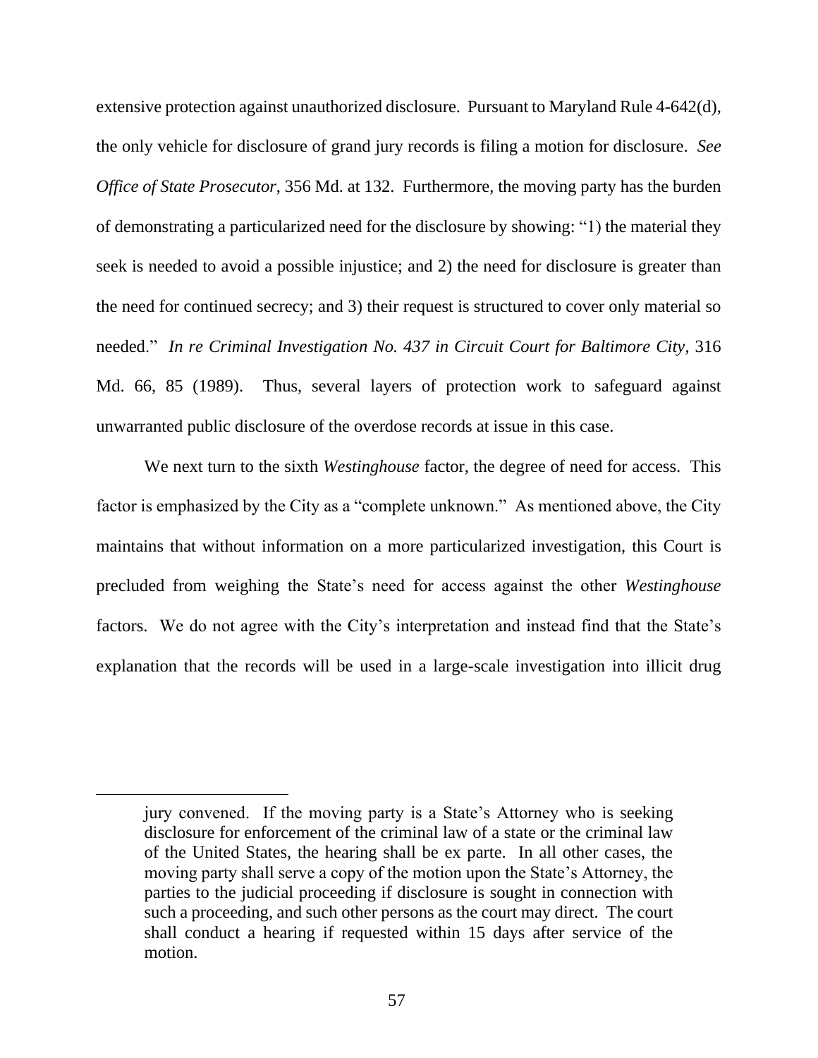extensive protection against unauthorized disclosure. Pursuant to Maryland Rule 4-642(d), the only vehicle for disclosure of grand jury records is filing a motion for disclosure. *See Office of State Prosecutor*, 356 Md. at 132. Furthermore, the moving party has the burden of demonstrating a particularized need for the disclosure by showing: "1) the material they seek is needed to avoid a possible injustice; and 2) the need for disclosure is greater than the need for continued secrecy; and 3) their request is structured to cover only material so needed." *In re Criminal Investigation No. 437 in Circuit Court for Baltimore City*, 316 Md. 66, 85 (1989). Thus, several layers of protection work to safeguard against unwarranted public disclosure of the overdose records at issue in this case.

We next turn to the sixth *Westinghouse* factor, the degree of need for access. This factor is emphasized by the City as a "complete unknown." As mentioned above, the City maintains that without information on a more particularized investigation, this Court is precluded from weighing the State's need for access against the other *Westinghouse* factors. We do not agree with the City's interpretation and instead find that the State's explanation that the records will be used in a large-scale investigation into illicit drug

---

jury convened. If the moving party is a State's Attorney who is seeking disclosure for enforcement of the criminal law of a state or the criminal law of the United States, the hearing shall be ex parte. In all other cases, the moving party shall serve a copy of the motion upon the State's Attorney, the parties to the judicial proceeding if disclosure is sought in connection with such a proceeding, and such other persons as the court may direct. The court shall conduct a hearing if requested within 15 days after service of the motion.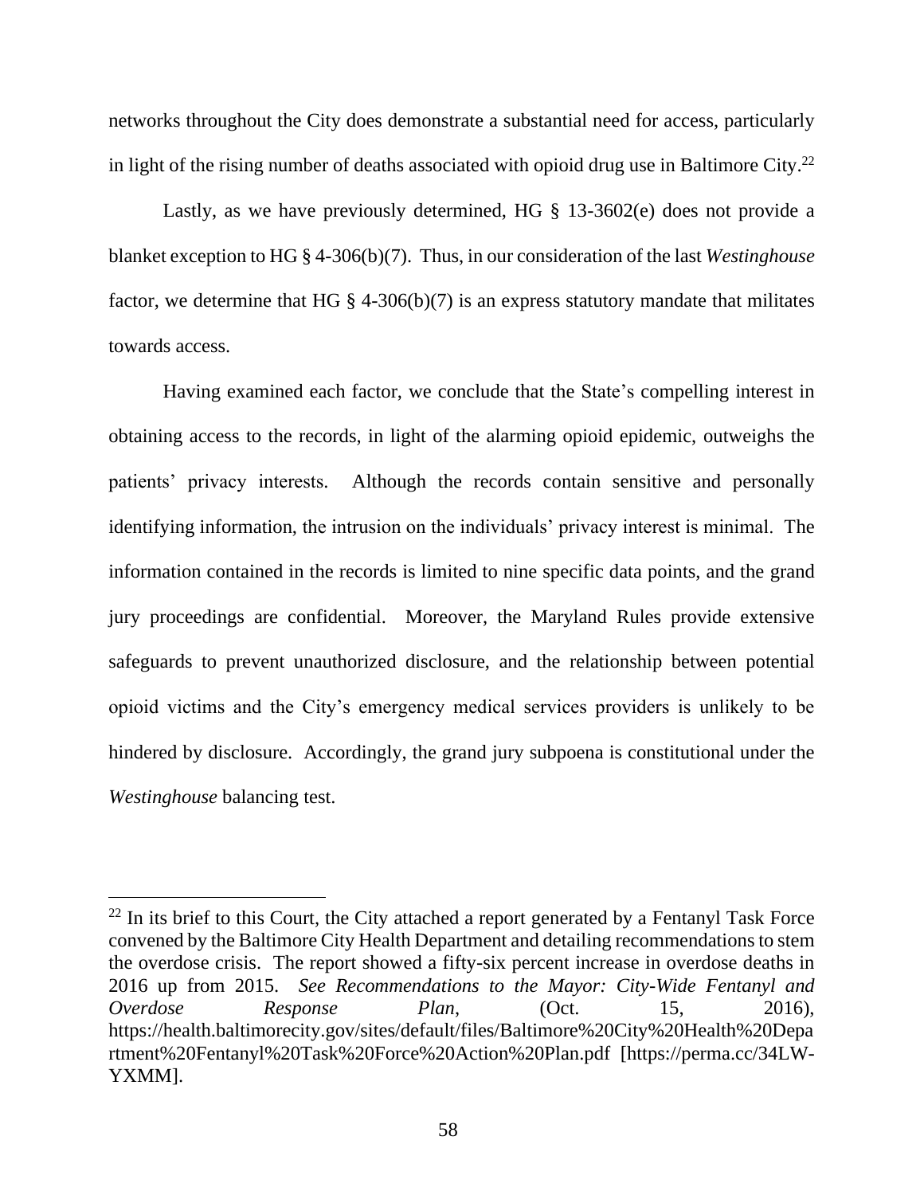networks throughout the City does demonstrate a substantial need for access, particularly in light of the rising number of deaths associated with opioid drug use in Baltimore City.[22]

Lastly, as we have previously determined, HG § 13-3602(e) does not provide a blanket exception to HG § 4-306(b)(7). Thus, in our consideration of the last *Westinghouse* factor, we determine that HG § 4-306(b)(7) is an express statutory mandate that militates towards access.

Having examined each factor, we conclude that the State's compelling interest in obtaining access to the records, in light of the alarming opioid epidemic, outweighs the patients' privacy interests. Although the records contain sensitive and personally identifying information, the intrusion on the individuals' privacy interest is minimal. The information contained in the records is limited to nine specific data points, and the grand jury proceedings are confidential. Moreover, the Maryland Rules provide extensive safeguards to prevent unauthorized disclosure, and the relationship between potential opioid victims and the City's emergency medical services providers is unlikely to be hindered by disclosure. Accordingly, the grand jury subpoena is constitutional under the *Westinghouse* balancing test.

---

[22] In its brief to this Court, the City attached a report generated by a Fentanyl Task Force convened by the Baltimore City Health Department and detailing recommendations to stem the overdose crisis. The report showed a fifty-six percent increase in overdose deaths in 2016 up from 2015. *See Recommendations to the Mayor: City-Wide Fentanyl and Overdose Response Plan*, (Oct. 15, 2016), https://health.baltimorecity.gov/sites/default/files/Baltimore%20City%20Health%20Department%20Fentanyl%20Task%20Force%20Action%20Plan.pdf [https://perma.cc/34LW-YXMM].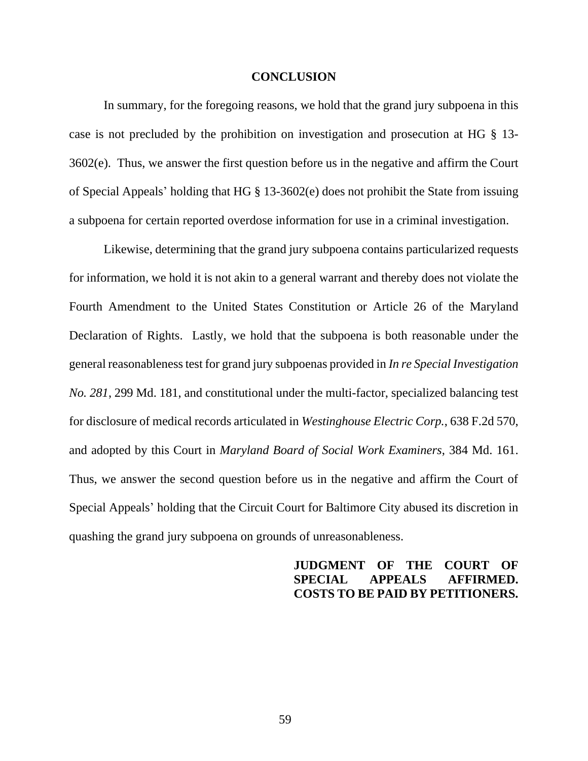## CONCLUSION

In summary, for the foregoing reasons, we hold that the grand jury subpoena in this case is not precluded by the prohibition on investigation and prosecution at HG § 13-3602(e). Thus, we answer the first question before us in the negative and affirm the Court of Special Appeals' holding that HG § 13-3602(e) does not prohibit the State from issuing a subpoena for certain reported overdose information for use in a criminal investigation.

Likewise, determining that the grand jury subpoena contains particularized requests for information, we hold it is not akin to a general warrant and thereby does not violate the Fourth Amendment to the United States Constitution or Article 26 of the Maryland Declaration of Rights. Lastly, we hold that the subpoena is both reasonable under the general reasonableness test for grand jury subpoenas provided in *In re Special Investigation No. 281*, 299 Md. 181, and constitutional under the multi-factor, specialized balancing test for disclosure of medical records articulated in *Westinghouse Electric Corp.*, 638 F.2d 570, and adopted by this Court in *Maryland Board of Social Work Examiners*, 384 Md. 161. Thus, we answer the second question before us in the negative and affirm the Court of Special Appeals' holding that the Circuit Court for Baltimore City abused its discretion in quashing the grand jury subpoena on grounds of unreasonableness.

**JUDGMENT OF THE COURT OF SPECIAL APPEALS AFFIRMED. COSTS TO BE PAID BY PETITIONERS.**